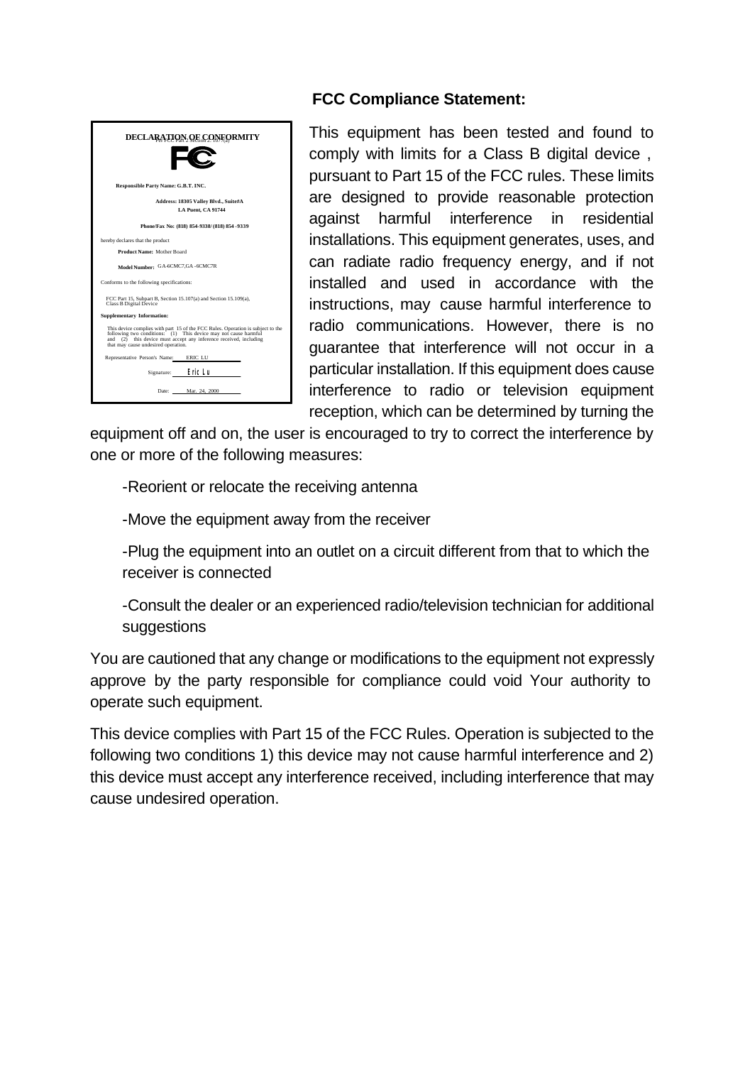## FCC Compliance Statement:

**DECLARATION OF CONFORMITY**

Per FCC Part 2 Section 2.1077(a)

**Responsible Party Name: G.B.T. INC.**

**Address: 18305 Valley Blvd., Suite#A**
**LA Puent, CA 91744**

**Phone/Fax No: (818) 854-9338/ (818) 854 -9339**

hereby declares that the product

**Product Name:** Mother Board

**Model Number:** GA-6CMC7,GA -6CMC7R

Conforms to the following specifications:

FCC Part 15, Subpart B, Section 15.107(a) and Section 15.109(a), Class B Digital Device

**Supplementary Information:**

This device complies with part 15 of the FCC Rules. Operation is subject to the following two conditions: (1) This device may not cause harmful and (2) this device must accept any inference received, including that may cause undesired operation.

Representative Person's Name: ERIC LU

Signature: Eric Lu

Date: Mar. 24, 2000

This equipment has been tested and found to comply with limits for a Class B digital device , pursuant to Part 15 of the FCC rules. These limits are designed to provide reasonable protection against harmful interference in residential installations. This equipment generates, uses, and can radiate radio frequency energy, and if not installed and used in accordance with the instructions, may cause harmful interference to radio communications. However, there is no guarantee that interference will not occur in a particular installation. If this equipment does cause interference to radio or television equipment reception, which can be determined by turning the equipment off and on, the user is encouraged to try to correct the interference by one or more of the following measures:

-Reorient or relocate the receiving antenna

-Move the equipment away from the receiver

-Plug the equipment into an outlet on a circuit different from that to which the receiver is connected

-Consult the dealer or an experienced radio/television technician for additional suggestions

You are cautioned that any change or modifications to the equipment not expressly approve by the party responsible for compliance could void Your authority to operate such equipment.

This device complies with Part 15 of the FCC Rules. Operation is subjected to the following two conditions 1) this device may not cause harmful interference and 2) this device must accept any interference received, including interference that may cause undesired operation.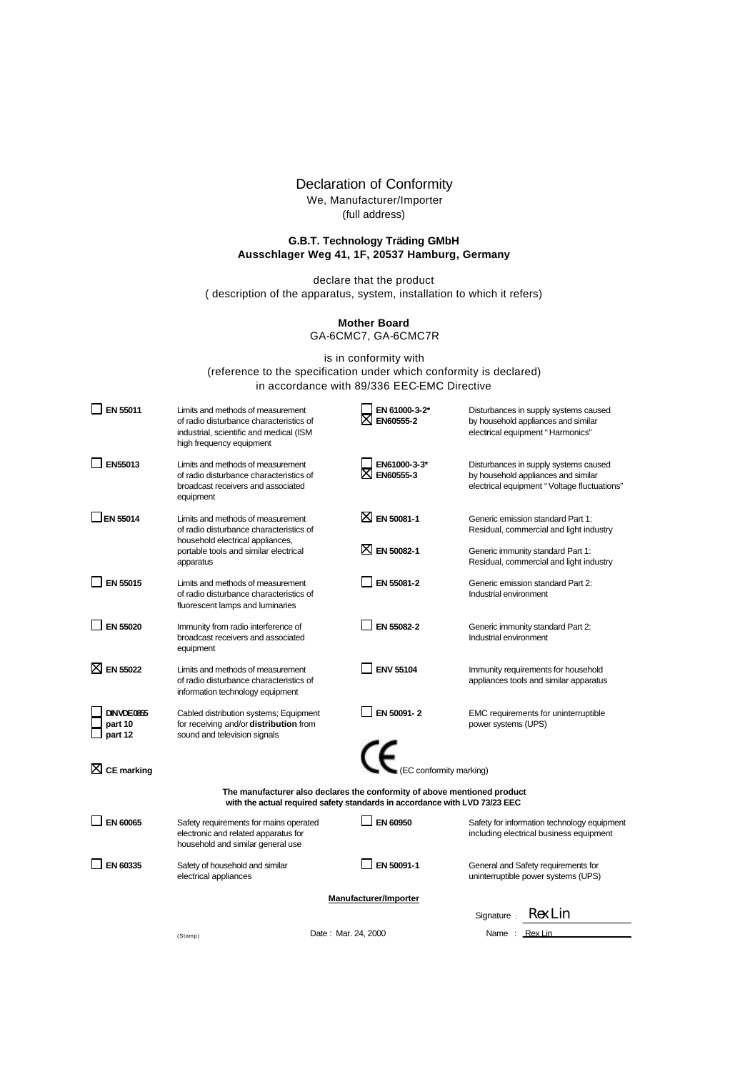# Declaration of Conformity

We, Manufacturer/Importer
(full address)

**G.B.T. Technology Träding GMbH**
**Ausschlager Weg 41, 1F, 20537 Hamburg, Germany**

declare that the product
( description of the apparatus, system, installation to which it refers)

**Mother Board**
GA-6CMC7, GA-6CMC7R

is in conformity with
(reference to the specification under which conformity is declared)
in accordance with 89/336 EEC-EMC Directive

| Standard | Description | Standard | Description |
|---|---|---|---|
| ☐ **EN 55011** | Limits and methods of measurement of radio disturbance characteristics of industrial, scientific and medical (ISM high frequency equipment | ☐ **EN 61000-3-2*** ☒ **EN60555-2** | Disturbances in supply systems caused by household appliances and similar electrical equipment " Harmonics" |
| ☐ **EN55013** | Limits and methods of measurement of radio disturbance characteristics of broadcast receivers and associated equipment | ☐ **EN61000-3-3*** ☒ **EN60555-3** | Disturbances in supply systems caused by household appliances and similar electrical equipment " Voltage fluctuations" |
| ☐ **EN 55014** | Limits and methods of measurement of radio disturbance characteristics of household electrical appliances, portable tools and similar electrical apparatus | ☒ **EN 50081-1** | Generic emission standard Part 1: Residual, commercial and light industry |
| | | ☒ **EN 50082-1** | Generic immunity standard Part 1: Residual, commercial and light industry |
| ☐ **EN 55015** | Limits and methods of measurement of radio disturbance characteristics of fluorescent lamps and luminaries | ☐ **EN 55081-2** | Generic emission standard Part 2: Industrial environment |
| ☐ **EN 55020** | Immunity from radio interference of broadcast receivers and associated equipment | ☐ **EN 55082-2** | Generic immunity standard Part 2: Industrial environment |
| ☒ **EN 55022** | Limits and methods of measurement of radio disturbance characteristics of information technology equipment | ☐ **ENV 55104** | Immunity requirements for household appliances tools and similar apparatus |
| ☐ **DIN VDE 0855** ☐ **part 10** ☐ **part 12** | Cabled distribution systems; Equipment for receiving and/or **distribution** from sound and television signals | ☐ **EN 50091- 2** | EMC requirements for uninterruptible power systems (UPS) |
| ☒ **CE marking** | | CE (EC conformity marking) | |

**The manufacturer also declares the conformity of above mentioned product with the actual required safety standards in accordance with LVD 73/23 EEC**

| Standard | Description | Standard | Description |
|---|---|---|---|
| ☐ **EN 60065** | Safety requirements for mains operated electronic and related apparatus for household and similar general use | ☐ **EN 60950** | Safety for information technology equipment including electrical business equipment |
| ☐ **EN 60335** | Safety of household and similar electrical appliances | ☐ **EN 50091-1** | General and Safety requirements for uninterruptible power systems (UPS) |

**Manufacturer/Importer**

Signature : Rex Lin

(Stamp) Date : Mar. 24, 2000 Name : Rex Lin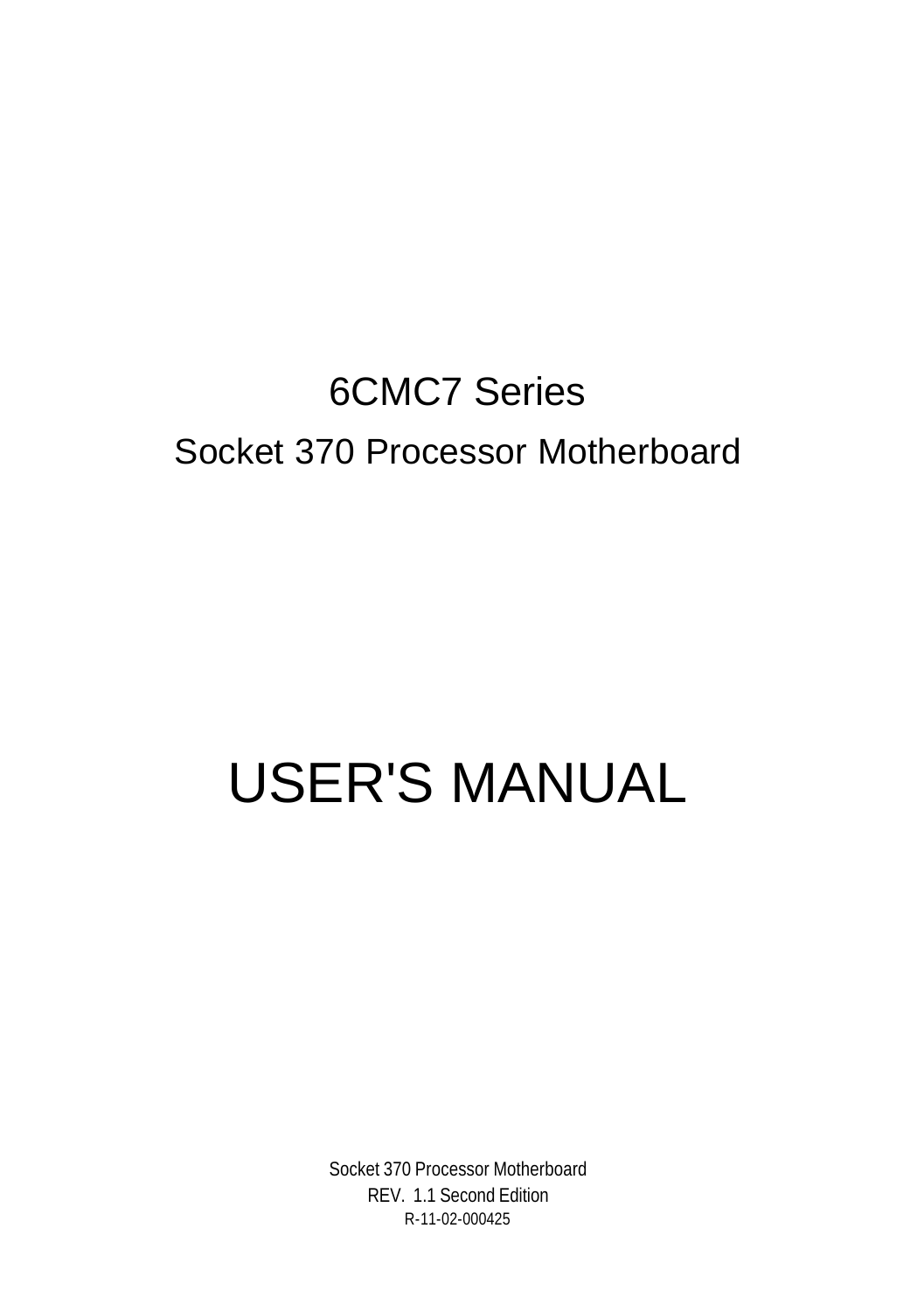# 6CMC7 Series

## Socket 370 Processor Motherboard

# USER'S MANUAL

Socket 370 Processor Motherboard

REV. 1.1 Second Edition

R-11-02-000425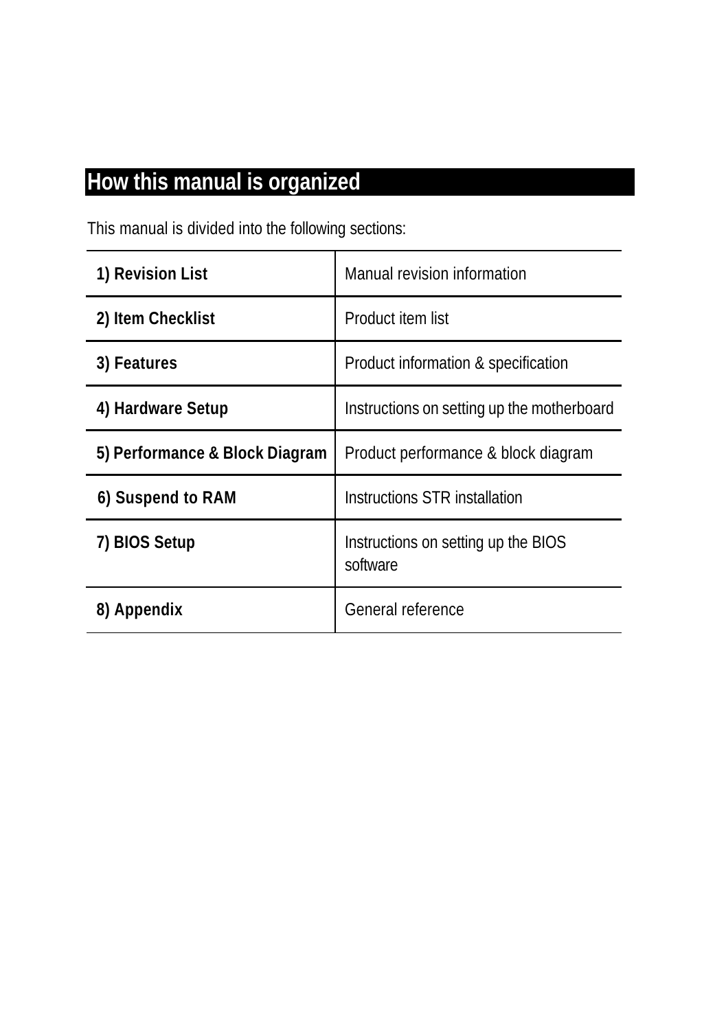## How this manual is organized

This manual is divided into the following sections:

| | |
|---|---|
| **1) Revision List** | Manual revision information |
| **2) Item Checklist** | Product item list |
| **3) Features** | Product information & specification |
| **4) Hardware Setup** | Instructions on setting up the motherboard |
| **5) Performance & Block Diagram** | Product performance & block diagram |
| **6) Suspend to RAM** | Instructions STR installation |
| **7) BIOS Setup** | Instructions on setting up the BIOS software |
| **8) Appendix** | General reference |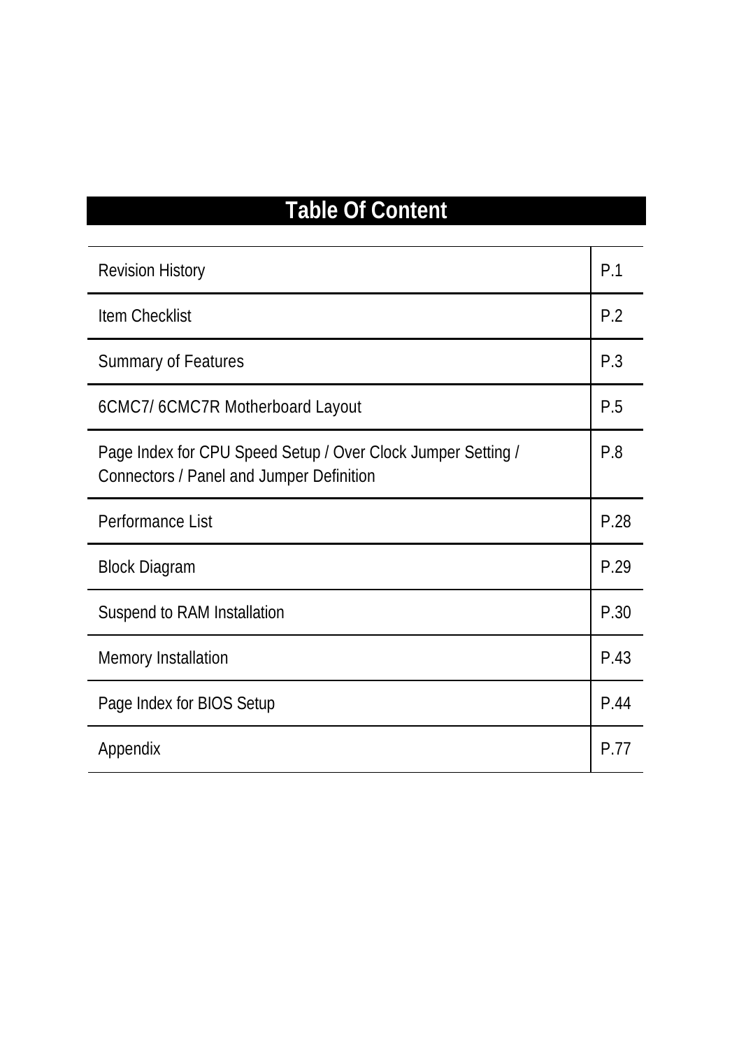# Table Of Content

| | |
|---|---|
| Revision History | P.1 |
| Item Checklist | P.2 |
| Summary of Features | P.3 |
| 6CMC7/ 6CMC7R Motherboard Layout | P.5 |
| Page Index for CPU Speed Setup / Over Clock Jumper Setting / Connectors / Panel and Jumper Definition | P.8 |
| Performance List | P.28 |
| Block Diagram | P.29 |
| Suspend to RAM Installation | P.30 |
| Memory Installation | P.43 |
| Page Index for BIOS Setup | P.44 |
| Appendix | P.77 |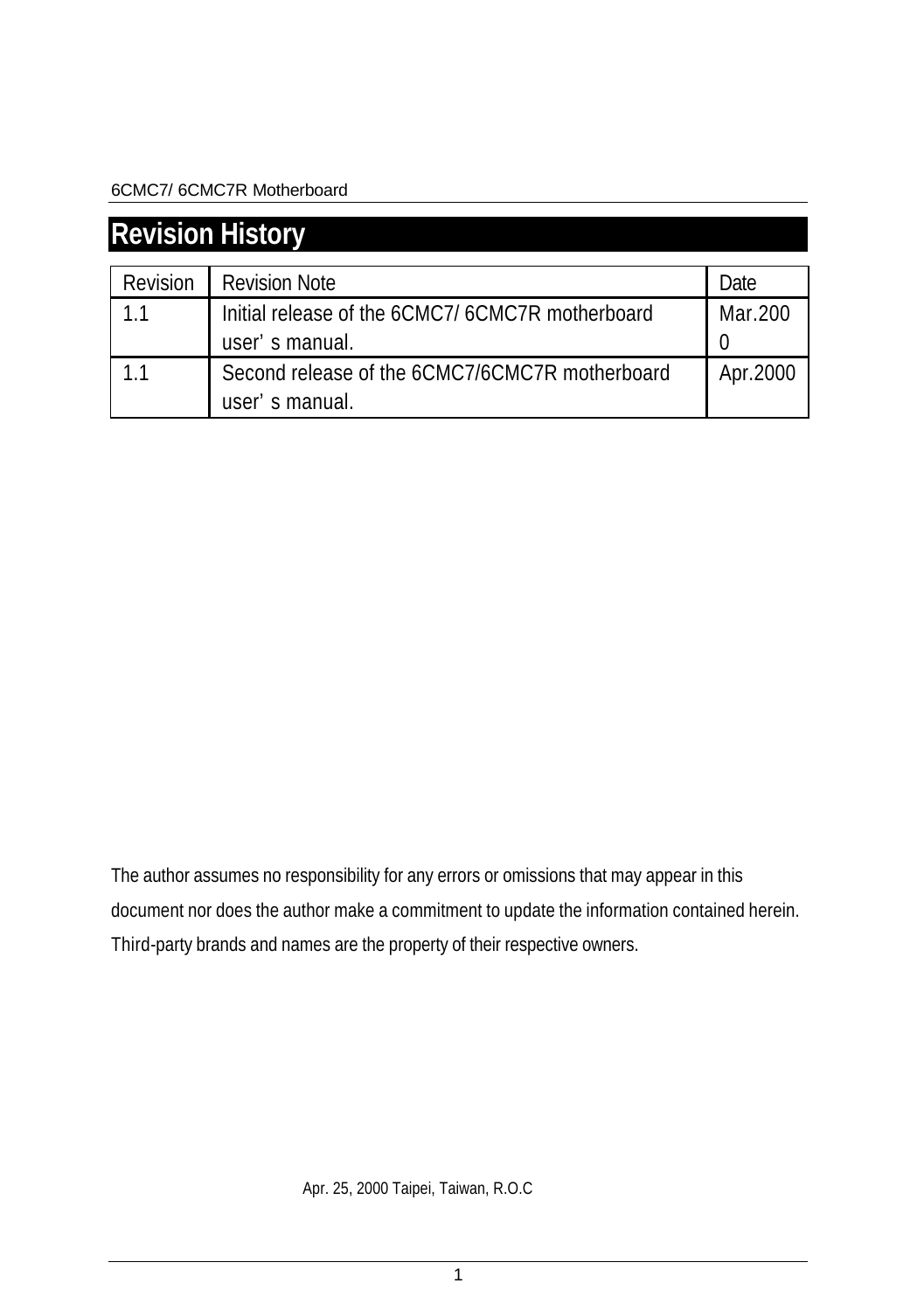## Revision History

| Revision | Revision Note | Date |
| --- | --- | --- |
| 1.1 | Initial release of the 6CMC7/ 6CMC7R motherboard user's manual. | Mar.2000 |
| 1.1 | Second release of the 6CMC7/6CMC7R motherboard user's manual. | Apr.2000 |

The author assumes no responsibility for any errors or omissions that may appear in this document nor does the author make a commitment to update the information contained herein. Third-party brands and names are the property of their respective owners.

Apr. 25, 2000 Taipei, Taiwan, R.O.C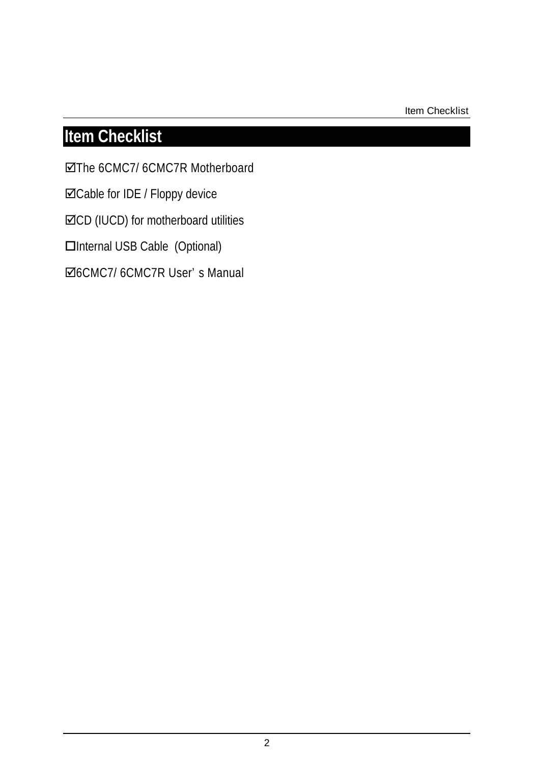# Item Checklist

☑The 6CMC7/ 6CMC7R Motherboard

☑Cable for IDE / Floppy device

☑CD (IUCD) for motherboard utilities

☐Internal USB Cable  (Optional)

☑6CMC7/ 6CMC7R User’s Manual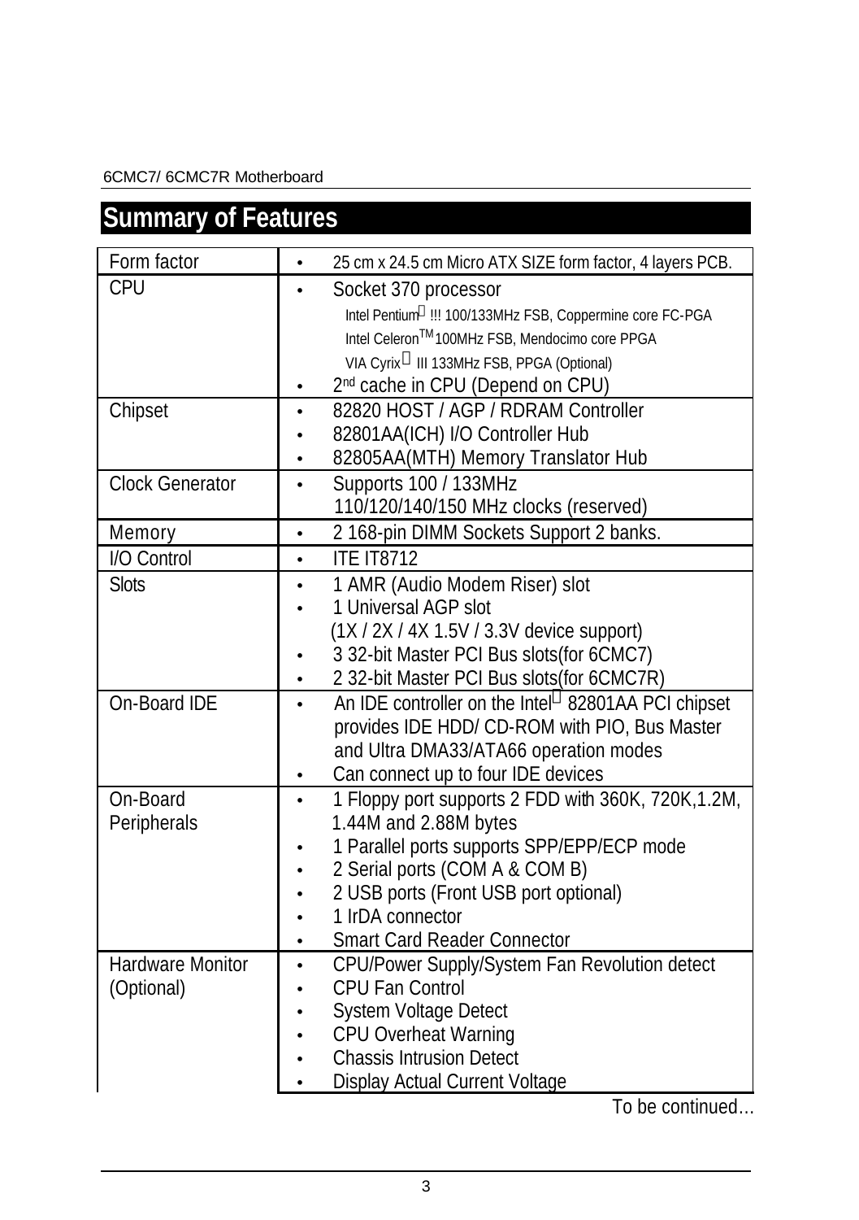## Summary of Features

| | |
|---|---|
| Form factor | • 25 cm x 24.5 cm Micro ATX SIZE form factor, 4 layers PCB. |
| CPU | • Socket 370 processor<br>Intel Pentium® !!! 100/133MHz FSB, Coppermine core FC-PGA<br>Intel Celeron™ 100MHz FSB, Mendocimo core PPGA<br>VIA Cyrix® III 133MHz FSB, PPGA (Optional)<br>• 2nd cache in CPU (Depend on CPU) |
| Chipset | • 82820 HOST / AGP / RDRAM Controller<br>• 82801AA(ICH) I/O Controller Hub<br>• 82805AA(MTH) Memory Translator Hub |
| Clock Generator | • Supports 100 / 133MHz<br>110/120/140/150 MHz clocks (reserved) |
| Memory | • 2 168-pin DIMM Sockets Support 2 banks. |
| I/O Control | • ITE IT8712 |
| Slots | • 1 AMR (Audio Modem Riser) slot<br>• 1 Universal AGP slot<br>(1X / 2X / 4X 1.5V / 3.3V device support)<br>• 3 32-bit Master PCI Bus slots(for 6CMC7)<br>• 2 32-bit Master PCI Bus slots(for 6CMC7R) |
| On-Board IDE | • An IDE controller on the Intel® 82801AA PCI chipset provides IDE HDD/ CD-ROM with PIO, Bus Master and Ultra DMA33/ATA66 operation modes<br>• Can connect up to four IDE devices |
| On-Board Peripherals | • 1 Floppy port supports 2 FDD with 360K, 720K,1.2M, 1.44M and 2.88M bytes<br>• 1 Parallel ports supports SPP/EPP/ECP mode<br>• 2 Serial ports (COM A & COM B)<br>• 2 USB ports (Front USB port optional)<br>• 1 IrDA connector<br>• Smart Card Reader Connector |
| Hardware Monitor (Optional) | • CPU/Power Supply/System Fan Revolution detect<br>• CPU Fan Control<br>• System Voltage Detect<br>• CPU Overheat Warning<br>• Chassis Intrusion Detect<br>• Display Actual Current Voltage |

To be continued…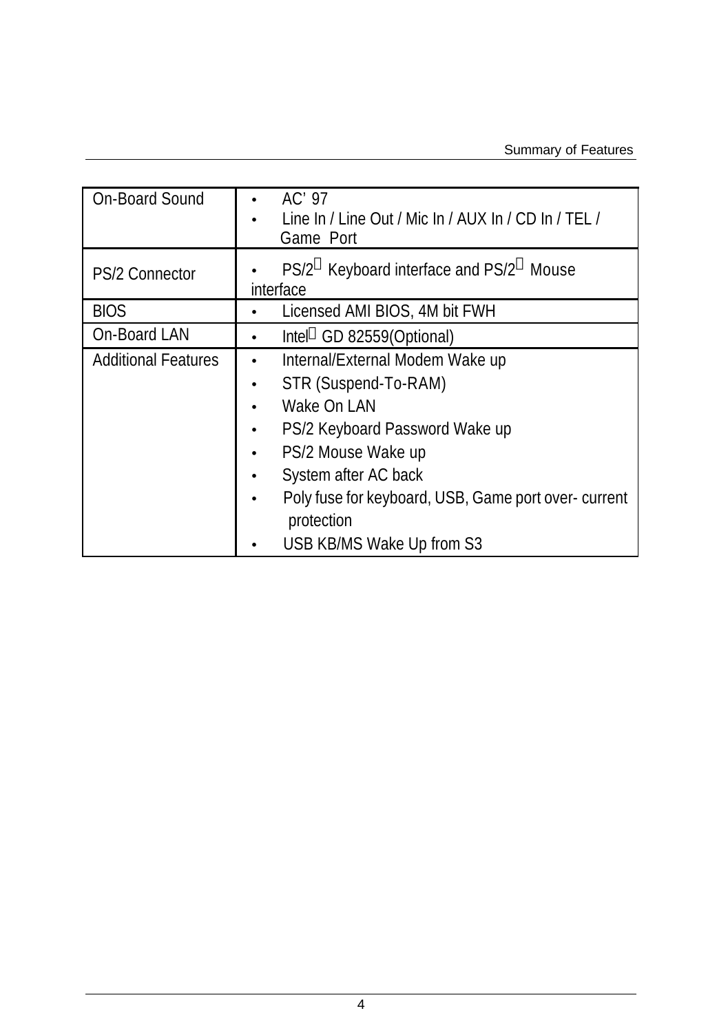| On-Board Sound | • AC' 97<br>• Line In / Line Out / Mic In / AUX In / CD In / TEL / Game Port |
|---|---|
| PS/2 Connector | • PS/2 Keyboard interface and PS/2 Mouse interface |
| BIOS | • Licensed AMI BIOS, 4M bit FWH |
| On-Board LAN | • Intel GD 82559(Optional) |
| Additional Features | • Internal/External Modem Wake up<br>• STR (Suspend-To-RAM)<br>• Wake On LAN<br>• PS/2 Keyboard Password Wake up<br>• PS/2 Mouse Wake up<br>• System after AC back<br>• Poly fuse for keyboard, USB, Game port over- current protection<br>• USB KB/MS Wake Up from S3 |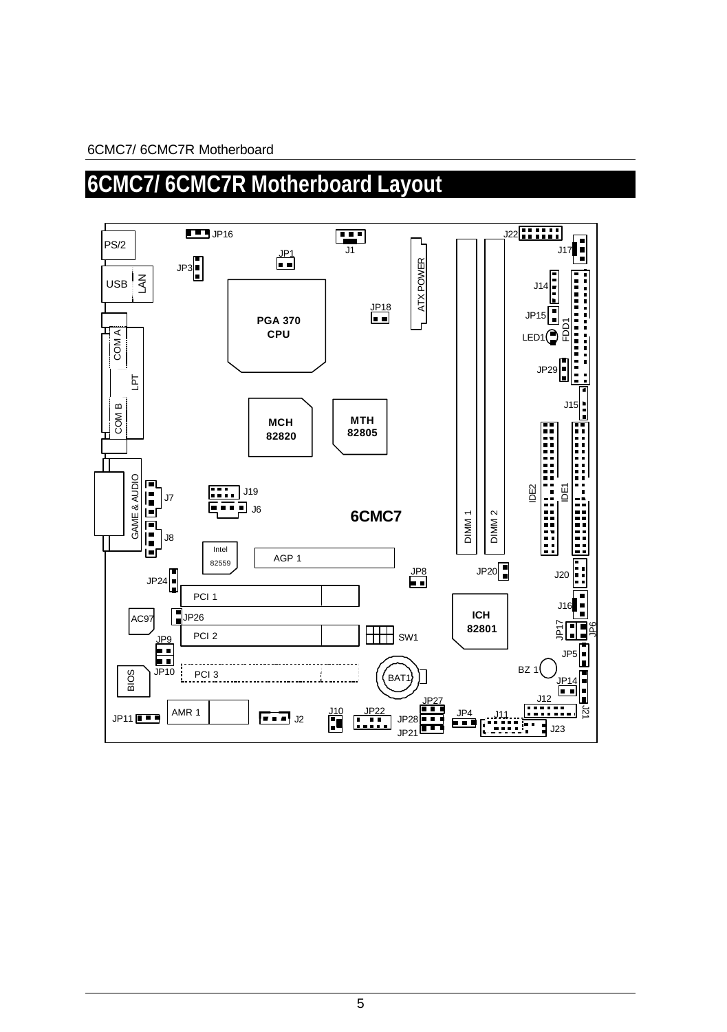# 6CMC7/ 6CMC7R Motherboard Layout

JP16 J1 J22

PS/2 JP1 J17

JP3

USB LAN ATX POWER J14

JP18 JP15

PGA 370 CPU FDD1

COM A LED1

JP29

LPT

J15

COM B MCH 82820 MTH 82805

IDE2 IDE1

GAME & AUDIO J19

J7 J6

6CMC7 DIMM 1 DIMM 2

J8

Intel 82559 AGP 1

JP8 JP20 J20

JP24

PCI 1 J16

AC97 JP26 ICH 82801 JP17 JP6

PCI 2 SW1

JP9 JP5

BZ 1

JP10 PCI 3 BAT1

BIOS JP14

J12

JP27 J21

AMR 1 J10 JP22 JP4 J11

JP11 J2 JP28 J23

JP21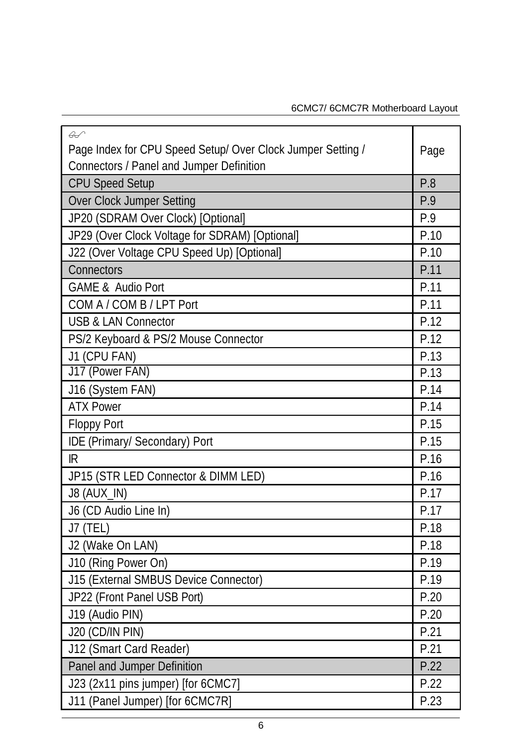| Page Index for CPU Speed Setup/ Over Clock Jumper Setting / Connectors / Panel and Jumper Definition | Page |
|---|---|
| CPU Speed Setup | P.8 |
| Over Clock Jumper Setting | P.9 |
| JP20 (SDRAM Over Clock) [Optional] | P.9 |
| JP29 (Over Clock Voltage for SDRAM) [Optional] | P.10 |
| J22 (Over Voltage CPU Speed Up) [Optional] | P.10 |
| Connectors | P.11 |
| GAME & Audio Port | P.11 |
| COM A / COM B / LPT Port | P.11 |
| USB & LAN Connector | P.12 |
| PS/2 Keyboard & PS/2 Mouse Connector | P.12 |
| J1 (CPU FAN) | P.13 |
| J17 (Power FAN) | P.13 |
| J16 (System FAN) | P.14 |
| ATX Power | P.14 |
| Floppy Port | P.15 |
| IDE (Primary/ Secondary) Port | P.15 |
| IR | P.16 |
| JP15 (STR LED Connector & DIMM LED) | P.16 |
| J8 (AUX_IN) | P.17 |
| J6 (CD Audio Line In) | P.17 |
| J7 (TEL) | P.18 |
| J2 (Wake On LAN) | P.18 |
| J10 (Ring Power On) | P.19 |
| J15 (External SMBUS Device Connector) | P.19 |
| JP22 (Front Panel USB Port) | P.20 |
| J19 (Audio PIN) | P.20 |
| J20 (CD/IN PIN) | P.21 |
| J12 (Smart Card Reader) | P.21 |
| Panel and Jumper Definition | P.22 |
| J23 (2x11 pins jumper) [for 6CMC7] | P.22 |
| J11 (Panel Jumper) [for 6CMC7R] | P.23 |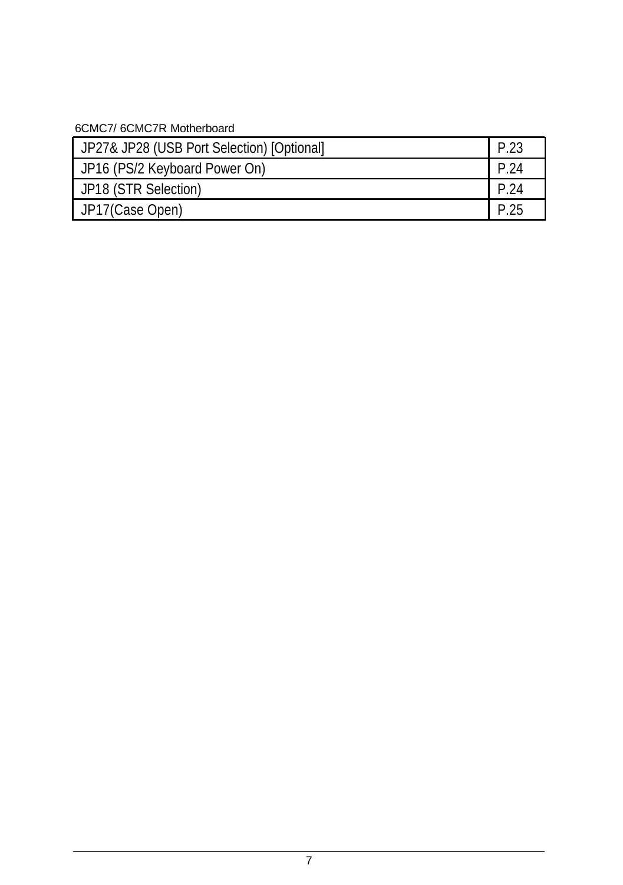| JP27& JP28 (USB Port Selection) [Optional] | P.23 |
|---|---|
| JP16 (PS/2 Keyboard Power On) | P.24 |
| JP18 (STR Selection) | P.24 |
| JP17(Case Open) | P.25 |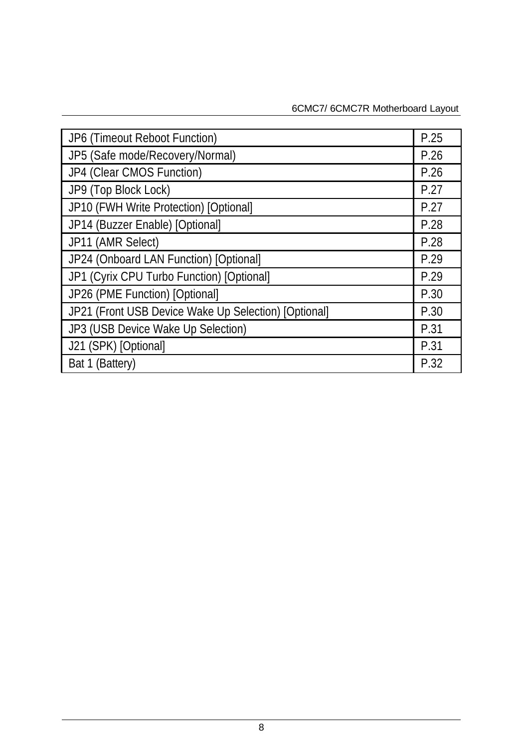| JP6 (Timeout Reboot Function) | P.25 |
|---|---|
| JP5 (Safe mode/Recovery/Normal) | P.26 |
| JP4 (Clear CMOS Function) | P.26 |
| JP9 (Top Block Lock) | P.27 |
| JP10 (FWH Write Protection) [Optional] | P.27 |
| JP14 (Buzzer Enable) [Optional] | P.28 |
| JP11 (AMR Select) | P.28 |
| JP24 (Onboard LAN Function) [Optional] | P.29 |
| JP1 (Cyrix CPU Turbo Function) [Optional] | P.29 |
| JP26 (PME Function) [Optional] | P.30 |
| JP21 (Front USB Device Wake Up Selection) [Optional] | P.30 |
| JP3 (USB Device Wake Up Selection) | P.31 |
| J21 (SPK) [Optional] | P.31 |
| Bat 1 (Battery) | P.32 |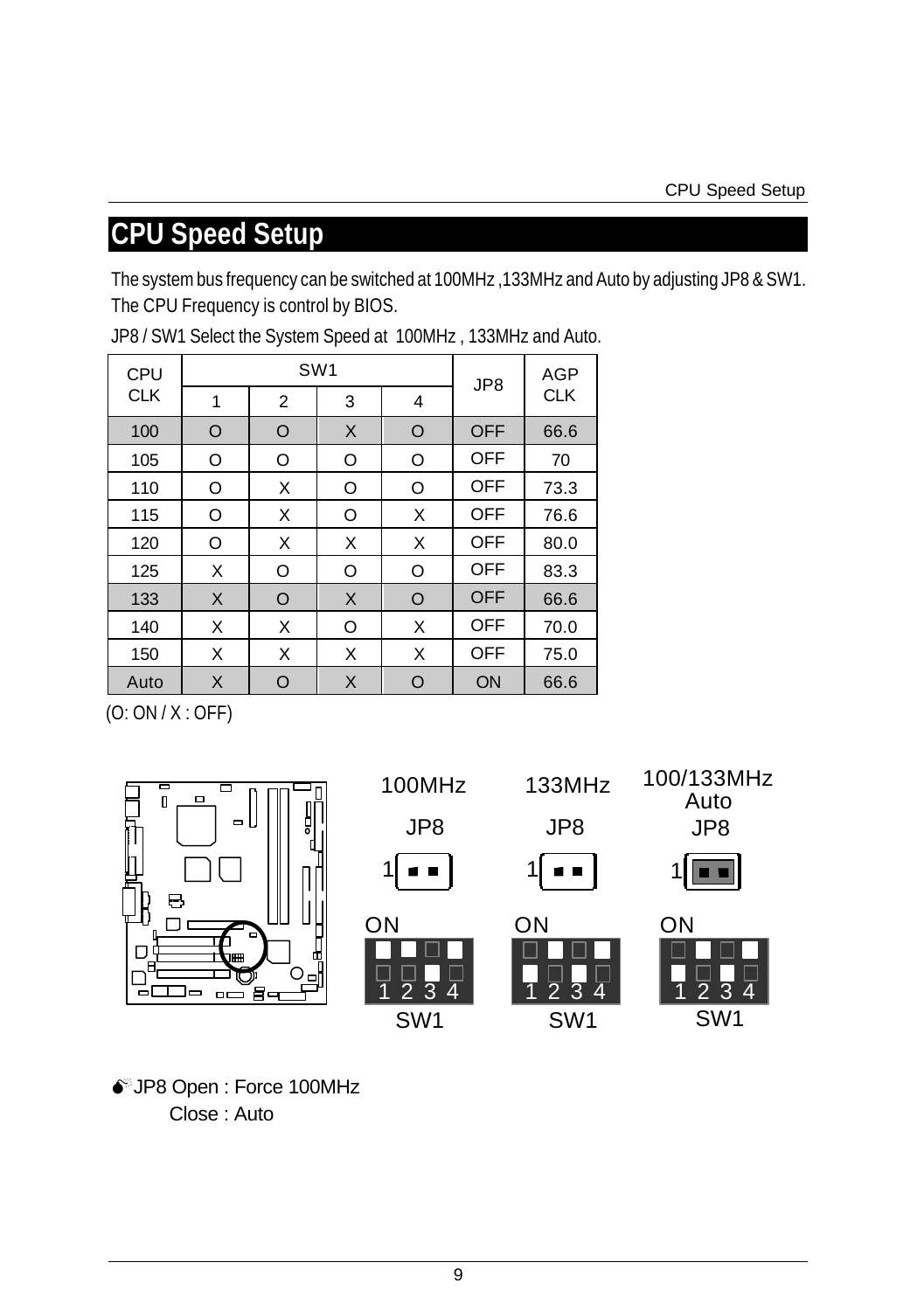# CPU Speed Setup

The system bus frequency can be switched at 100MHz ,133MHz and Auto by adjusting JP8 & SW1. The CPU Frequency is control by BIOS.

JP8 / SW1 Select the System Speed at 100MHz , 133MHz and Auto.

| CPU CLK | SW1 | | | | JP8 | AGP CLK |
|---|---|---|---|---|---|---|
| | 1 | 2 | 3 | 4 | | |
| 100 | O | O | X | O | OFF | 66.6 |
| 105 | O | O | O | O | OFF | 70 |
| 110 | O | X | O | O | OFF | 73.3 |
| 115 | O | X | O | X | OFF | 76.6 |
| 120 | O | X | X | X | OFF | 80.0 |
| 125 | X | O | O | O | OFF | 83.3 |
| 133 | X | O | X | O | OFF | 66.6 |
| 140 | X | X | O | X | OFF | 70.0 |
| 150 | X | X | X | X | OFF | 75.0 |
| Auto | X | O | X | O | ON | 66.6 |

(O: ON / X : OFF)

100MHz JP8 — SW1

133MHz JP8 — SW1

100/133MHz Auto JP8 — SW1

JP8 Open : Force 100MHz
Close : Auto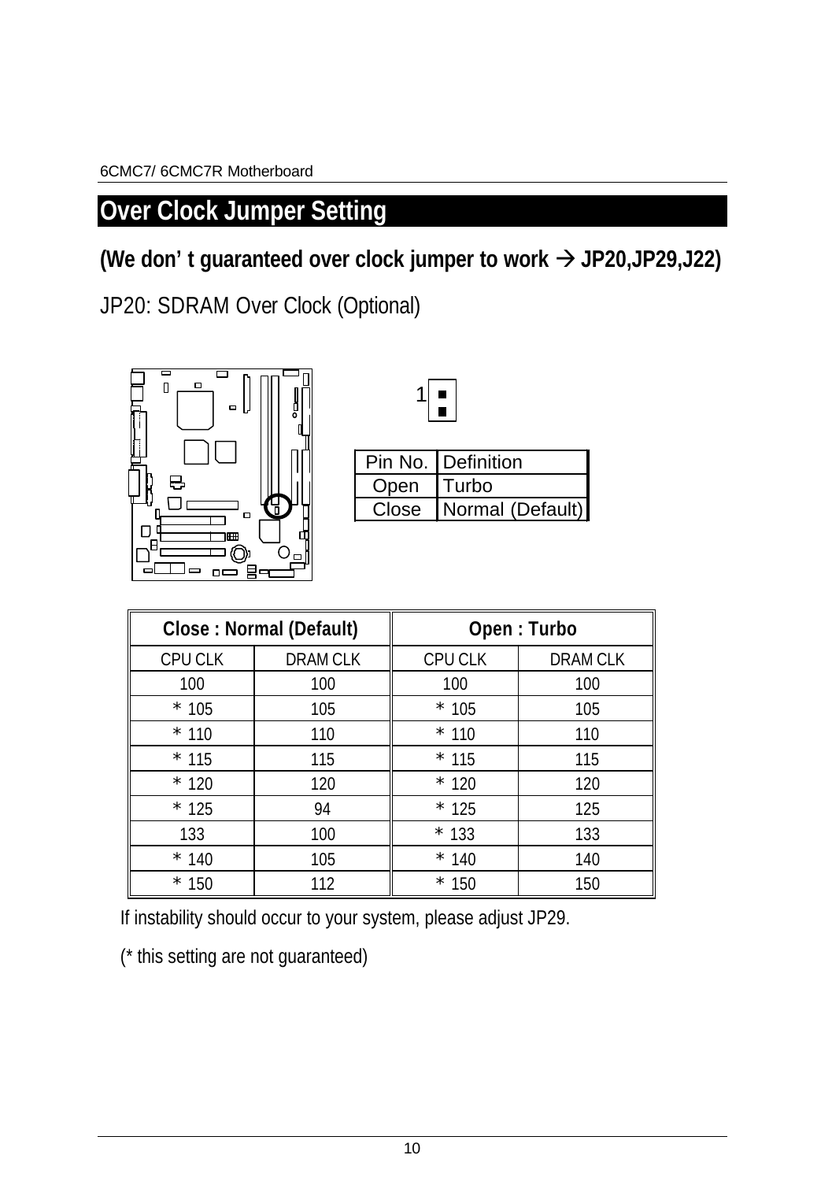## Over Clock Jumper Setting

**(We don’ t guaranteed over clock jumper to work → JP20,JP29,J22)**

JP20: SDRAM Over Clock (Optional)

| Pin No. | Definition |
|---|---|
| Open | Turbo |
| Close | Normal (Default) |

| Close : Normal (Default) | | Open : Turbo | |
|---|---|---|---|
| CPU CLK | DRAM CLK | CPU CLK | DRAM CLK |
| 100 | 100 | 100 | 100 |
| * 105 | 105 | * 105 | 105 |
| * 110 | 110 | * 110 | 110 |
| * 115 | 115 | * 115 | 115 |
| * 120 | 120 | * 120 | 120 |
| * 125 | 94 | * 125 | 125 |
| 133 | 100 | * 133 | 133 |
| * 140 | 105 | * 140 | 140 |
| * 150 | 112 | * 150 | 150 |

If instability should occur to your system, please adjust JP29.

(* this setting are not guaranteed)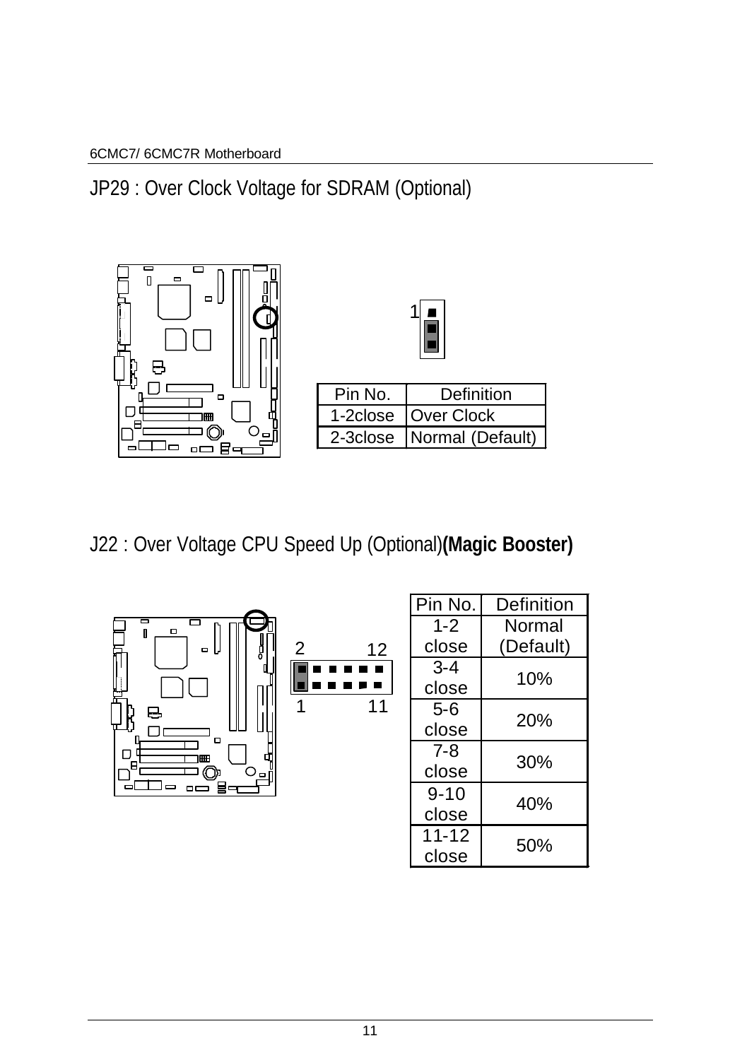## JP29 : Over Clock Voltage for SDRAM (Optional)

| Pin No. | Definition |
| --- | --- |
| 1-2close | Over Clock |
| 2-3close | Normal (Default) |

## J22 : Over Voltage CPU Speed Up (Optional)**(Magic Booster)**

| Pin No. | Definition |
| --- | --- |
| 1-2 close | Normal (Default) |
| 3-4 close | 10% |
| 5-6 close | 20% |
| 7-8 close | 30% |
| 9-10 close | 40% |
| 11-12 close | 50% |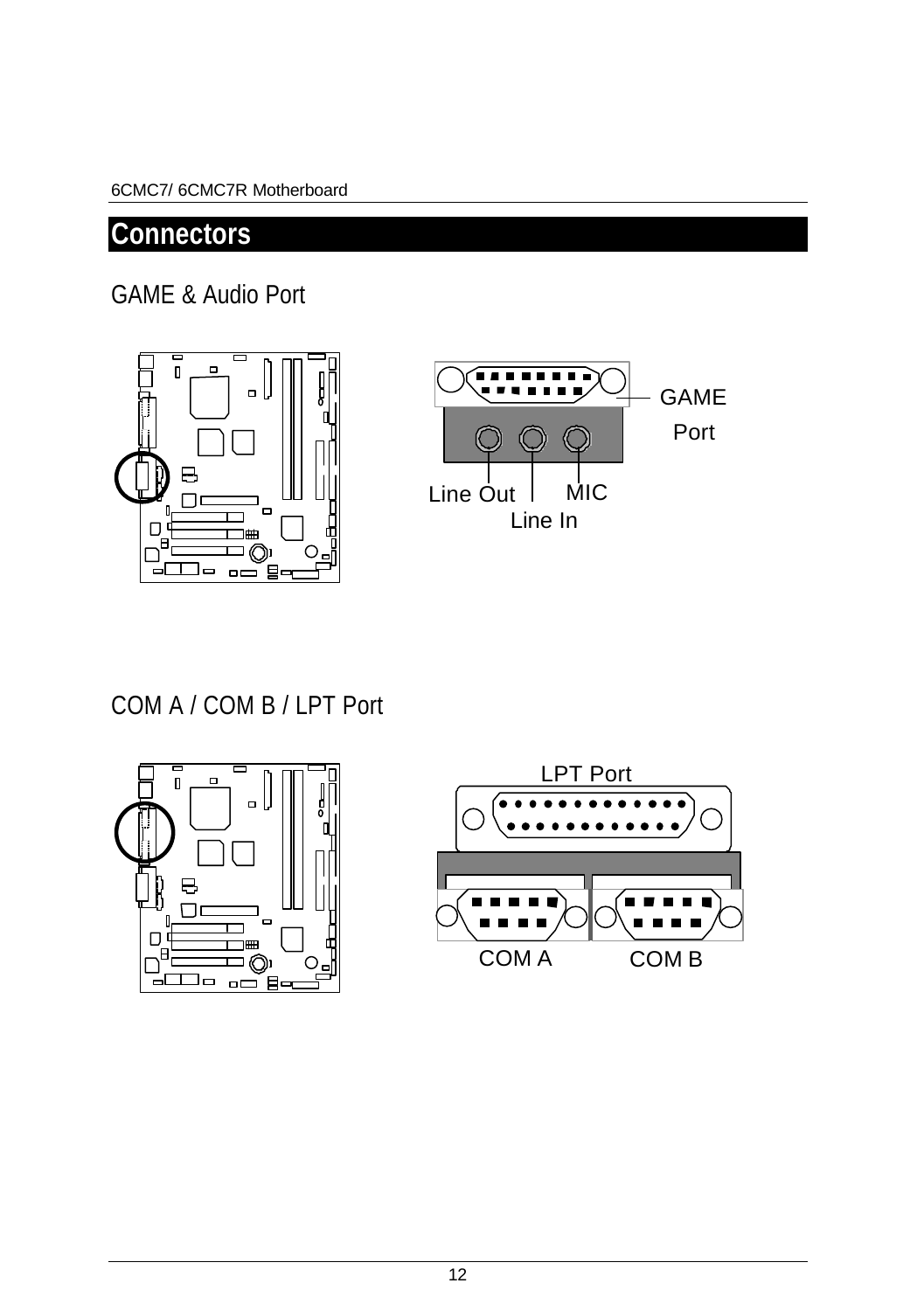## Connectors

### GAME & Audio Port

GAME Port

Line Out

MIC

Line In

### COM A / COM B / LPT Port

LPT Port

COM A

COM B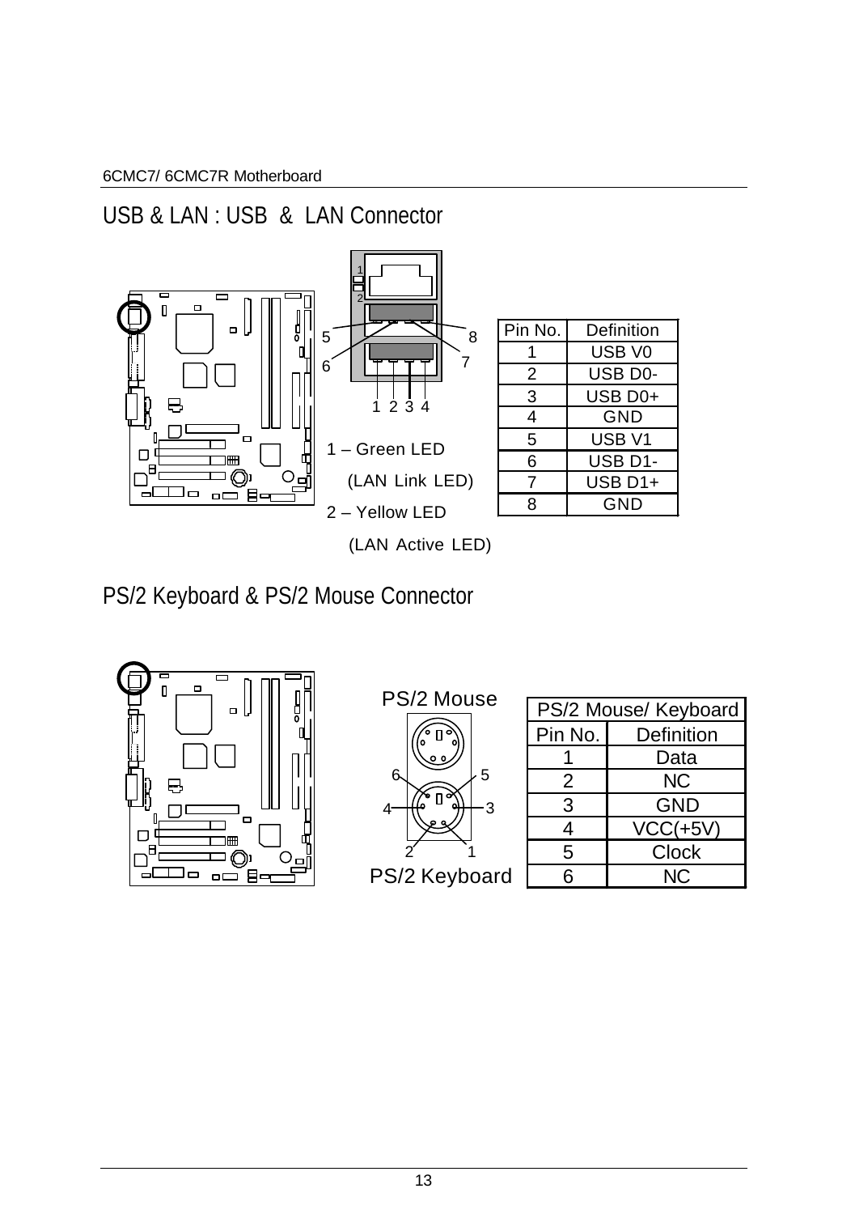## USB & LAN : USB & LAN Connector

1 – Green LED (LAN Link LED)

2 – Yellow LED (LAN Active LED)

| Pin No. | Definition |
|---|---|
| 1 | USB V0 |
| 2 | USB D0- |
| 3 | USB D0+ |
| 4 | GND |
| 5 | USB V1 |
| 6 | USB D1- |
| 7 | USB D1+ |
| 8 | GND |

## PS/2 Keyboard & PS/2 Mouse Connector

PS/2 Mouse

PS/2 Keyboard

| PS/2 Mouse/ Keyboard | |
|---|---|
| Pin No. | Definition |
| 1 | Data |
| 2 | NC |
| 3 | GND |
| 4 | VCC(+5V) |
| 5 | Clock |
| 6 | NC |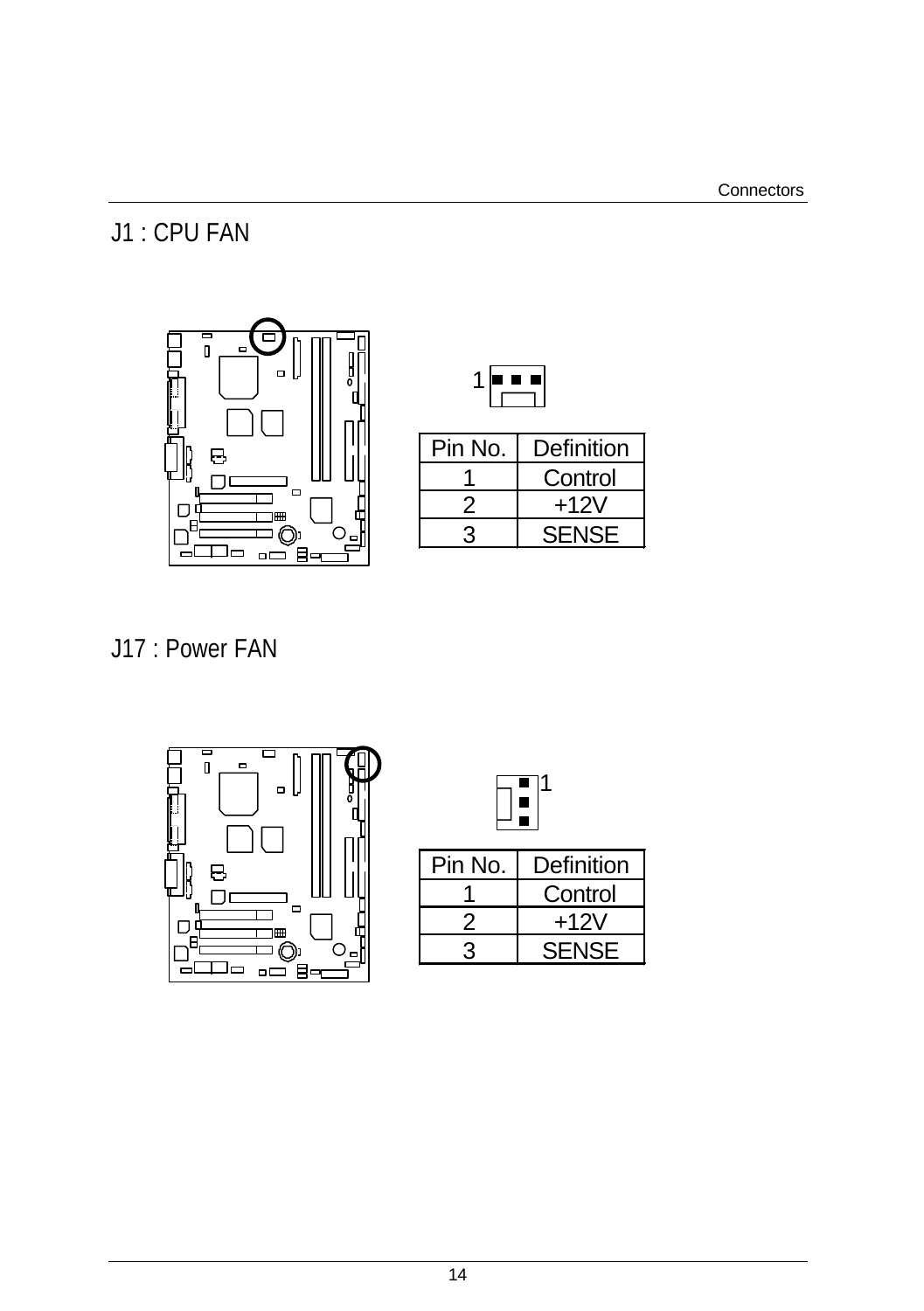## J1 : CPU FAN

1

| Pin No. | Definition |
|---|---|
| 1 | Control |
| 2 | +12V |
| 3 | SENSE |

## J17 : Power FAN

1

| Pin No. | Definition |
|---|---|
| 1 | Control |
| 2 | +12V |
| 3 | SENSE |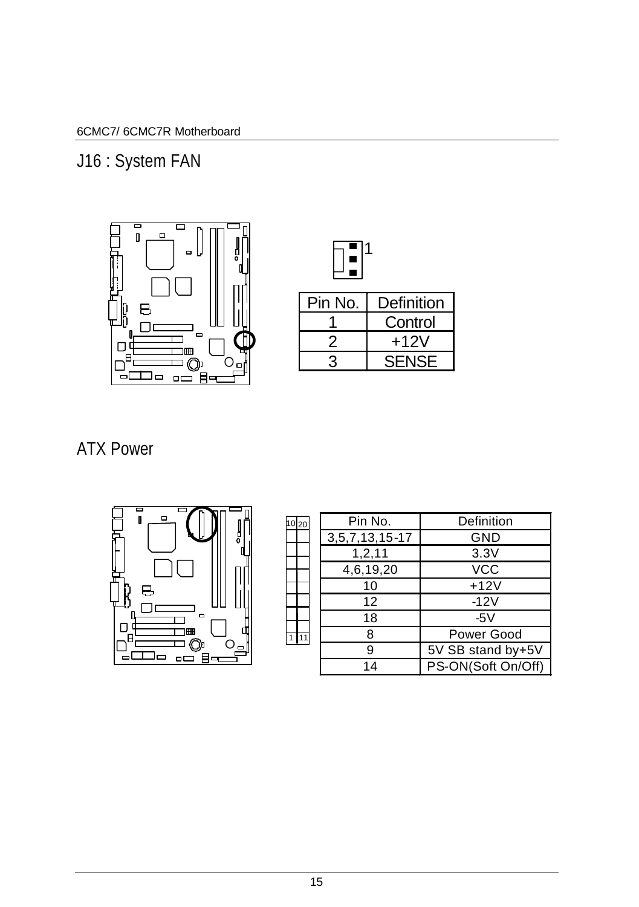## J16 : System FAN

| Pin No. | Definition |
|---|---|
| 1 | Control |
| 2 | +12V |
| 3 | SENSE |

## ATX Power

| Pin No. | Definition |
|---|---|
| 3,5,7,13,15-17 | GND |
| 1,2,11 | 3.3V |
| 4,6,19,20 | VCC |
| 10 | +12V |
| 12 | -12V |
| 18 | -5V |
| 8 | Power Good |
| 9 | 5V SB stand by+5V |
| 14 | PS-ON(Soft On/Off) |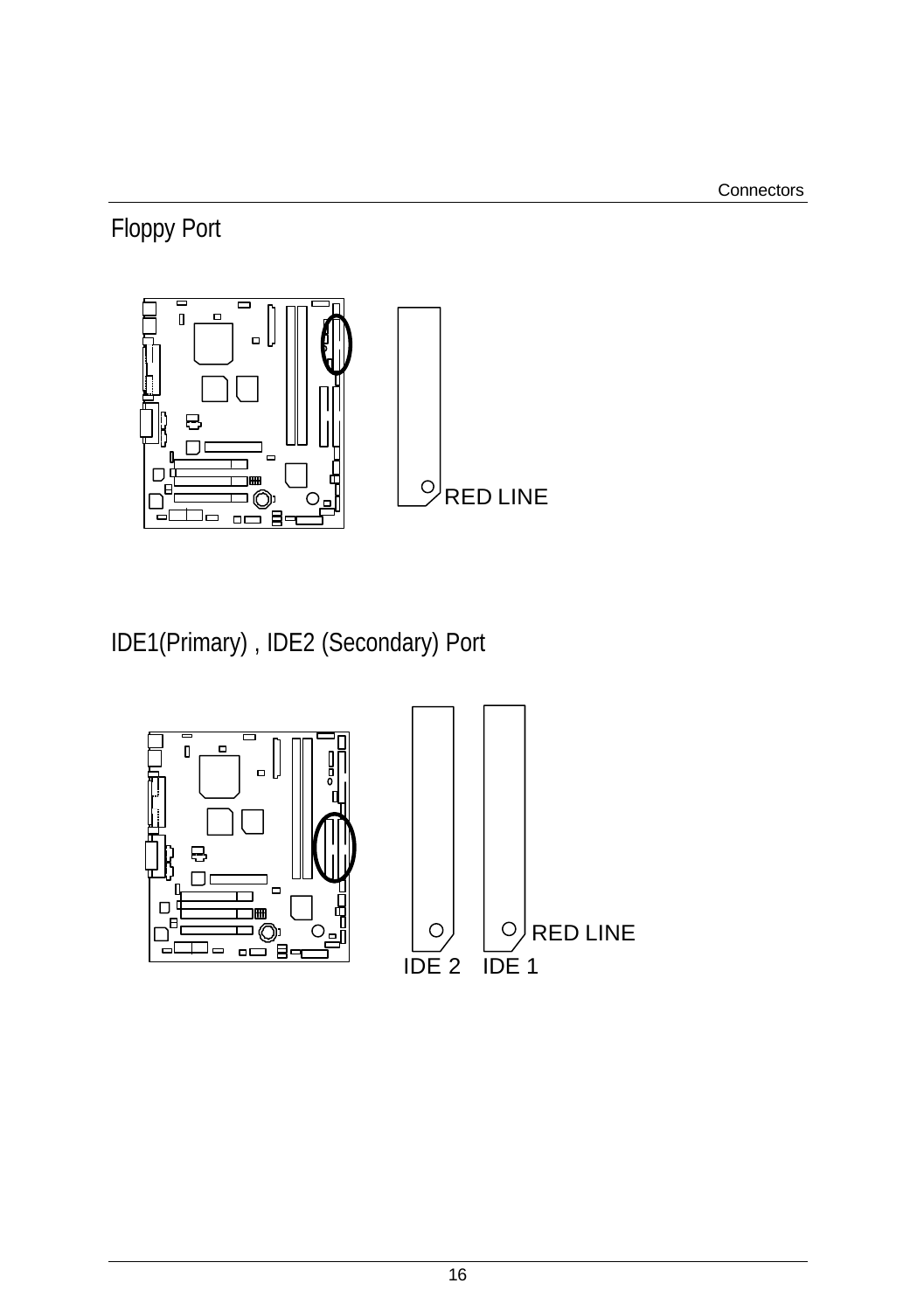## Floppy Port

RED LINE

## IDE1(Primary) , IDE2 (Secondary) Port

RED LINE

IDE 2 IDE 1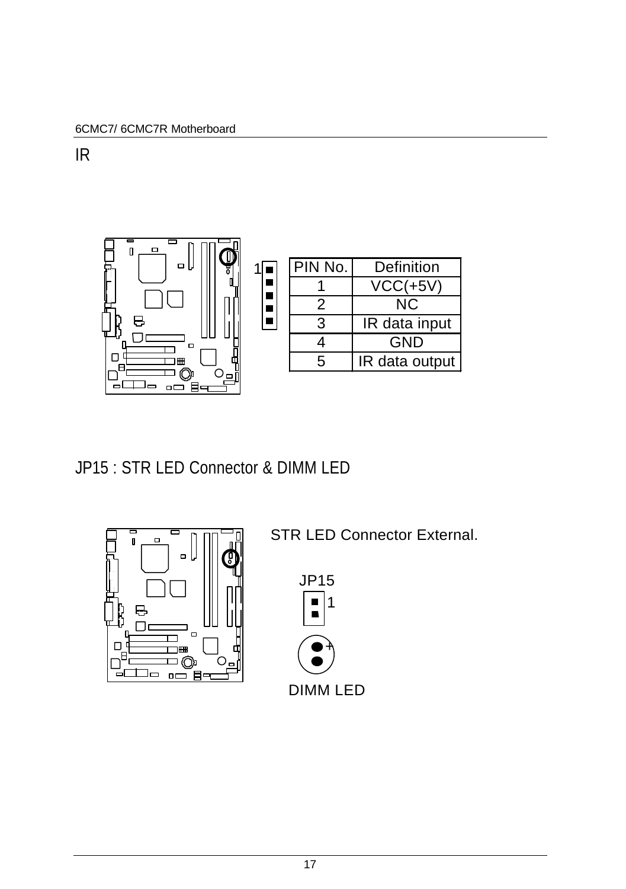## IR

1

| PIN No. | Definition |
| --- | --- |
| 1 | VCC(+5V) |
| 2 | NC |
| 3 | IR data input |
| 4 | GND |
| 5 | IR data output |

## JP15 : STR LED Connector & DIMM LED

STR LED Connector External.

JP15

1

+

DIMM LED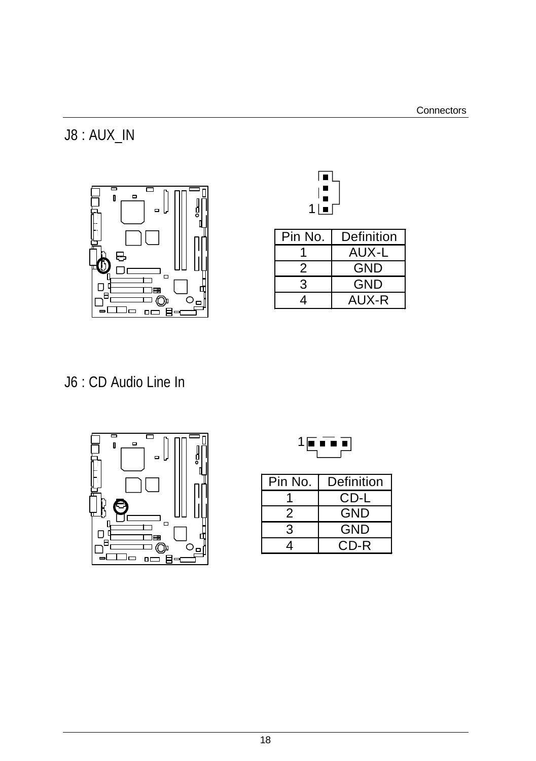## J8 : AUX_IN

| Pin No. | Definition |
|---|---|
| 1 | AUX-L |
| 2 | GND |
| 3 | GND |
| 4 | AUX-R |

## J6 : CD Audio Line In

| Pin No. | Definition |
|---|---|
| 1 | CD-L |
| 2 | GND |
| 3 | GND |
| 4 | CD-R |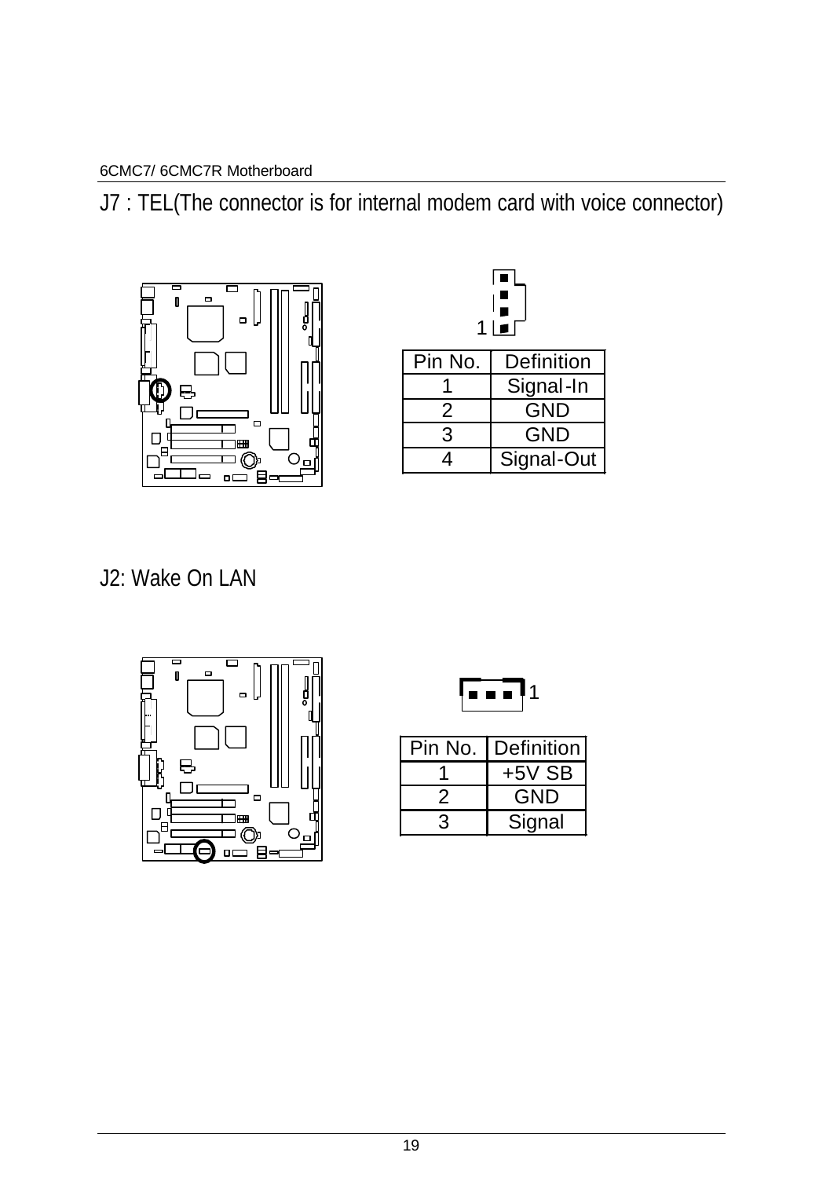## J7 : TEL(The connector is for internal modem card with voice connector)

| Pin No. | Definition |
|---|---|
| 1 | Signal-In |
| 2 | GND |
| 3 | GND |
| 4 | Signal-Out |

## J2: Wake On LAN

| Pin No. | Definition |
|---|---|
| 1 | +5V SB |
| 2 | GND |
| 3 | Signal |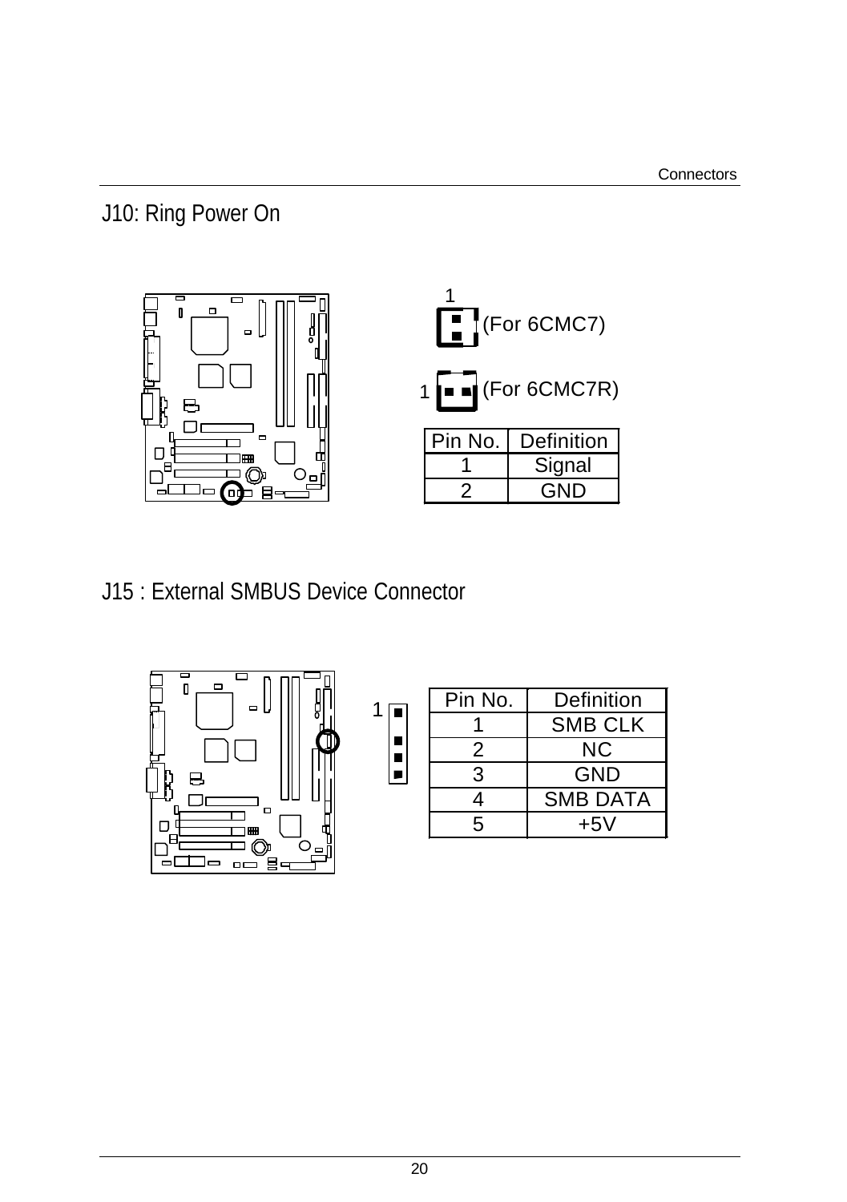## J10: Ring Power On

1 (For 6CMC7)

1 (For 6CMC7R)

| Pin No. | Definition |
|---|---|
| 1 | Signal |
| 2 | GND |

## J15 : External SMBUS Device Connector

1

| Pin No. | Definition |
|---|---|
| 1 | SMB CLK |
| 2 | NC |
| 3 | GND |
| 4 | SMB DATA |
| 5 | +5V |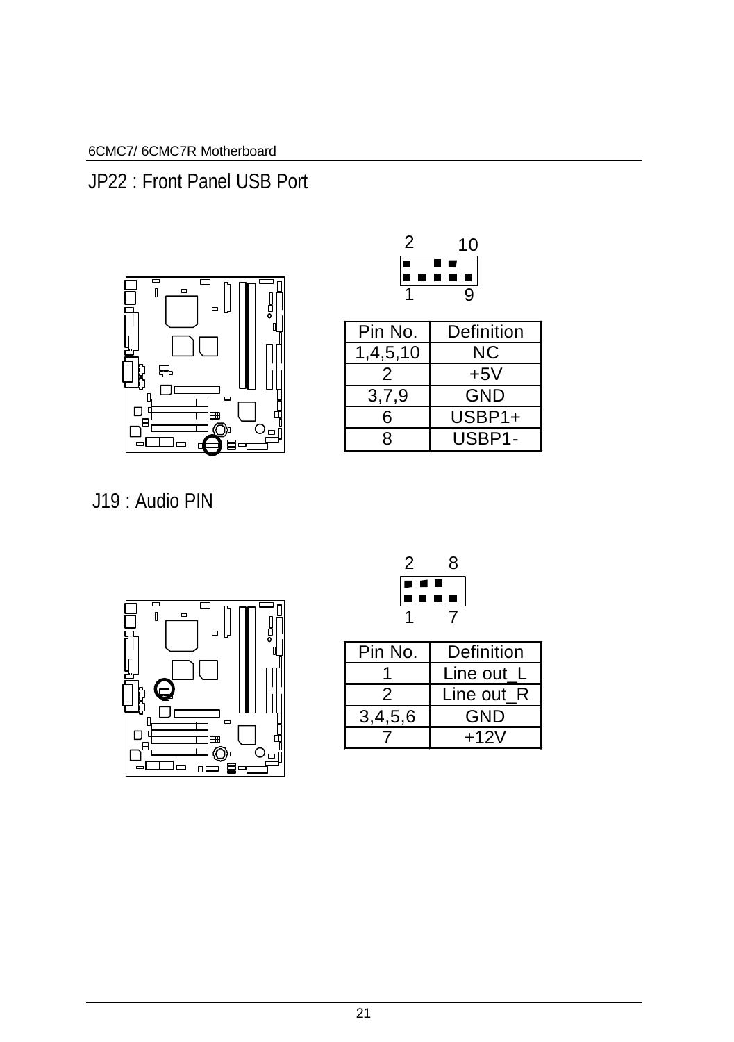## JP22 : Front Panel USB Port

| Pin No. | Definition |
|---|---|
| 1,4,5,10 | NC |
| 2 | +5V |
| 3,7,9 | GND |
| 6 | USBP1+ |
| 8 | USBP1- |

## J19 : Audio PIN

| Pin No. | Definition |
|---|---|
| 1 | Line out_L |
| 2 | Line out_R |
| 3,4,5,6 | GND |
| 7 | +12V |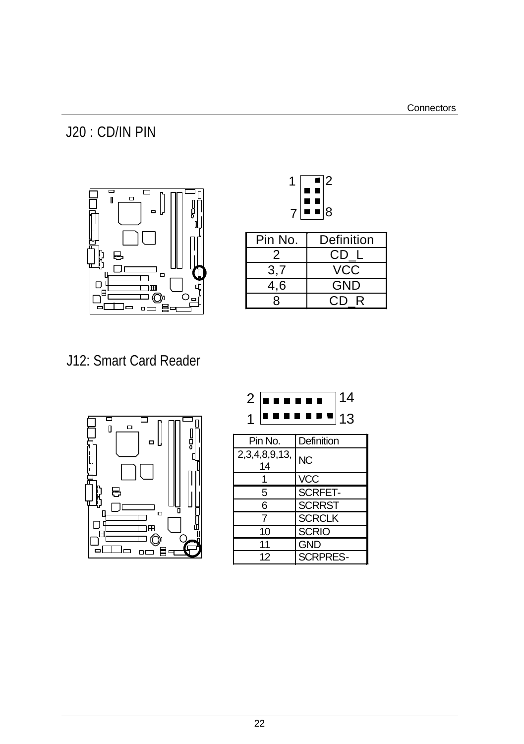## J20 : CD/IN PIN

| Pin No. | Definition |
|---|---|
| 2 | CD_L |
| 3,7 | VCC |
| 4,6 | GND |
| 8 | CD_R |

## J12: Smart Card Reader

| Pin No. | Definition |
|---|---|
| 2,3,4,8,9,13, 14 | NC |
| 1 | VCC |
| 5 | SCRFET- |
| 6 | SCRRST |
| 7 | SCRCLK |
| 10 | SCRIO |
| 11 | GND |
| 12 | SCRPRES- |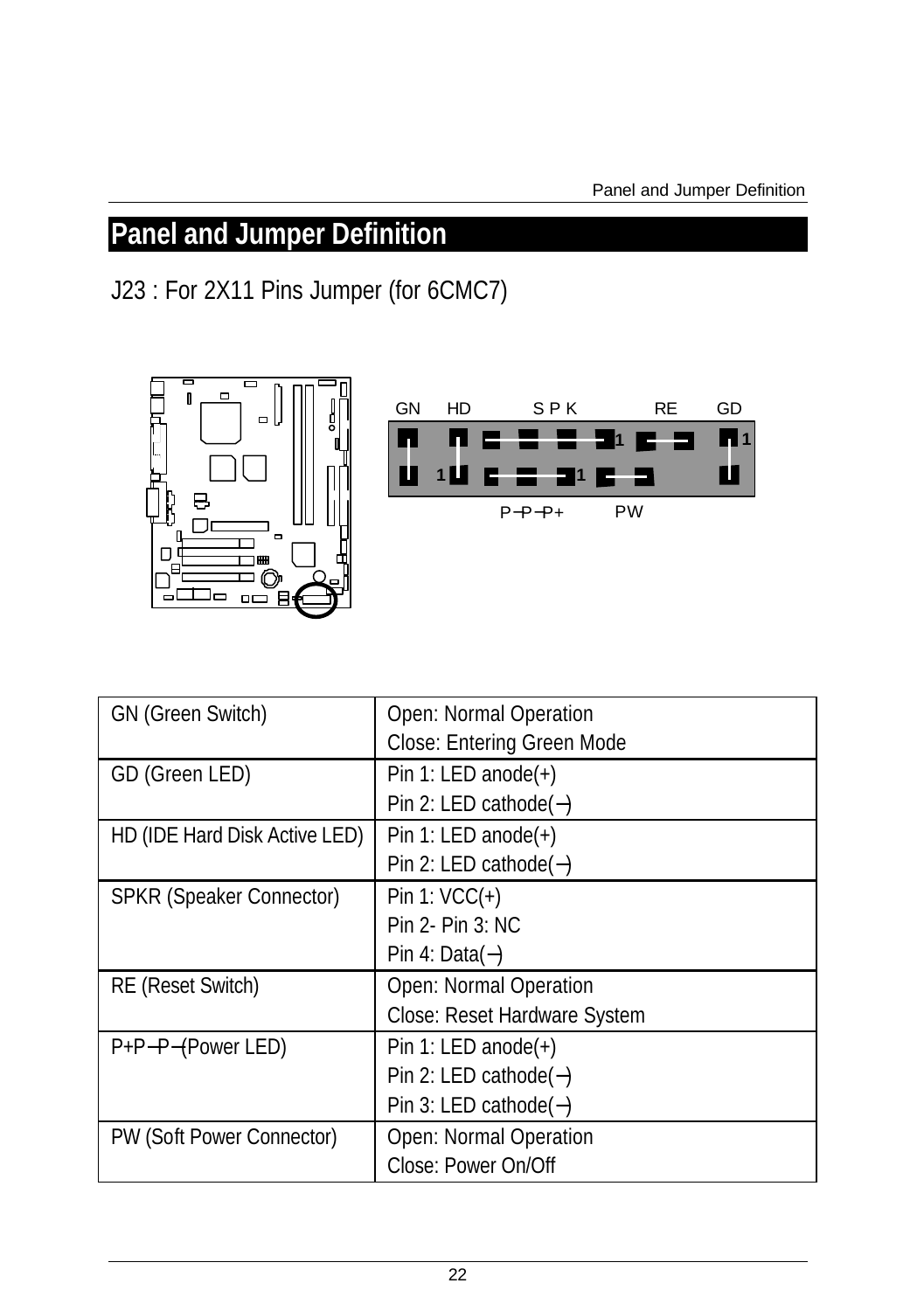# Panel and Jumper Definition

J23 : For 2X11 Pins Jumper (for 6CMC7)

GN HD S P K RE GD

1 1 1 1

P−P−P+ PW

| GN (Green Switch) | Open: Normal Operation<br>Close: Entering Green Mode |
|---|---|
| GD (Green LED) | Pin 1: LED anode(+)<br>Pin 2: LED cathode(−) |
| HD (IDE Hard Disk Active LED) | Pin 1: LED anode(+)<br>Pin 2: LED cathode(−) |
| SPKR (Speaker Connector) | Pin 1: VCC(+)<br>Pin 2- Pin 3: NC<br>Pin 4: Data(−) |
| RE (Reset Switch) | Open: Normal Operation<br>Close: Reset Hardware System |
| P+P−P−(Power LED) | Pin 1: LED anode(+)<br>Pin 2: LED cathode(−)<br>Pin 3: LED cathode(−) |
| PW (Soft Power Connector) | Open: Normal Operation<br>Close: Power On/Off |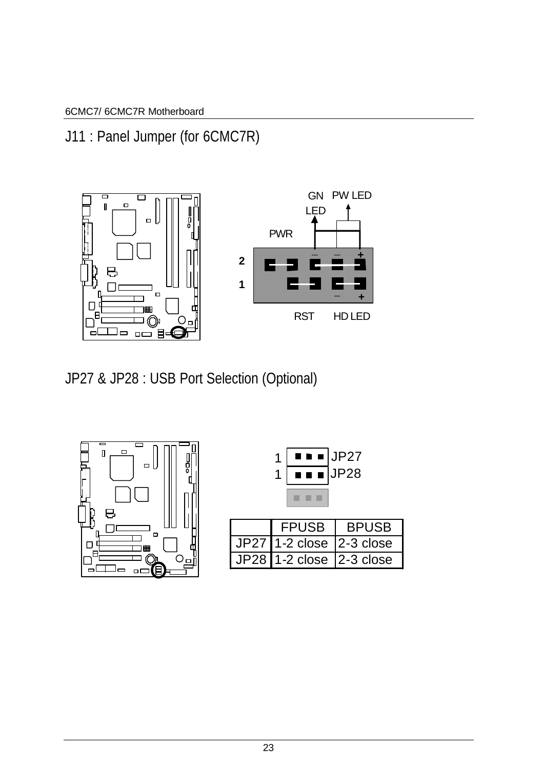## J11 : Panel Jumper (for 6CMC7R)

GN LED PW LED

PWR

2

1

RST HD LED

## JP27 & JP28 : USB Port Selection (Optional)

1 JP27

1 JP28

| | FPUSB | BPUSB |
|---|---|---|
| JP27 | 1-2 close | 2-3 close |
| JP28 | 1-2 close | 2-3 close |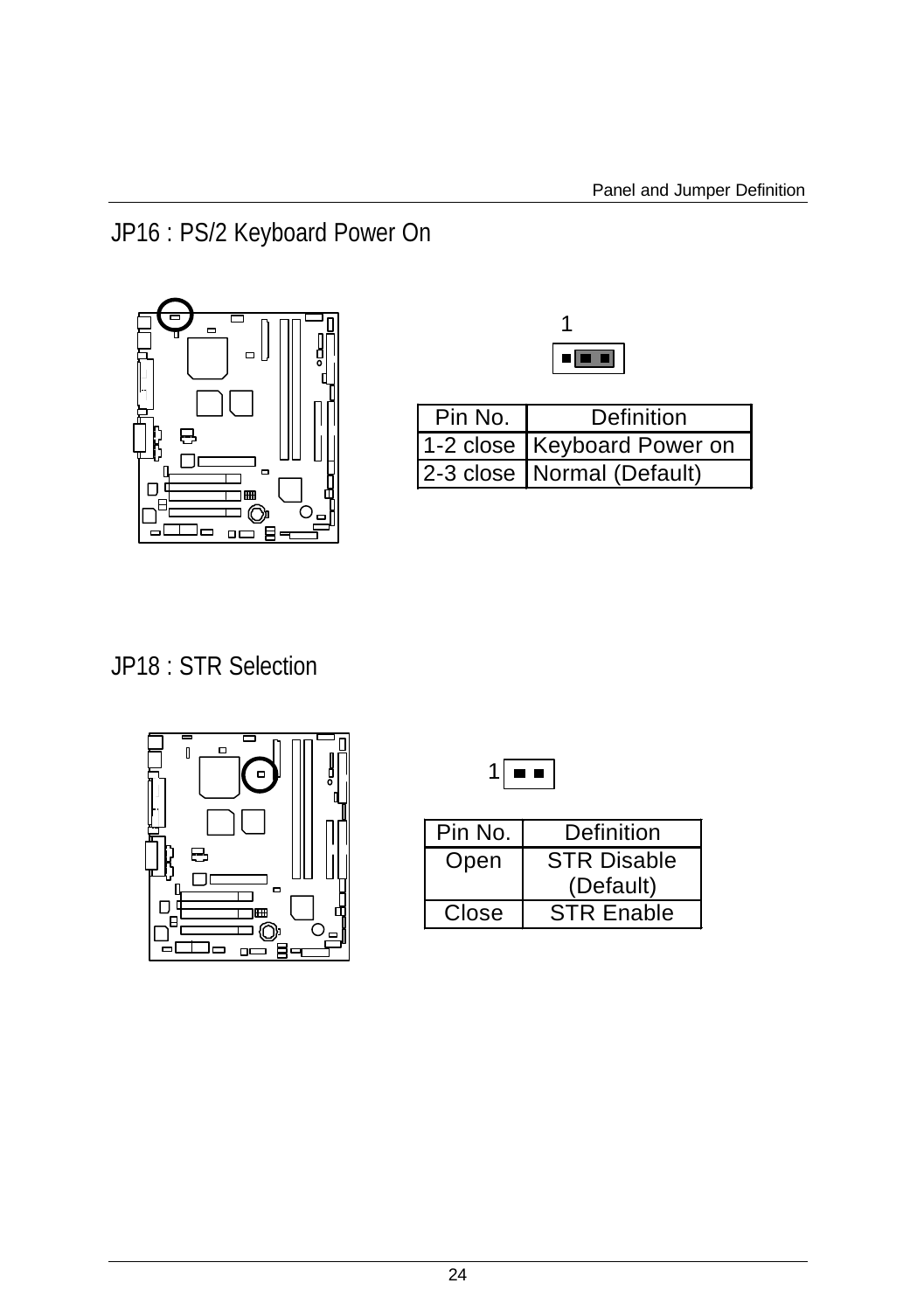## JP16 : PS/2 Keyboard Power On

1

| Pin No. | Definition |
|---|---|
| 1-2 close | Keyboard Power on |
| 2-3 close | Normal (Default) |

## JP18 : STR Selection

1

| Pin No. | Definition |
|---|---|
| Open | STR Disable (Default) |
| Close | STR Enable |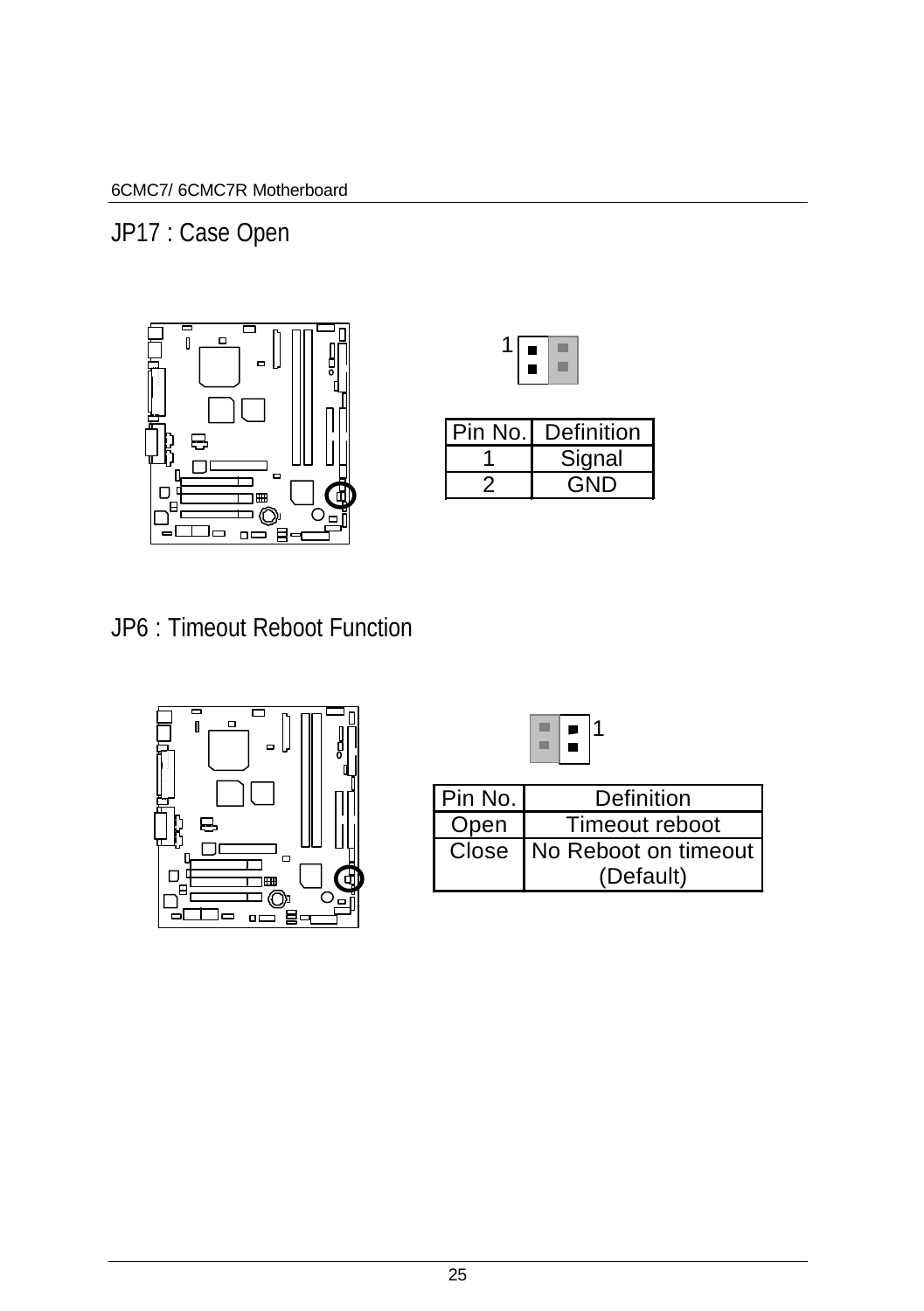## JP17 : Case Open

1

| Pin No. | Definition |
|---|---|
| 1 | Signal |
| 2 | GND |

## JP6 : Timeout Reboot Function

1

| Pin No. | Definition |
|---|---|
| Open | Timeout reboot |
| Close | No Reboot on timeout (Default) |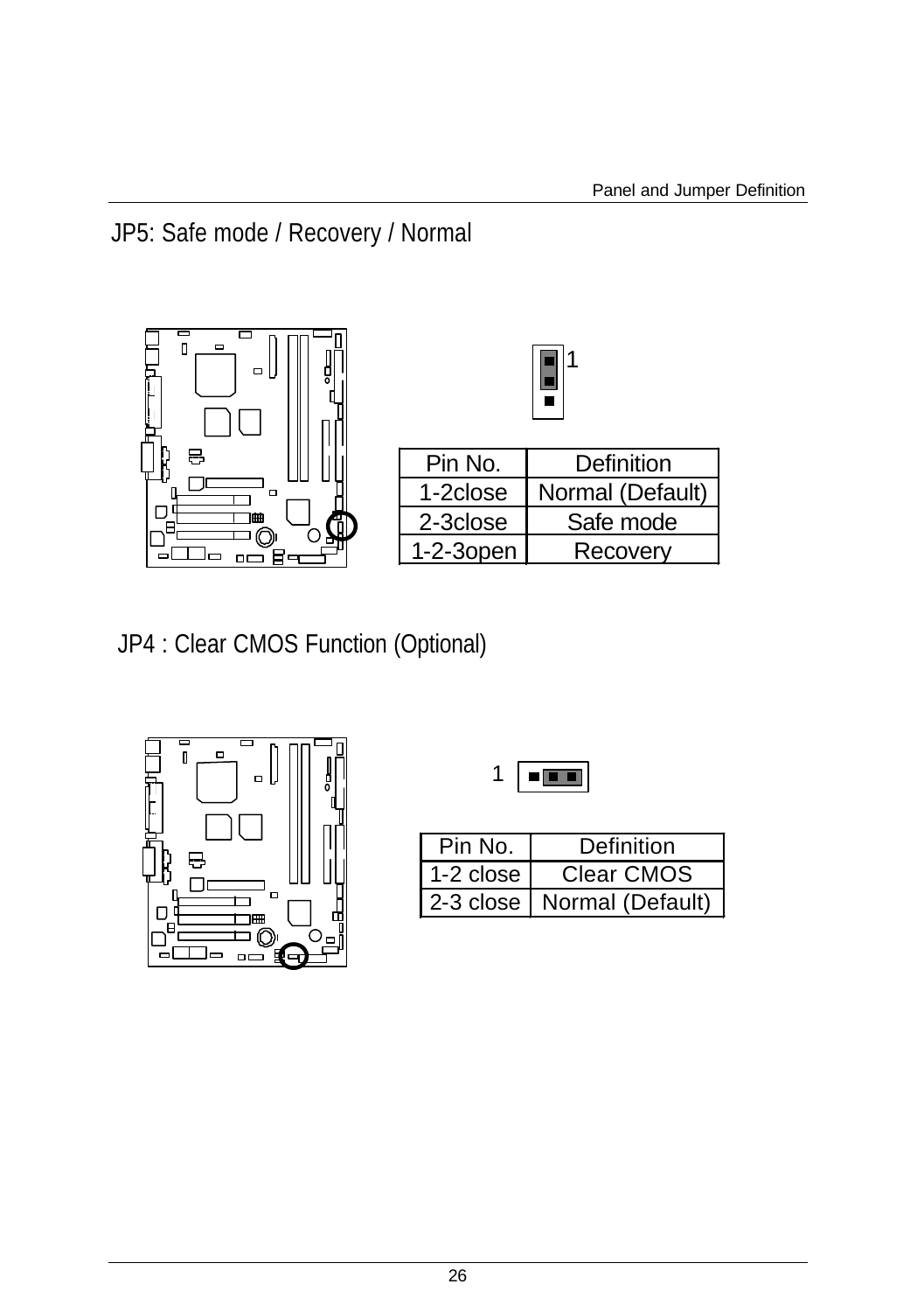## JP5: Safe mode / Recovery / Normal

1

| Pin No. | Definition |
|---|---|
| 1-2close | Normal (Default) |
| 2-3close | Safe mode |
| 1-2-3open | Recovery |

## JP4 : Clear CMOS Function (Optional)

1

| Pin No. | Definition |
|---|---|
| 1-2 close | Clear CMOS |
| 2-3 close | Normal (Default) |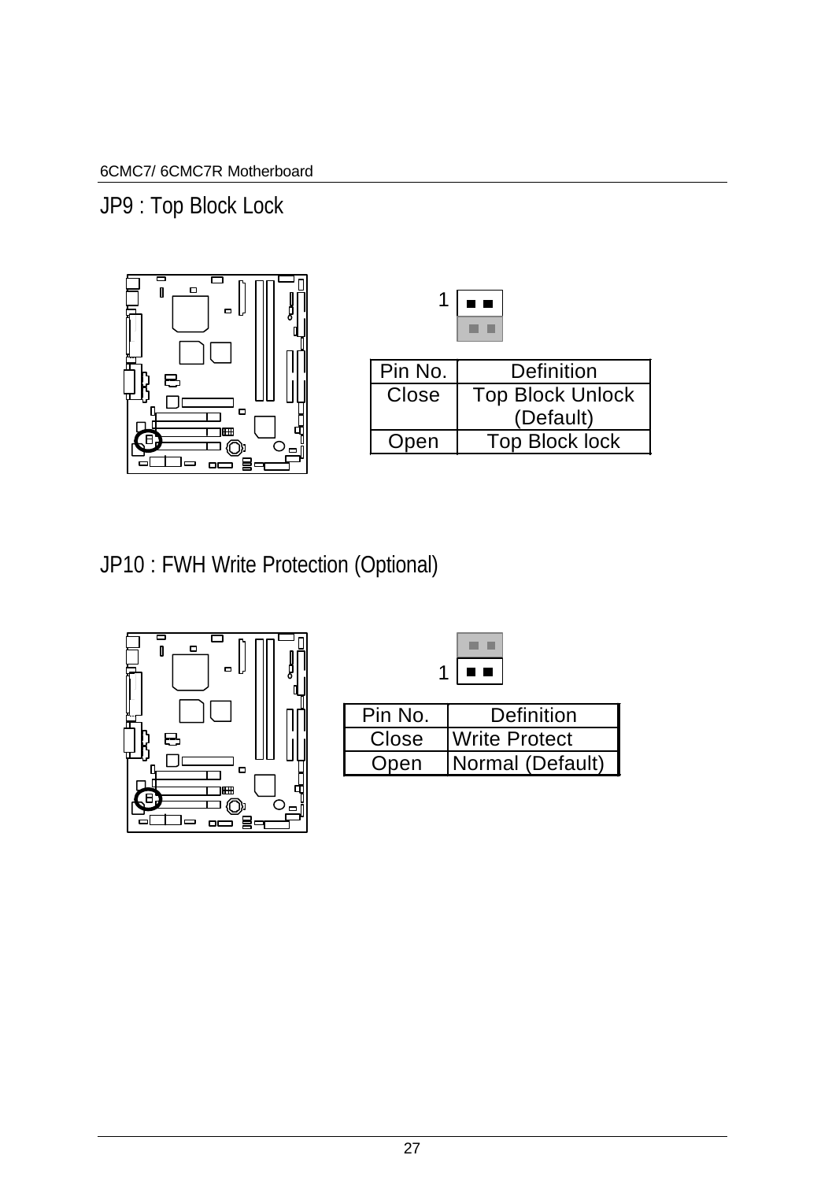## JP9 : Top Block Lock

| Pin No. | Definition |
|---|---|
| Close | Top Block Unlock (Default) |
| Open | Top Block lock |

## JP10 : FWH Write Protection (Optional)

| Pin No. | Definition |
|---|---|
| Close | Write Protect |
| Open | Normal (Default) |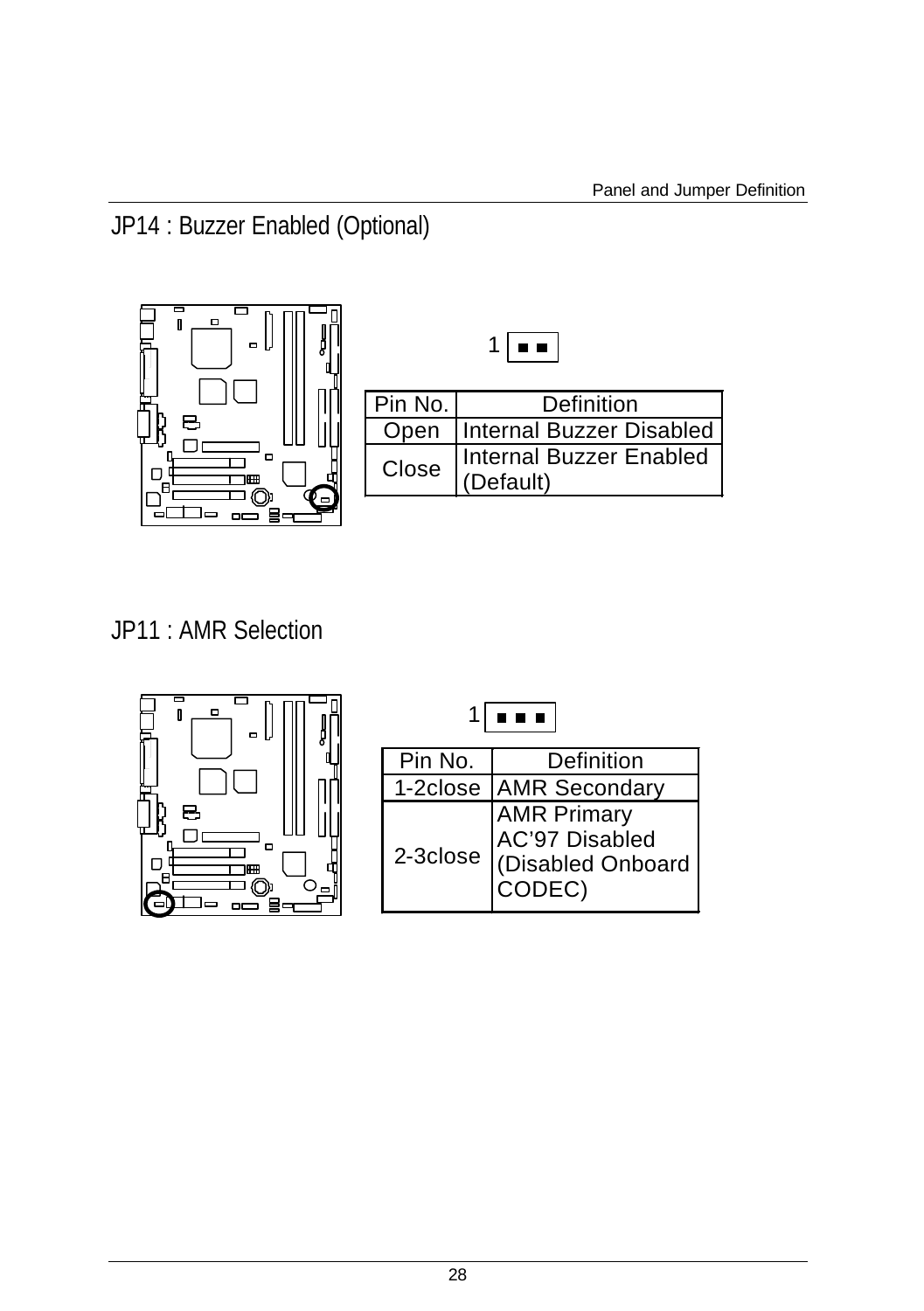## JP14 : Buzzer Enabled (Optional)

1

| Pin No. | Definition |
|---|---|
| Open | Internal Buzzer Disabled |
| Close | Internal Buzzer Enabled (Default) |

## JP11 : AMR Selection

1

| Pin No. | Definition |
|---|---|
| 1-2close | AMR Secondary |
| 2-3close | AMR Primary AC'97 Disabled (Disabled Onboard CODEC) |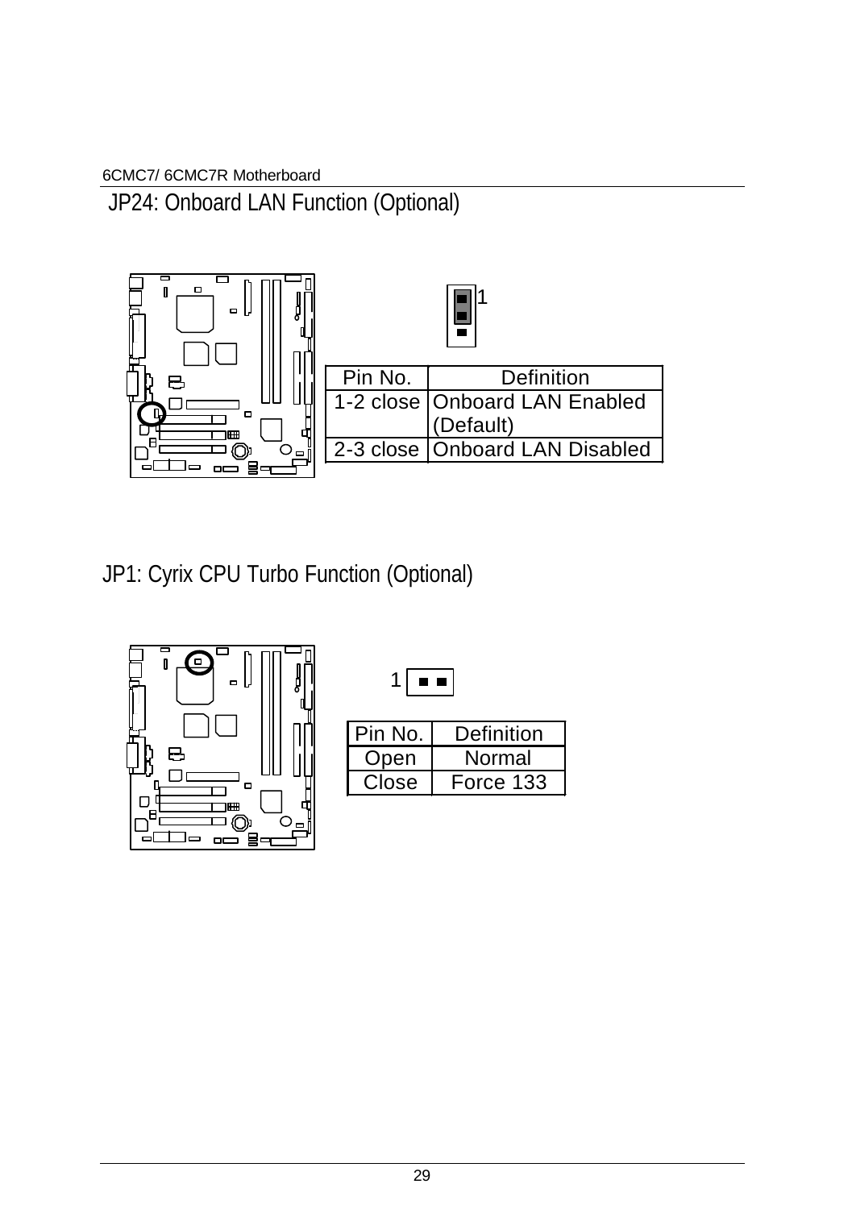## JP24: Onboard LAN Function (Optional)

| Pin No. | Definition |
| --- | --- |
| 1-2 close | Onboard LAN Enabled (Default) |
| 2-3 close | Onboard LAN Disabled |

## JP1: Cyrix CPU Turbo Function (Optional)

| Pin No. | Definition |
| --- | --- |
| Open | Normal |
| Close | Force 133 |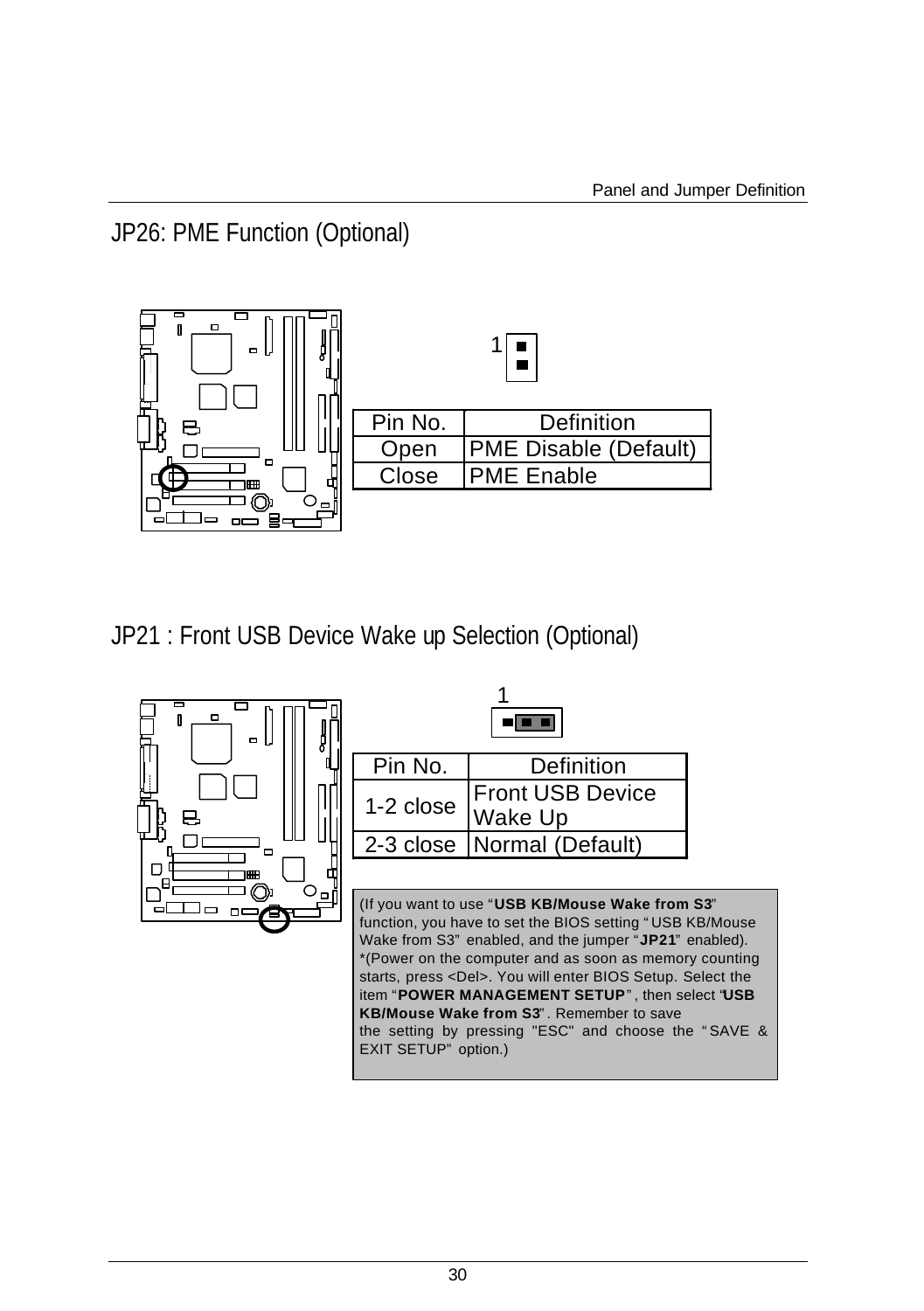# JP26: PME Function (Optional)

| Pin No. | Definition |
| --- | --- |
| Open | PME Disable (Default) |
| Close | PME Enable |

# JP21 : Front USB Device Wake up Selection (Optional)

| Pin No. | Definition |
| --- | --- |
| 1-2 close | Front USB Device Wake Up |
| 2-3 close | Normal (Default) |

(If you want to use "**USB KB/Mouse Wake from S3**" function, you have to set the BIOS setting "USB KB/Mouse Wake from S3" enabled, and the jumper "**JP21**" enabled). *(Power on the computer and as soon as memory counting starts, press <Del>. You will enter BIOS Setup. Select the item "**POWER MANAGEMENT SETUP**", then select "**USB KB/Mouse Wake from S3**". Remember to save the setting by pressing "ESC" and choose the "SAVE & EXIT SETUP" option.)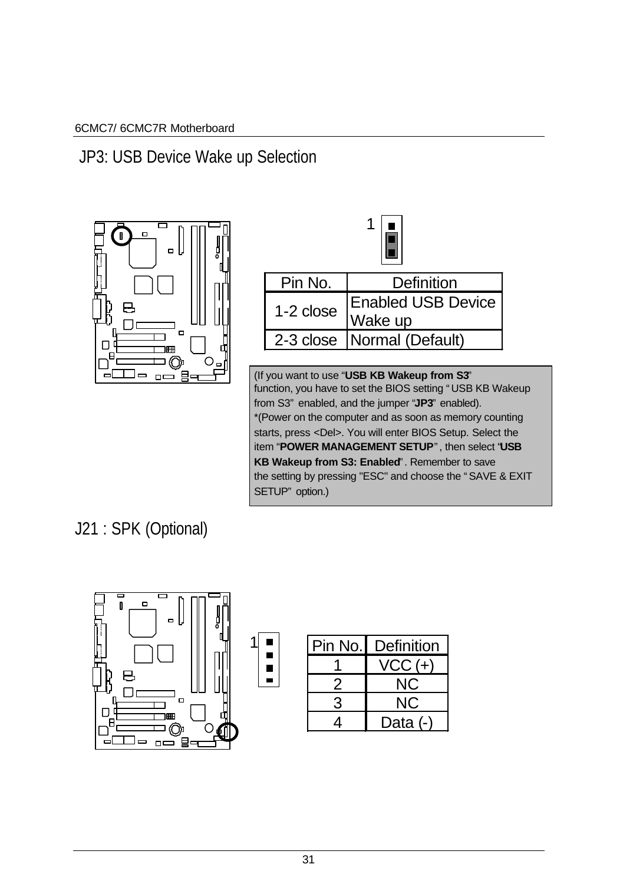## JP3: USB Device Wake up Selection

| Pin No. | Definition |
|---|---|
| 1-2 close | Enabled USB Device Wake up |
| 2-3 close | Normal (Default) |

(If you want to use "**USB KB Wakeup from S3**" function, you have to set the BIOS setting "USB KB Wakeup from S3" enabled, and the jumper "**JP3**" enabled).
*(Power on the computer and as soon as memory counting starts, press <Del>. You will enter BIOS Setup. Select the item "**POWER MANAGEMENT SETUP**", then select "**USB KB Wakeup from S3: Enabled**". Remember to save the setting by pressing "ESC" and choose the "SAVE & EXIT SETUP" option.)

## J21 : SPK (Optional)

| Pin No. | Definition |
|---|---|
| 1 | VCC (+) |
| 2 | NC |
| 3 | NC |
| 4 | Data (-) |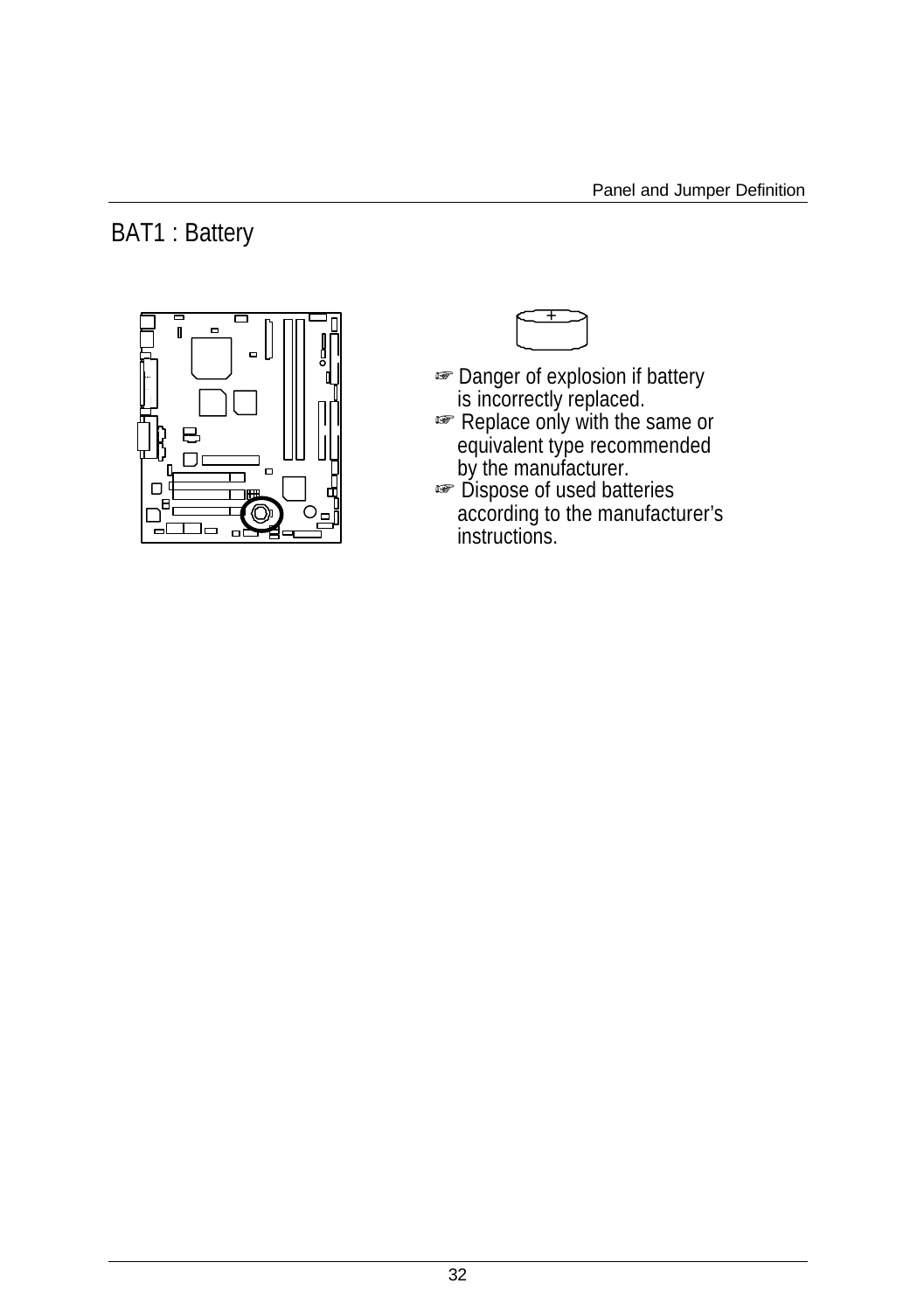## BAT1 : Battery

+

- ☞ Danger of explosion if battery is incorrectly replaced.
- ☞ Replace only with the same or equivalent type recommended by the manufacturer.
- ☞ Dispose of used batteries according to the manufacturer's instructions.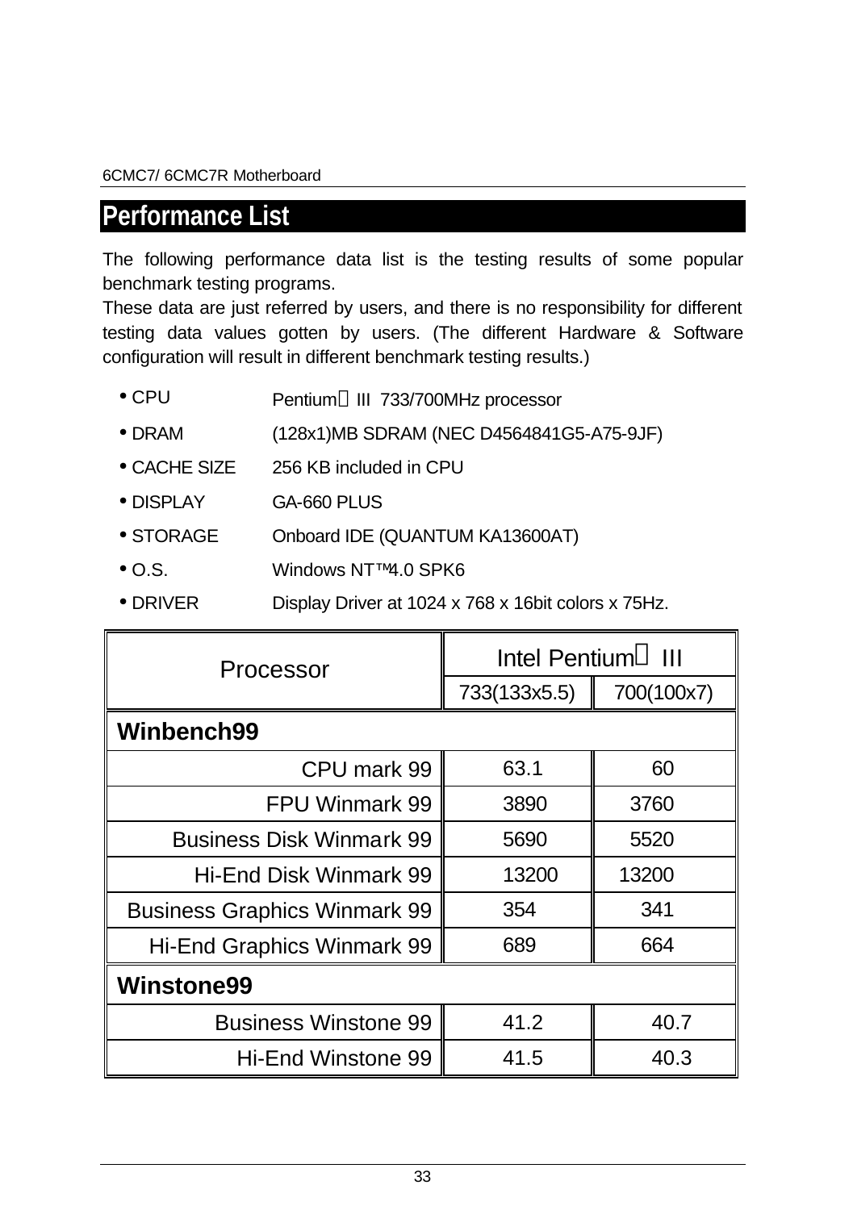## Performance List

The following performance data list is the testing results of some popular benchmark testing programs.

These data are just referred by users, and there is no responsibility for different testing data values gotten by users. (The different Hardware & Software configuration will result in different benchmark testing results.)

- CPU Pentium III 733/700MHz processor
- DRAM (128x1)MB SDRAM (NEC D4564841G5-A75-9JF)
- CACHE SIZE 256 KB included in CPU
- DISPLAY GA-660 PLUS
- STORAGE Onboard IDE (QUANTUM KA13600AT)
- O.S. Windows NT™4.0 SPK6
- DRIVER Display Driver at 1024 x 768 x 16bit colors x 75Hz.

| Processor | Intel Pentium III | |
|---|---|---|
| | 733(133x5.5) | 700(100x7) |
| **Winbench99** | | |
| CPU mark 99 | 63.1 | 60 |
| FPU Winmark 99 | 3890 | 3760 |
| Business Disk Winmark 99 | 5690 | 5520 |
| Hi-End Disk Winmark 99 | 13200 | 13200 |
| Business Graphics Winmark 99 | 354 | 341 |
| Hi-End Graphics Winmark 99 | 689 | 664 |
| **Winstone99** | | |
| Business Winstone 99 | 41.2 | 40.7 |
| Hi-End Winstone 99 | 41.5 | 40.3 |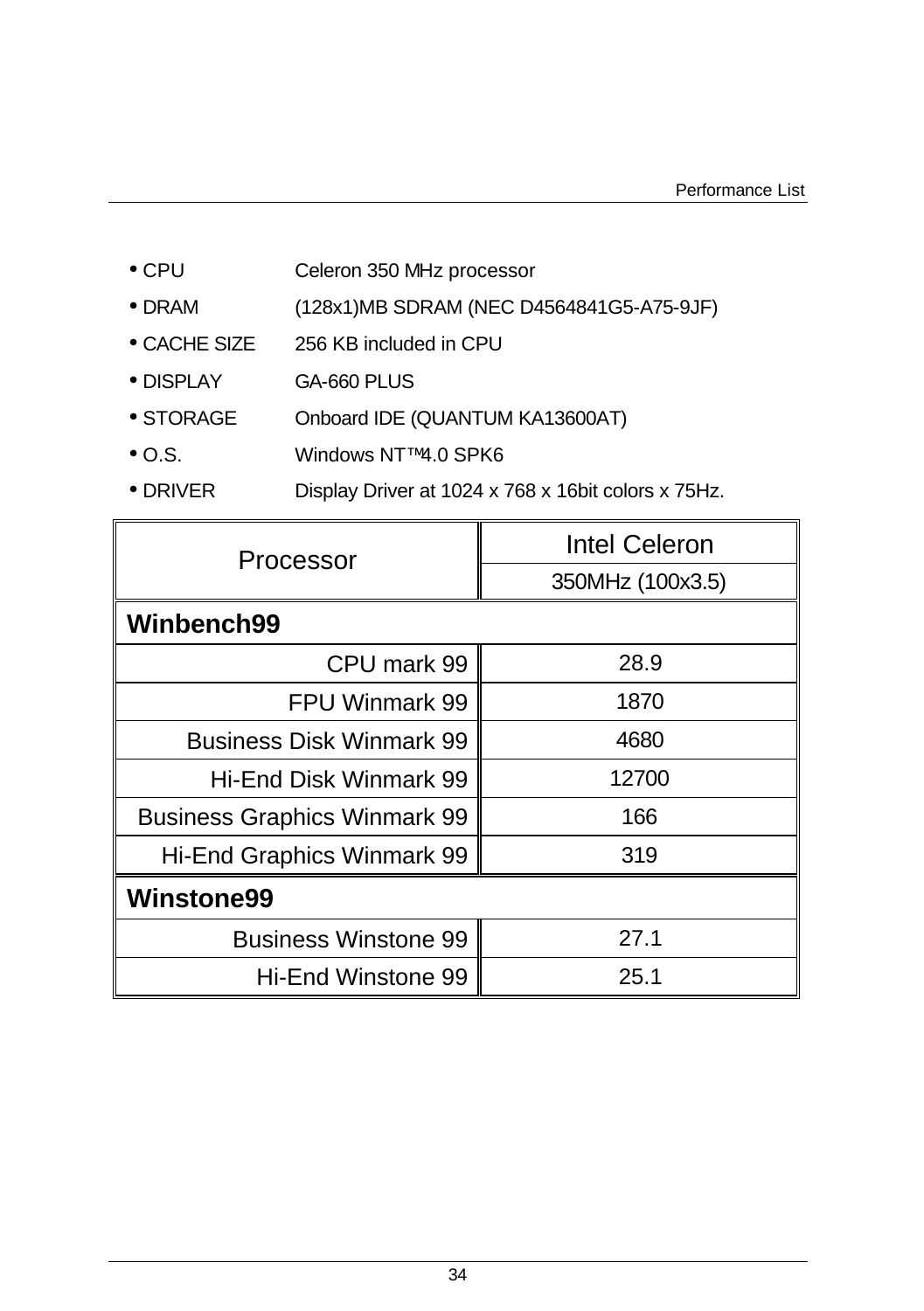- CPU Celeron 350 MHz processor
- DRAM (128x1)MB SDRAM (NEC D4564841G5-A75-9JF)
- CACHE SIZE 256 KB included in CPU
- DISPLAY GA-660 PLUS
- STORAGE Onboard IDE (QUANTUM KA13600AT)
- O.S. Windows NT™4.0 SPK6
- DRIVER Display Driver at 1024 x 768 x 16bit colors x 75Hz.

| Processor | Intel Celeron |
|---|---|
| | 350MHz (100x3.5) |
| **Winbench99** | |
| CPU mark 99 | 28.9 |
| FPU Winmark 99 | 1870 |
| Business Disk Winmark 99 | 4680 |
| Hi-End Disk Winmark 99 | 12700 |
| Business Graphics Winmark 99 | 166 |
| Hi-End Graphics Winmark 99 | 319 |
| **Winstone99** | |
| Business Winstone 99 | 27.1 |
| Hi-End Winstone 99 | 25.1 |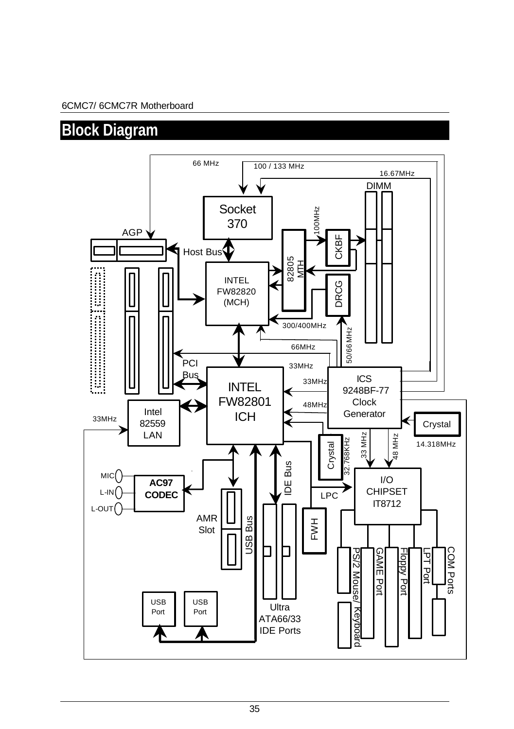## Block Diagram

66 MHz

100 / 133 MHz

16.67MHz

DIMM

Socket 370

100MHz

AGP

Host Bus

82805 MTH

CKBF

INTEL FW82820 (MCH)

DRCG

300/400MHz

50/66 MHz

66MHz

PCI Bus

33MHz

33MHz

INTEL FW82801 ICH

ICS 9248BF-77 Clock Generator

48MHz

Intel 82559 LAN

33MHz

Crystal

14.318MHz

Crystal

32.768KHz

33 MHz

48 MHz

MIC

L-IN

L-OUT

AC97 CODEC

IDE Bus

I/O CHIPSET IT8712

LPC

AMR Slot

USB Bus

FWH

PS/2 Mouse/ Keyboard

GAME Port

Floppy Port

LPT Port

COM Ports

USB Port

USB Port

Ultra ATA66/33 IDE Ports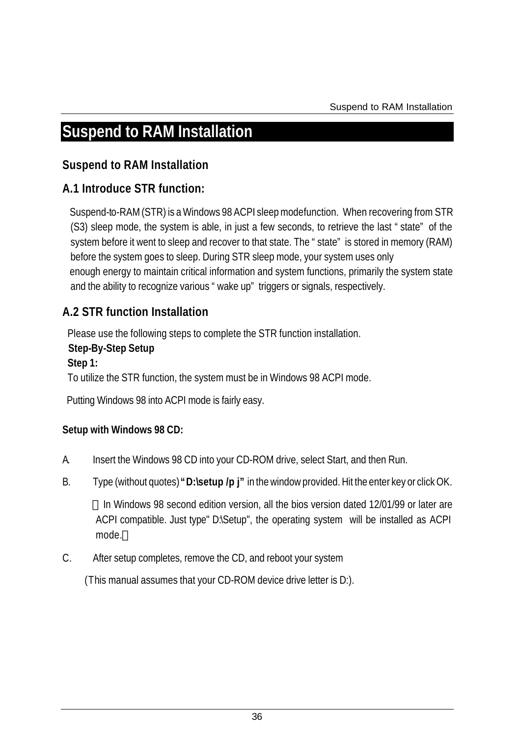# Suspend to RAM Installation

## Suspend to RAM Installation

### A.1 Introduce STR function:

Suspend-to-RAM (STR) is a Windows 98 ACPI sleep modefunction. When recovering from STR (S3) sleep mode, the system is able, in just a few seconds, to retrieve the last " state" of the system before it went to sleep and recover to that state. The " state" is stored in memory (RAM) before the system goes to sleep. During STR sleep mode, your system uses only enough energy to maintain critical information and system functions, primarily the system state and the ability to recognize various " wake up" triggers or signals, respectively.

### A.2 STR function Installation

Please use the following steps to complete the STR function installation.

**Step-By-Step Setup**

**Step 1:**

To utilize the STR function, the system must be in Windows 98 ACPI mode.

Putting Windows 98 into ACPI mode is fairly easy.

**Setup with Windows 98 CD:**

A. Insert the Windows 98 CD into your CD-ROM drive, select Start, and then Run.

B. Type (without quotes) **"D:\setup /p j"** in the window provided. Hit the enter key or click OK.

（In Windows 98 second edition version, all the bios version dated 12/01/99 or later are ACPI compatible. Just type" D:\Setup", the operating system will be installed as ACPI mode.）

C. After setup completes, remove the CD, and reboot your system

(This manual assumes that your CD-ROM device drive letter is D:).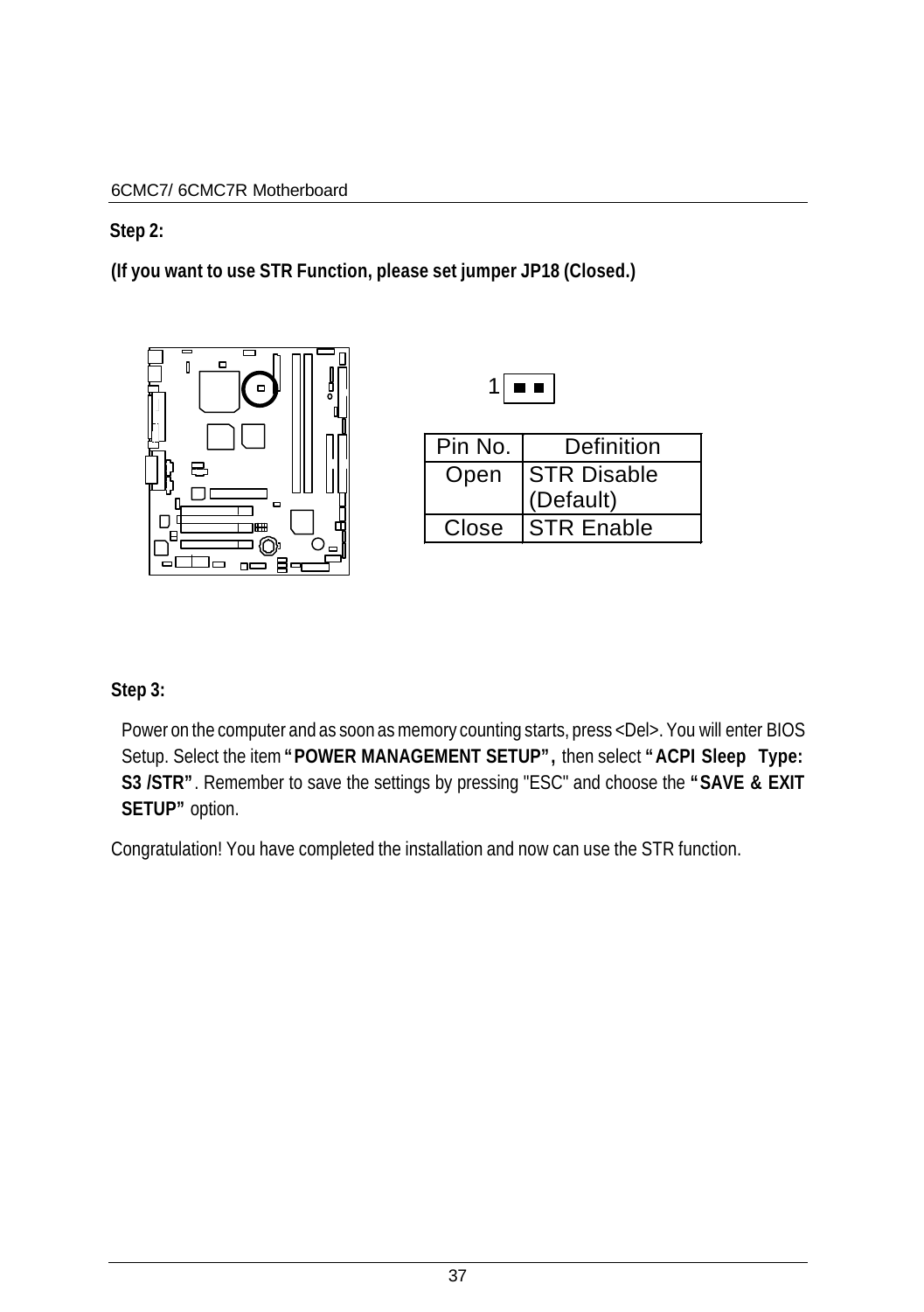**Step 2:**

**(If you want to use STR Function, please set jumper JP18 (Closed.)**

1

| Pin No. | Definition |
| --- | --- |
| Open | STR Disable (Default) |
| Close | STR Enable |

**Step 3:**

Power on the computer and as soon as memory counting starts, press <Del>. You will enter BIOS Setup. Select the item **"POWER MANAGEMENT SETUP",** then select **"ACPI Sleep Type: S3 /STR"**. Remember to save the settings by pressing "ESC" and choose the **"SAVE & EXIT SETUP"** option.

Congratulation! You have completed the installation and now can use the STR function.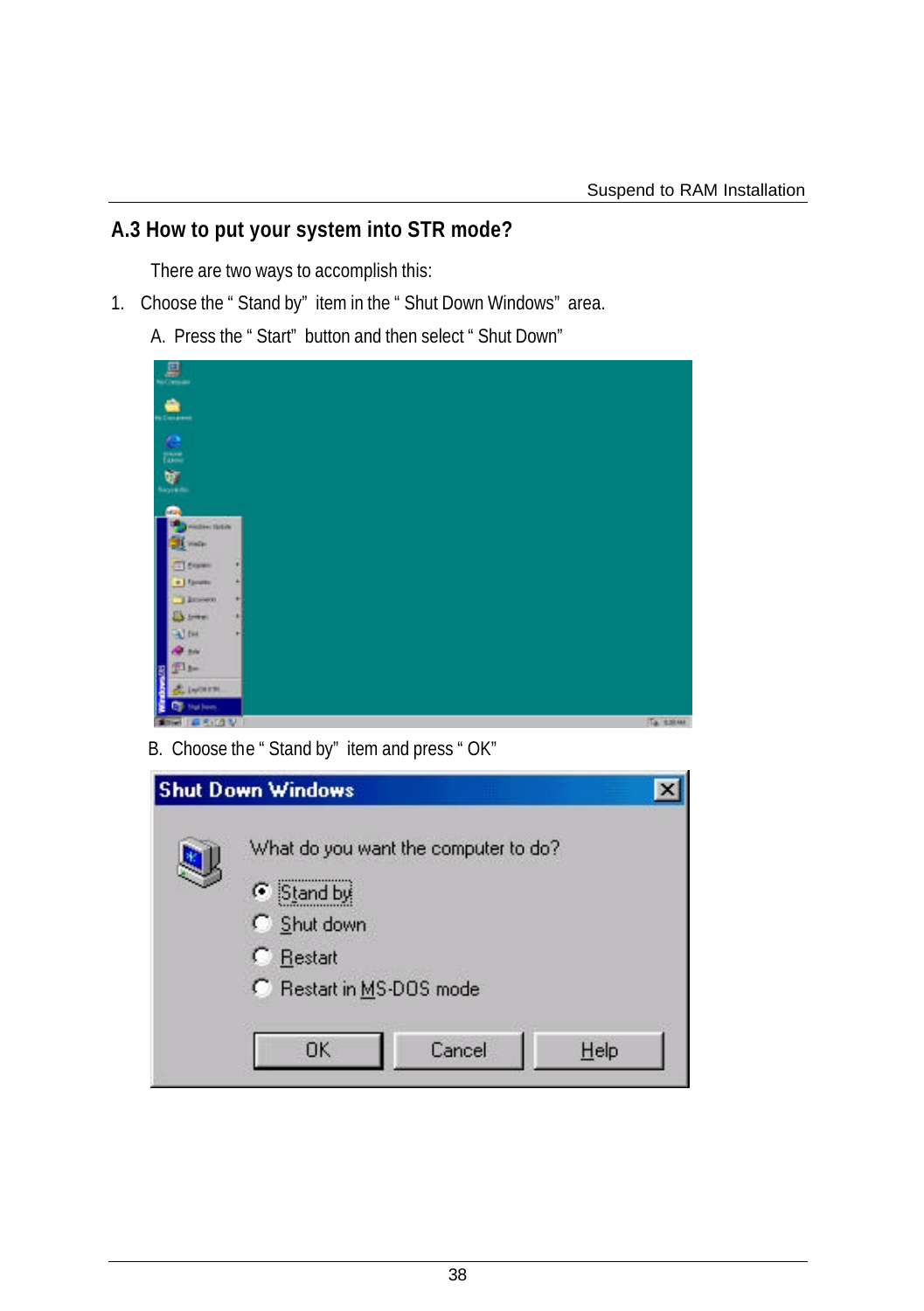## A.3 How to put your system into STR mode?

There are two ways to accomplish this:

1. Choose the "Stand by" item in the "Shut Down Windows" area.

   A. Press the "Start" button and then select "Shut Down"

   B. Choose the "Stand by" item and press "OK"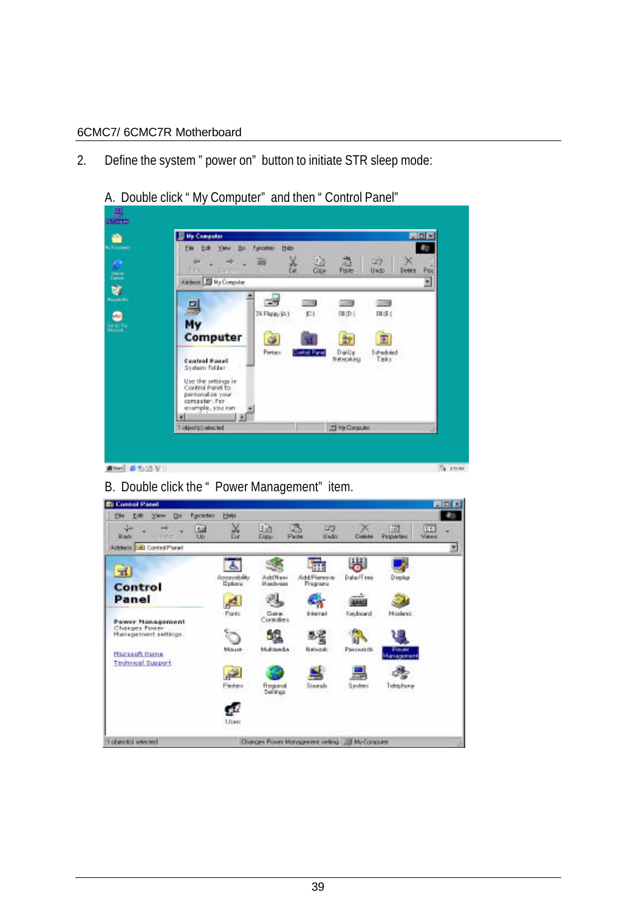2. Define the system " power on" button to initiate STR sleep mode:

A. Double click " My Computer" and then " Control Panel"

B. Double click the " Power Management" item.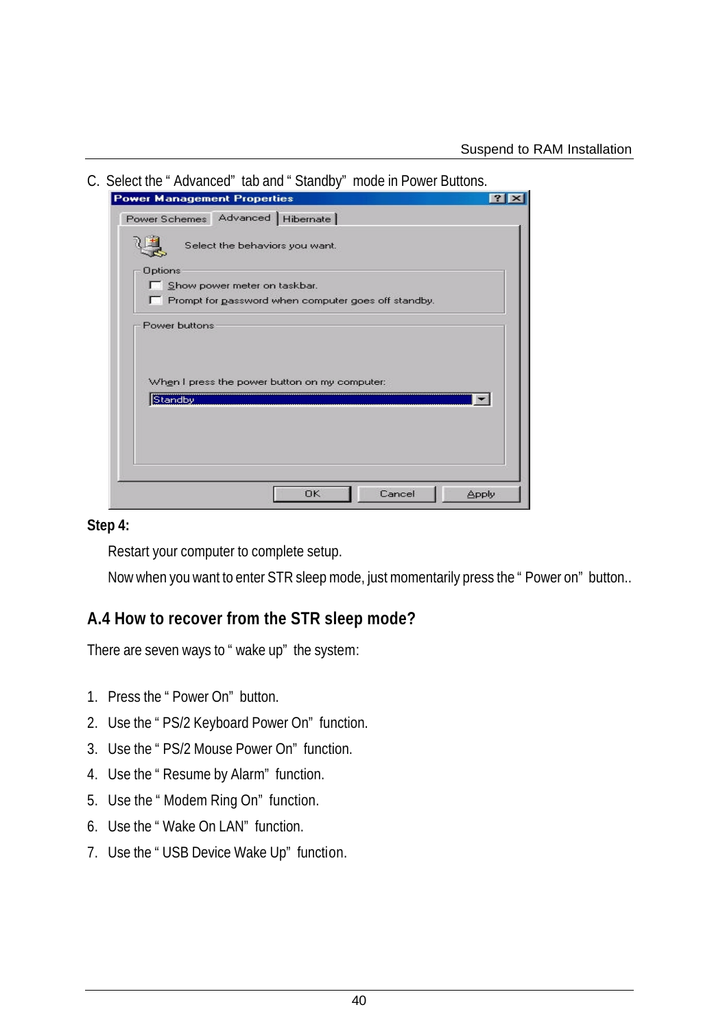C. Select the " Advanced" tab and " Standby" mode in Power Buttons.

**Step 4:**

Restart your computer to complete setup.

Now when you want to enter STR sleep mode, just momentarily press the " Power on" button..

## A.4 How to recover from the STR sleep mode?

There are seven ways to " wake up" the system:

1. Press the " Power On" button.
2. Use the " PS/2 Keyboard Power On" function.
3. Use the " PS/2 Mouse Power On" function.
4. Use the " Resume by Alarm" function.
5. Use the " Modem Ring On" function.
6. Use the " Wake On LAN" function.
7. Use the " USB Device Wake Up" function.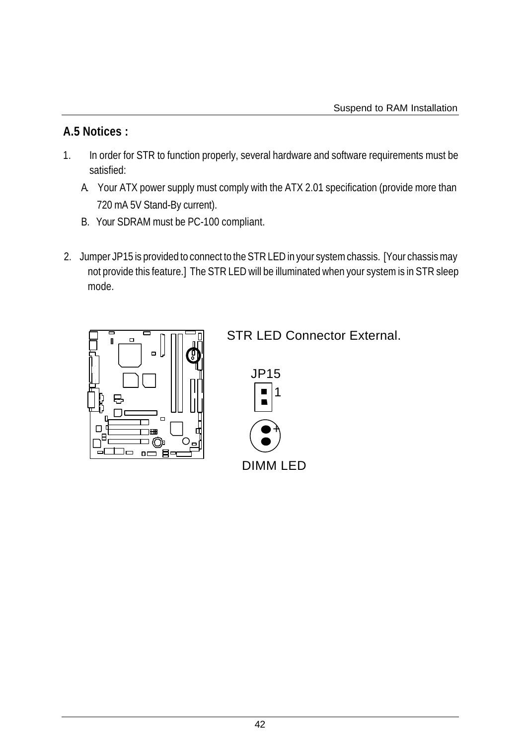## A.5 Notices :

1. In order for STR to function properly, several hardware and software requirements must be satisfied:

   A. Your ATX power supply must comply with the ATX 2.01 specification (provide more than 720 mA 5V Stand-By current).

   B. Your SDRAM must be PC-100 compliant.

2. Jumper JP15 is provided to connect to the STR LED in your system chassis. [Your chassis may not provide this feature.] The STR LED will be illuminated when your system is in STR sleep mode.

STR LED Connector External.

JP15

1

+

DIMM LED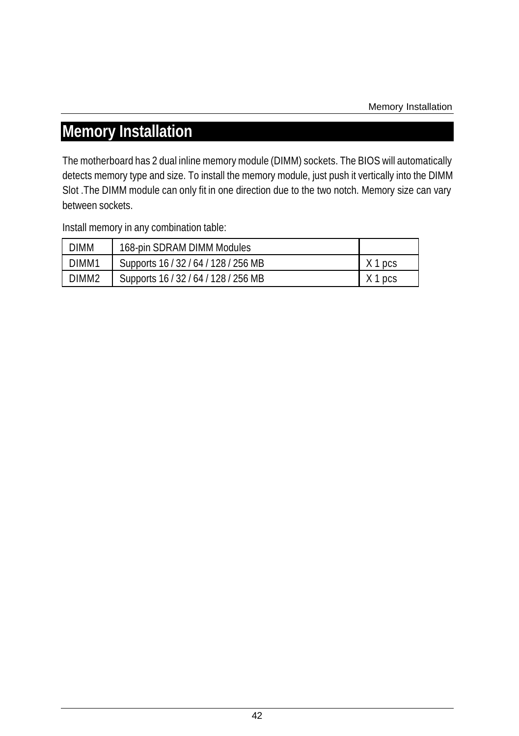# Memory Installation

The motherboard has 2 dual inline memory module (DIMM) sockets. The BIOS will automatically detects memory type and size. To install the memory module, just push it vertically into the DIMM Slot .The DIMM module can only fit in one direction due to the two notch. Memory size can vary between sockets.

Install memory in any combination table:

| DIMM | 168-pin SDRAM DIMM Modules | |
|---|---|---|
| DIMM1 | Supports 16 / 32 / 64 / 128 / 256 MB | X 1 pcs |
| DIMM2 | Supports 16 / 32 / 64 / 128 / 256 MB | X 1 pcs |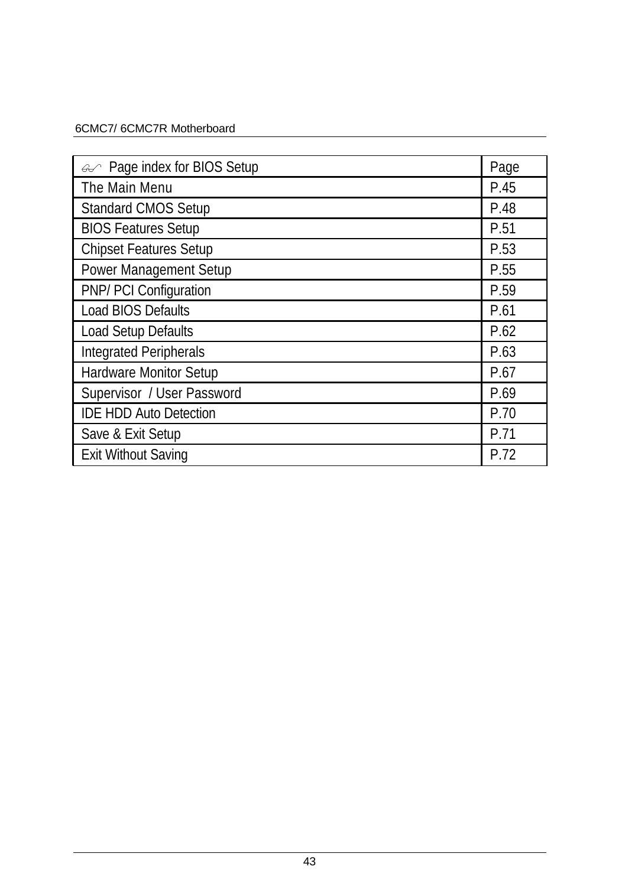| Page index for BIOS Setup | Page |
|---|---|
| The Main Menu | P.45 |
| Standard CMOS Setup | P.48 |
| BIOS Features Setup | P.51 |
| Chipset Features Setup | P.53 |
| Power Management Setup | P.55 |
| PNP/ PCI Configuration | P.59 |
| Load BIOS Defaults | P.61 |
| Load Setup Defaults | P.62 |
| Integrated Peripherals | P.63 |
| Hardware Monitor Setup | P.67 |
| Supervisor / User Password | P.69 |
| IDE HDD Auto Detection | P.70 |
| Save & Exit Setup | P.71 |
| Exit Without Saving | P.72 |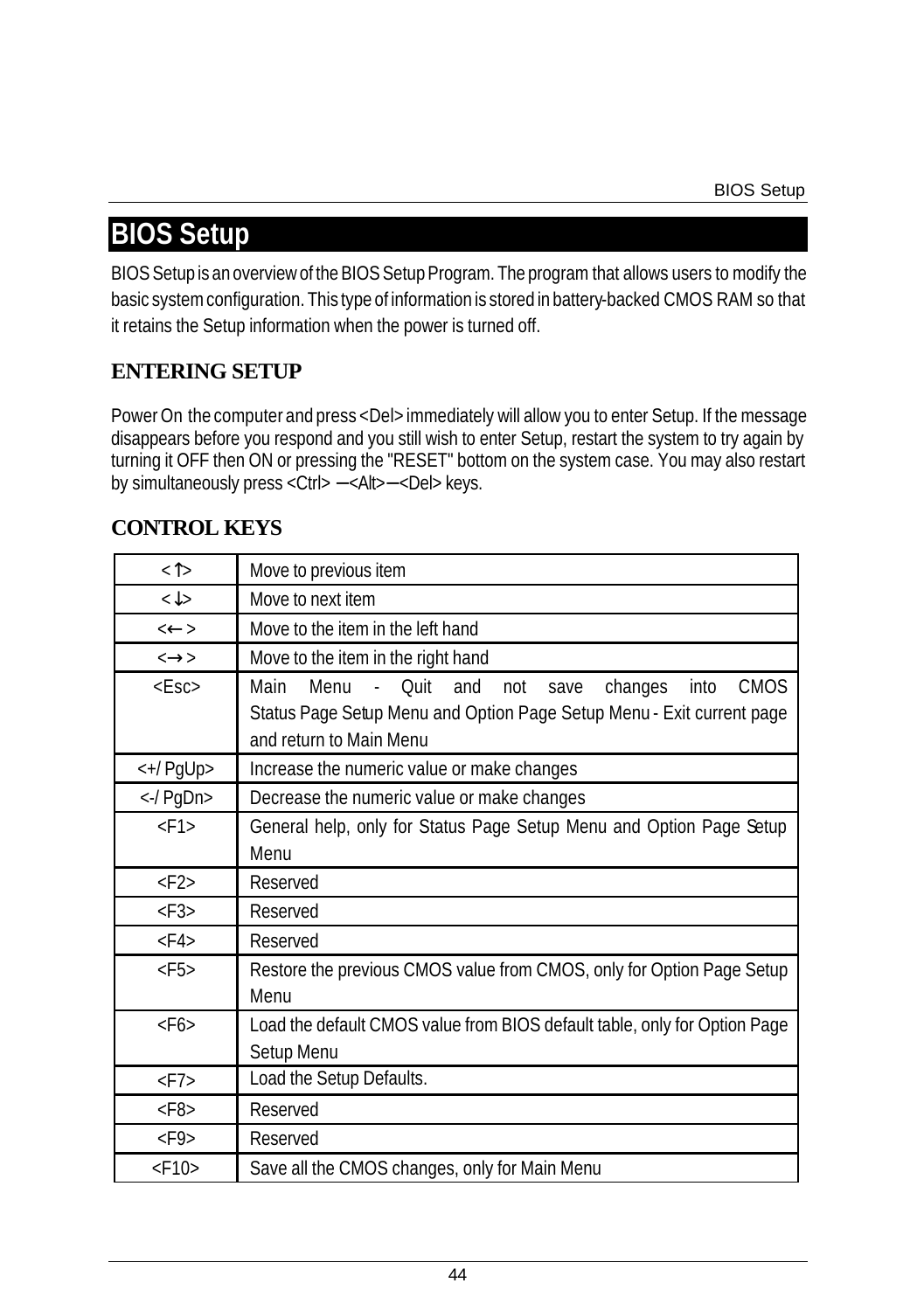# BIOS Setup

BIOS Setup is an overview of the BIOS Setup Program. The program that allows users to modify the basic system configuration. This type of information is stored in battery-backed CMOS RAM so that it retains the Setup information when the power is turned off.

## ENTERING SETUP

Power On the computer and press <Del> immediately will allow you to enter Setup. If the message disappears before you respond and you still wish to enter Setup, restart the system to try again by turning it OFF then ON or pressing the "RESET" bottom on the system case. You may also restart by simultaneously press <Ctrl> –<Alt>–<Del> keys.

## CONTROL KEYS

| Key | Function |
|---|---|
| <↑> | Move to previous item |
| <↓> | Move to next item |
| <←> | Move to the item in the left hand |
| <→> | Move to the item in the right hand |
| <Esc> | Main Menu - Quit and not save changes into CMOS Status Page Setup Menu and Option Page Setup Menu - Exit current page and return to Main Menu |
| <+/ PgUp> | Increase the numeric value or make changes |
| <-/ PgDn> | Decrease the numeric value or make changes |
| <F1> | General help, only for Status Page Setup Menu and Option Page Setup Menu |
| <F2> | Reserved |
| <F3> | Reserved |
| <F4> | Reserved |
| <F5> | Restore the previous CMOS value from CMOS, only for Option Page Setup Menu |
| <F6> | Load the default CMOS value from BIOS default table, only for Option Page Setup Menu |
| <F7> | Load the Setup Defaults. |
| <F8> | Reserved |
| <F9> | Reserved |
| <F10> | Save all the CMOS changes, only for Main Menu |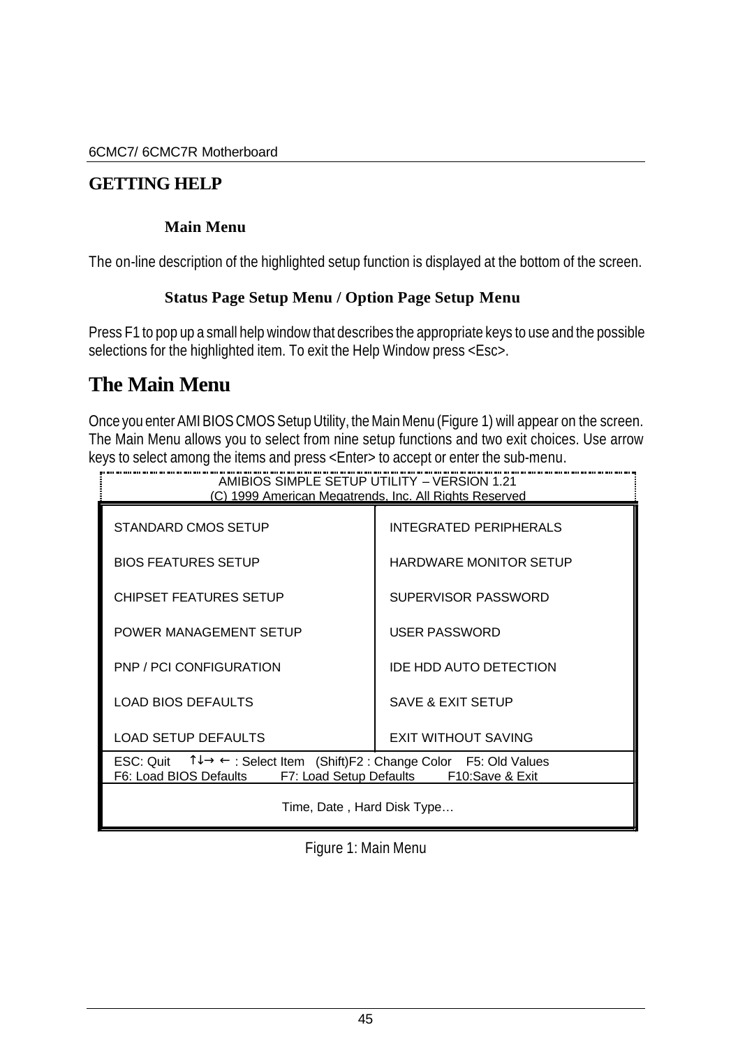## GETTING HELP

### Main Menu

The on-line description of the highlighted setup function is displayed at the bottom of the screen.

### Status Page Setup Menu / Option Page Setup Menu

Press F1 to pop up a small help window that describes the appropriate keys to use and the possible selections for the highlighted item. To exit the Help Window press <Esc>.

# The Main Menu

Once you enter AMI BIOS CMOS Setup Utility, the Main Menu (Figure 1) will appear on the screen. The Main Menu allows you to select from nine setup functions and two exit choices. Use arrow keys to select among the items and press <Enter> to accept or enter the sub-menu.

```
AMIBIOS SIMPLE SETUP UTILITY – VERSION 1.21
(C) 1999 American Megatrends, Inc. All Rights Reserved

STANDARD CMOS SETUP          INTEGRATED PERIPHERALS
BIOS FEATURES SETUP          HARDWARE MONITOR SETUP
CHIPSET FEATURES SETUP       SUPERVISOR PASSWORD
POWER MANAGEMENT SETUP       USER PASSWORD
PNP / PCI CONFIGURATION      IDE HDD AUTO DETECTION
LOAD BIOS DEFAULTS           SAVE & EXIT SETUP
LOAD SETUP DEFAULTS          EXIT WITHOUT SAVING

ESC: Quit   ↑↓→ ← : Select Item   (Shift)F2 : Change Color   F5: Old Values
F6: Load BIOS Defaults     F7: Load Setup Defaults     F10:Save & Exit

Time, Date , Hard Disk Type…
```

Figure 1: Main Menu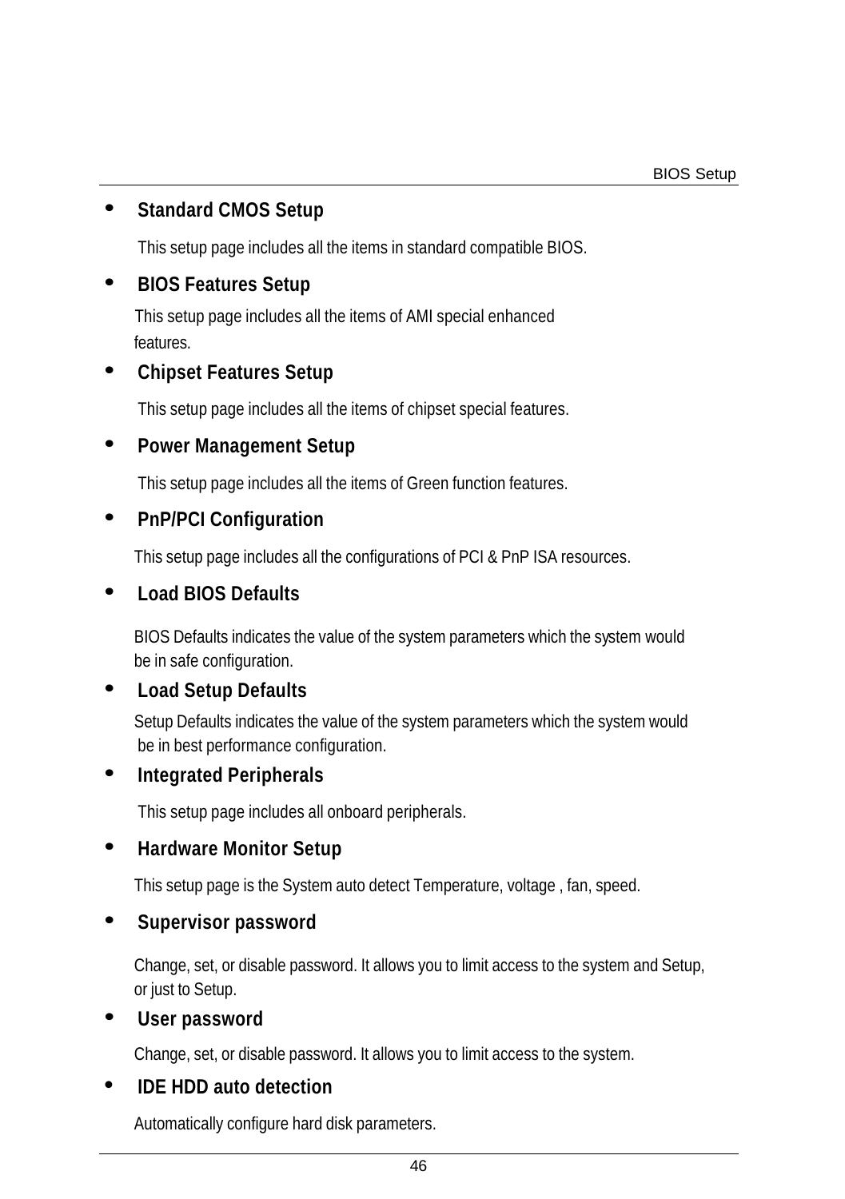- **Standard CMOS Setup**

  This setup page includes all the items in standard compatible BIOS.

- **BIOS Features Setup**

  This setup page includes all the items of AMI special enhanced features.

- **Chipset Features Setup**

  This setup page includes all the items of chipset special features.

- **Power Management Setup**

  This setup page includes all the items of Green function features.

- **PnP/PCI Configuration**

  This setup page includes all the configurations of PCI & PnP ISA resources.

- **Load BIOS Defaults**

  BIOS Defaults indicates the value of the system parameters which the system would be in safe configuration.

- **Load Setup Defaults**

  Setup Defaults indicates the value of the system parameters which the system would be in best performance configuration.

- **Integrated Peripherals**

  This setup page includes all onboard peripherals.

- **Hardware Monitor Setup**

  This setup page is the System auto detect Temperature, voltage , fan, speed.

- **Supervisor password**

  Change, set, or disable password. It allows you to limit access to the system and Setup, or just to Setup.

- **User password**

  Change, set, or disable password. It allows you to limit access to the system.

- **IDE HDD auto detection**

  Automatically configure hard disk parameters.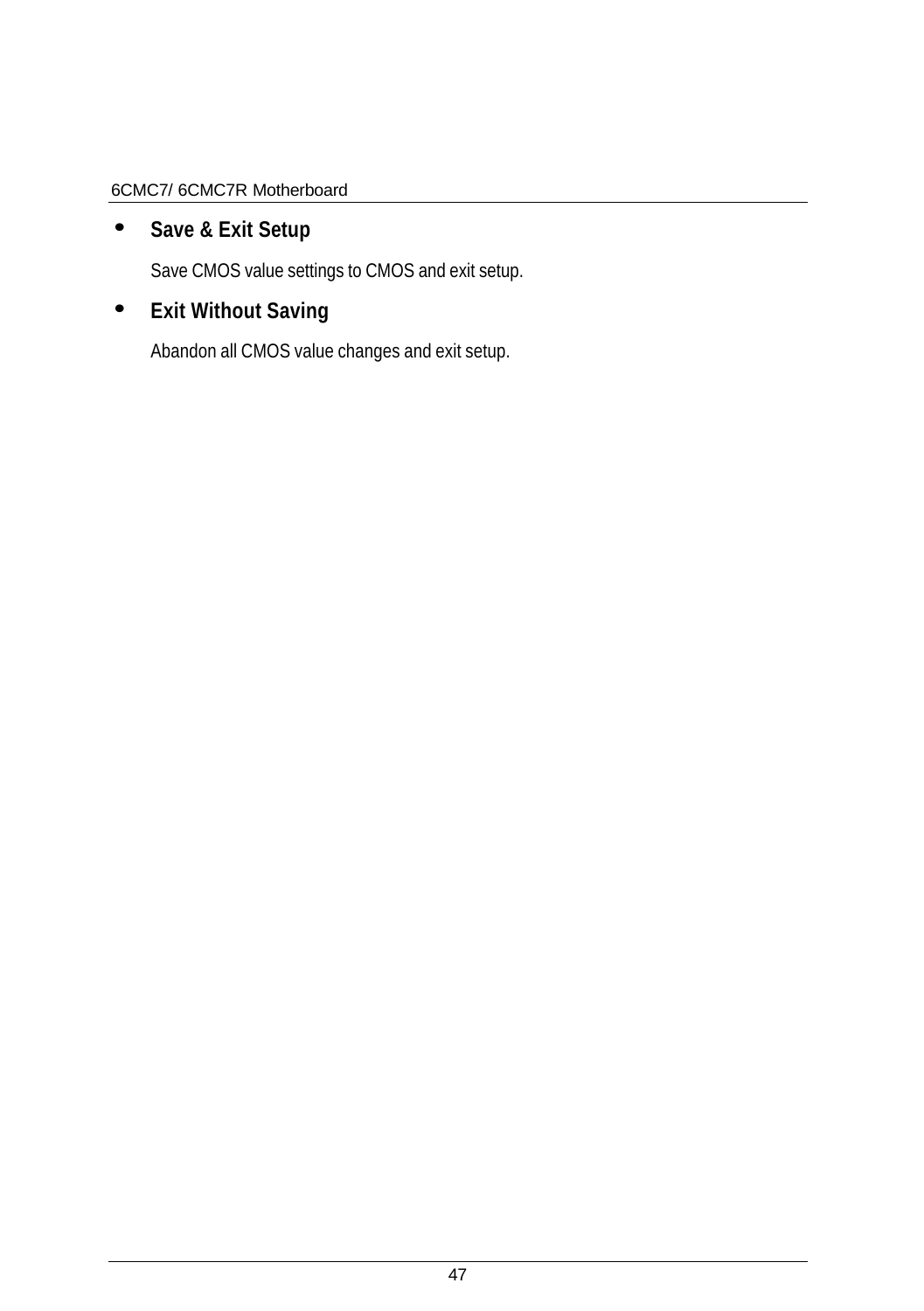- **Save & Exit Setup**

  Save CMOS value settings to CMOS and exit setup.

- **Exit Without Saving**

  Abandon all CMOS value changes and exit setup.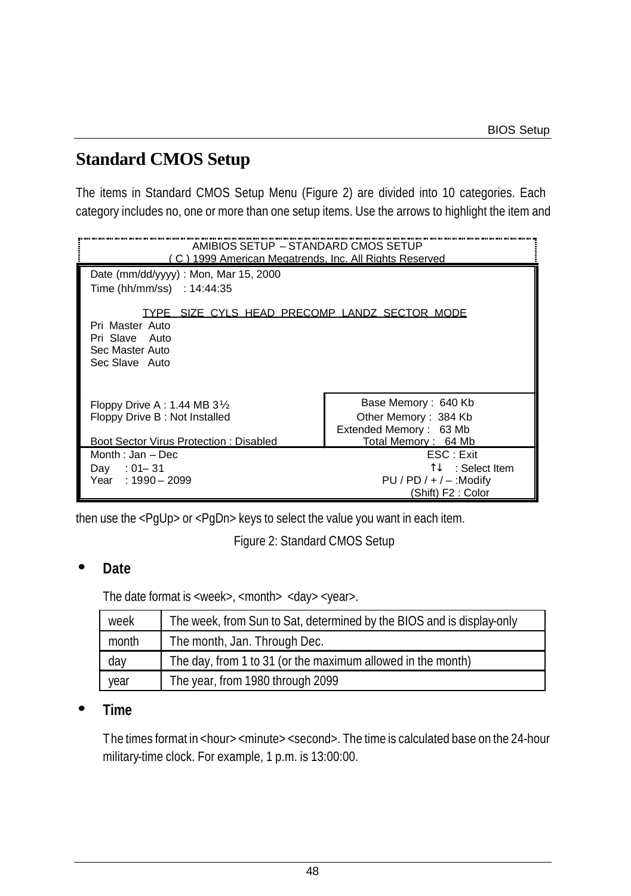## Standard CMOS Setup

The items in Standard CMOS Setup Menu (Figure 2) are divided into 10 categories. Each category includes no, one or more than one setup items. Use the arrows to highlight the item and

```
                    AMIBIOS SETUP – STANDARD CMOS SETUP
             ( C ) 1999 American Megatrends, Inc. All Rights Reserved
 Date (mm/dd/yyyy) : Mon, Mar 15, 2000
 Time (hh/mm/ss)   : 14:44:35

          TYPE   SIZE  CYLS  HEAD  PRECOMP  LANDZ  SECTOR  MODE
 Pri  Master  Auto
 Pri  Slave   Auto
 Sec Master Auto
 Sec Slave   Auto


 Floppy Drive A : 1.44 MB 3½                      Base Memory :  640 Kb
 Floppy Drive B : Not Installed                  Other Memory :  384 Kb
                                               Extended Memory :   63 Mb
 Boot Sector Virus Protection : Disabled           Total Memory :   64 Mb
 Month : Jan – Dec                                         ESC : Exit
 Day    : 01– 31                                           ↑↓   : Select Item
 Year   : 1990 – 2099                              PU / PD / + / – :Modify
                                                          (Shift) F2 : Color
```

then use the <PgUp> or <PgDn> keys to select the value you want in each item.

Figure 2: Standard CMOS Setup

- **Date**

The date format is <week>, <month> <day> <year>.

| week | The week, from Sun to Sat, determined by the BIOS and is display-only |
|---|---|
| month | The month, Jan. Through Dec. |
| day | The day, from 1 to 31 (or the maximum allowed in the month) |
| year | The year, from 1980 through 2099 |

- **Time**

The times format in <hour> <minute> <second>. The time is calculated base on the 24-hour military-time clock. For example, 1 p.m. is 13:00:00.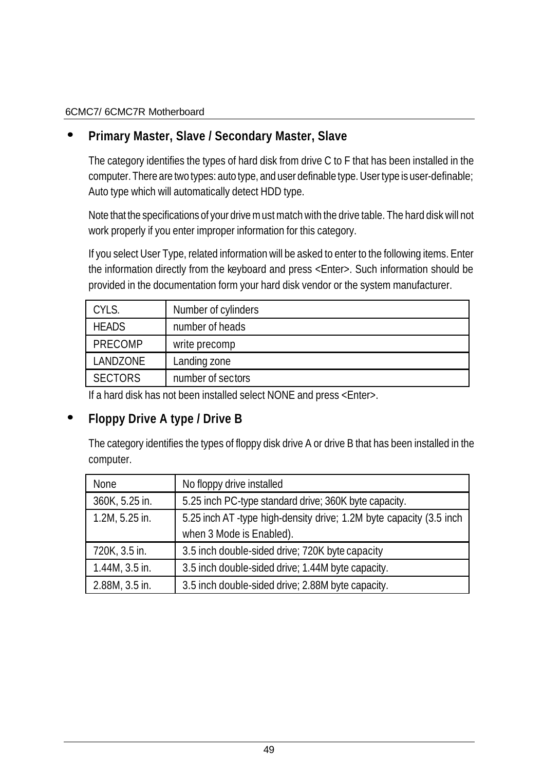- **Primary Master, Slave / Secondary Master, Slave**

  The category identifies the types of hard disk from drive C to F that has been installed in the computer. There are two types: auto type, and user definable type. User type is user-definable; Auto type which will automatically detect HDD type.

  Note that the specifications of your drive must match with the drive table. The hard disk will not work properly if you enter improper information for this category.

  If you select User Type, related information will be asked to enter to the following items. Enter the information directly from the keyboard and press <Enter>. Such information should be provided in the documentation form your hard disk vendor or the system manufacturer.

| | |
|---|---|
| CYLS. | Number of cylinders |
| HEADS | number of heads |
| PRECOMP | write precomp |
| LANDZONE | Landing zone |
| SECTORS | number of sectors |

  If a hard disk has not been installed select NONE and press <Enter>.

- **Floppy Drive A type / Drive B**

  The category identifies the types of floppy disk drive A or drive B that has been installed in the computer.

| | |
|---|---|
| None | No floppy drive installed |
| 360K, 5.25 in. | 5.25 inch PC-type standard drive; 360K byte capacity. |
| 1.2M, 5.25 in. | 5.25 inch AT -type high-density drive; 1.2M byte capacity (3.5 inch when 3 Mode is Enabled). |
| 720K, 3.5 in. | 3.5 inch double-sided drive; 720K byte capacity |
| 1.44M, 3.5 in. | 3.5 inch double-sided drive; 1.44M byte capacity. |
| 2.88M, 3.5 in. | 3.5 inch double-sided drive; 2.88M byte capacity. |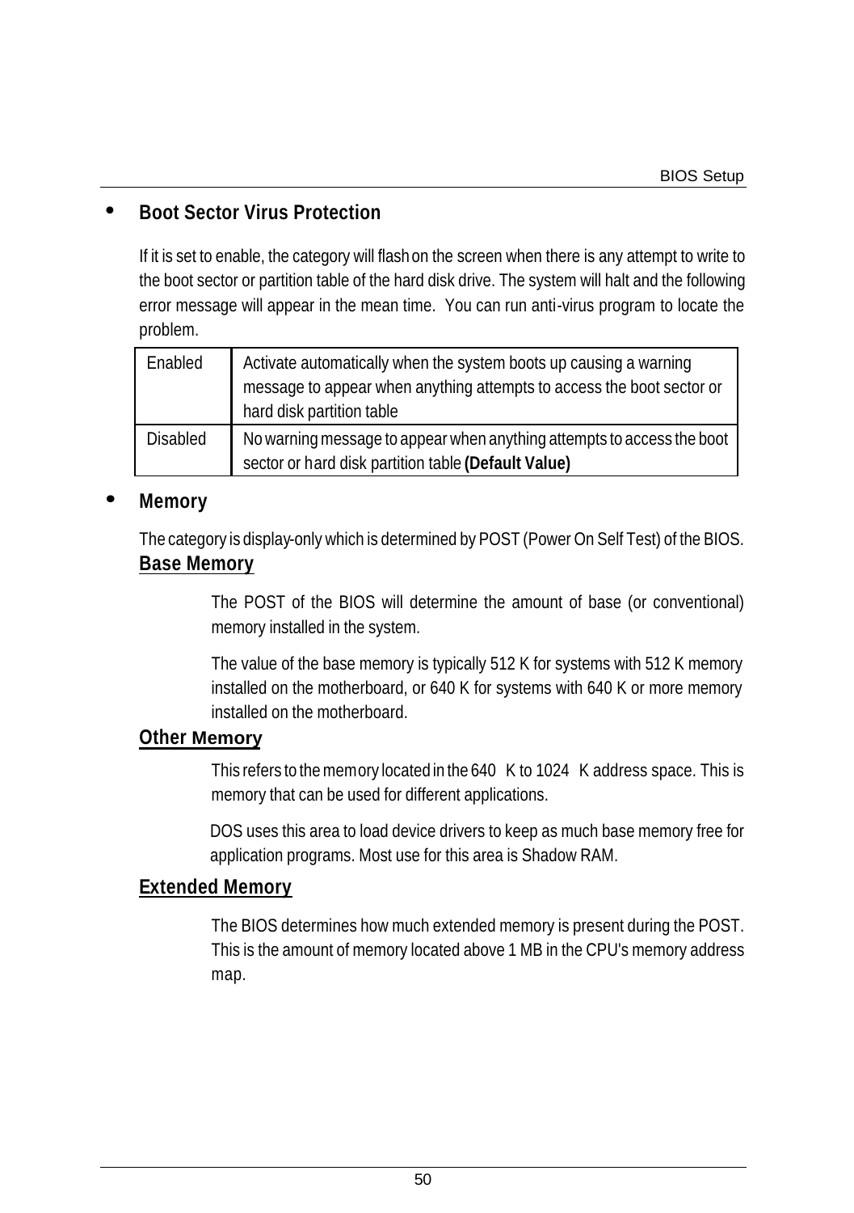- **Boot Sector Virus Protection**

If it is set to enable, the category will flash on the screen when there is any attempt to write to the boot sector or partition table of the hard disk drive. The system will halt and the following error message will appear in the mean time. You can run anti-virus program to locate the problem.

| Enabled | Activate automatically when the system boots up causing a warning message to appear when anything attempts to access the boot sector or hard disk partition table |
|---|---|
| Disabled | No warning message to appear when anything attempts to access the boot sector or hard disk partition table **(Default Value)** |

- **Memory**

The category is display-only which is determined by POST (Power On Self Test) of the BIOS.

**Base Memory**

The POST of the BIOS will determine the amount of base (or conventional) memory installed in the system.

The value of the base memory is typically 512 K for systems with 512 K memory installed on the motherboard, or 640 K for systems with 640 K or more memory installed on the motherboard.

**Other Memory**

This refers to the memory located in the 640 K to 1024 K address space. This is memory that can be used for different applications.

DOS uses this area to load device drivers to keep as much base memory free for application programs. Most use for this area is Shadow RAM.

**Extended Memory**

The BIOS determines how much extended memory is present during the POST. This is the amount of memory located above 1 MB in the CPU's memory address map.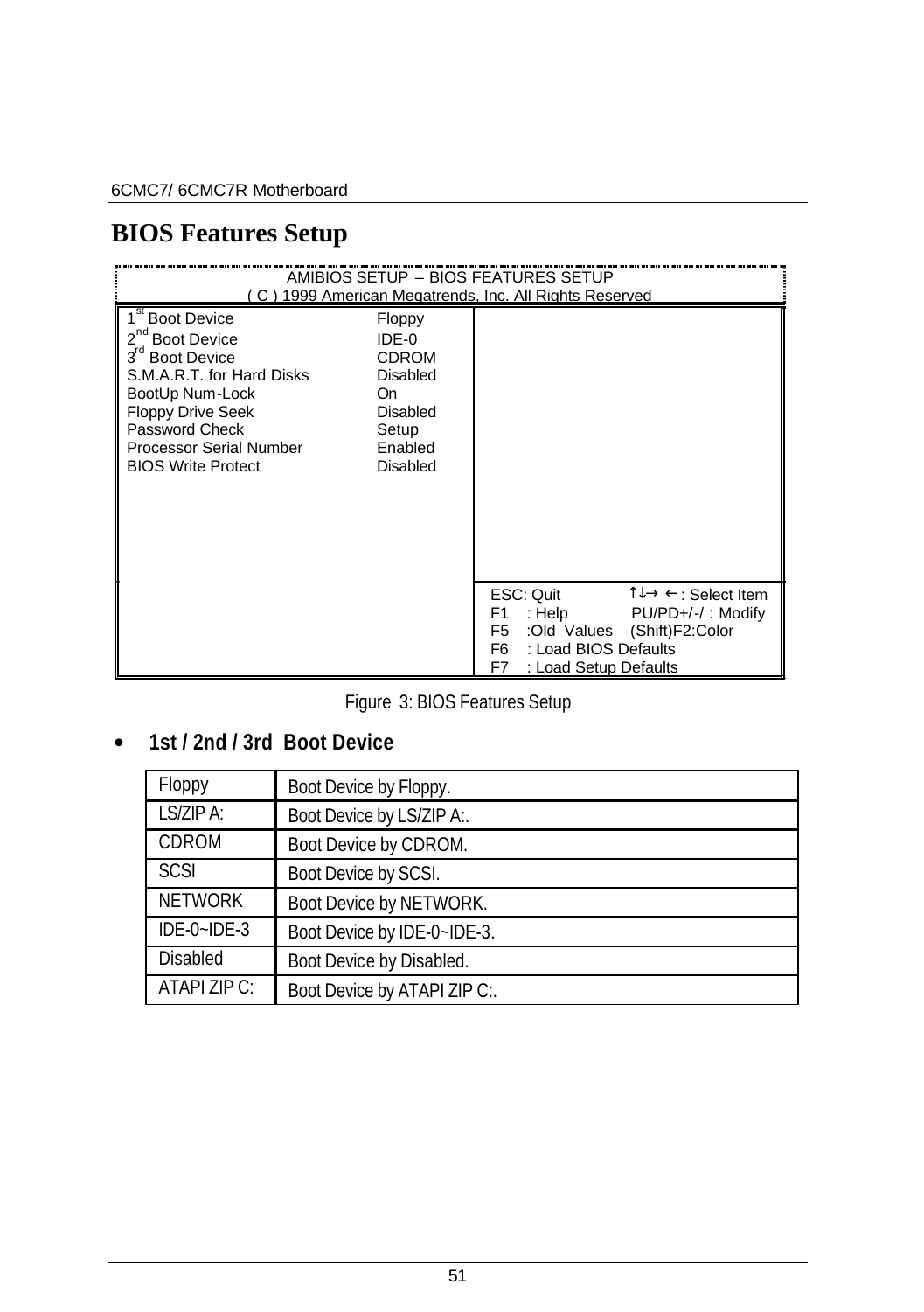# BIOS Features Setup

```
                    AMIBIOS SETUP – BIOS FEATURES SETUP
              ( C ) 1999 American Megatrends, Inc. All Rights Reserved

1st Boot Device                Floppy
2nd Boot Device                IDE-0
3rd Boot Device                CDROM
S.M.A.R.T. for Hard Disks      Disabled
BootUp Num-Lock                On
Floppy Drive Seek              Disabled
Password Check                 Setup
Processor Serial Number        Enabled
BIOS Write Protect             Disabled

                                         ESC: Quit          ↑↓→ ←: Select Item
                                         F1  : Help          PU/PD+/-/ : Modify
                                         F5  :Old  Values   (Shift)F2:Color
                                         F6  : Load BIOS Defaults
                                         F7  : Load Setup Defaults
```

Figure 3: BIOS Features Setup

- **1st / 2nd / 3rd Boot Device**

| Floppy | Boot Device by Floppy. |
|---|---|
| LS/ZIP A: | Boot Device by LS/ZIP A:. |
| CDROM | Boot Device by CDROM. |
| SCSI | Boot Device by SCSI. |
| NETWORK | Boot Device by NETWORK. |
| IDE-0~IDE-3 | Boot Device by IDE-0~IDE-3. |
| Disabled | Boot Device by Disabled. |
| ATAPI ZIP C: | Boot Device by ATAPI ZIP C:. |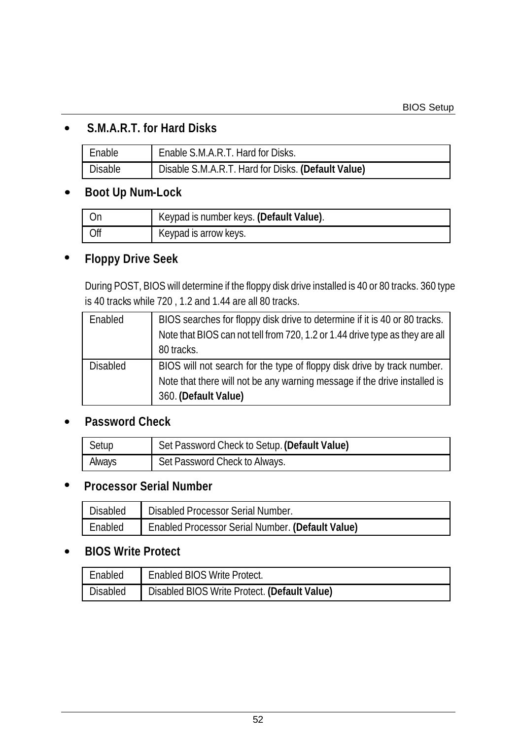- **S.M.A.R.T. for Hard Disks**

| Enable | Enable S.M.A.R.T. Hard for Disks. |
|---|---|
| Disable | Disable S.M.A.R.T. Hard for Disks. **(Default Value)** |

- **Boot Up Num-Lock**

| On | Keypad is number keys. **(Default Value)**. |
|---|---|
| Off | Keypad is arrow keys. |

- **Floppy Drive Seek**

During POST, BIOS will determine if the floppy disk drive installed is 40 or 80 tracks. 360 type is 40 tracks while 720 , 1.2 and 1.44 are all 80 tracks.

| Enabled | BIOS searches for floppy disk drive to determine if it is 40 or 80 tracks. Note that BIOS can not tell from 720, 1.2 or 1.44 drive type as they are all 80 tracks. |
|---|---|
| Disabled | BIOS will not search for the type of floppy disk drive by track number. Note that there will not be any warning message if the drive installed is 360. **(Default Value)** |

- **Password Check**

| Setup | Set Password Check to Setup. **(Default Value)** |
|---|---|
| Always | Set Password Check to Always. |

- **Processor Serial Number**

| Disabled | Disabled Processor Serial Number. |
|---|---|
| Enabled | Enabled Processor Serial Number. **(Default Value)** |

- **BIOS Write Protect**

| Enabled | Enabled BIOS Write Protect. |
|---|---|
| Disabled | Disabled BIOS Write Protect. **(Default Value)** |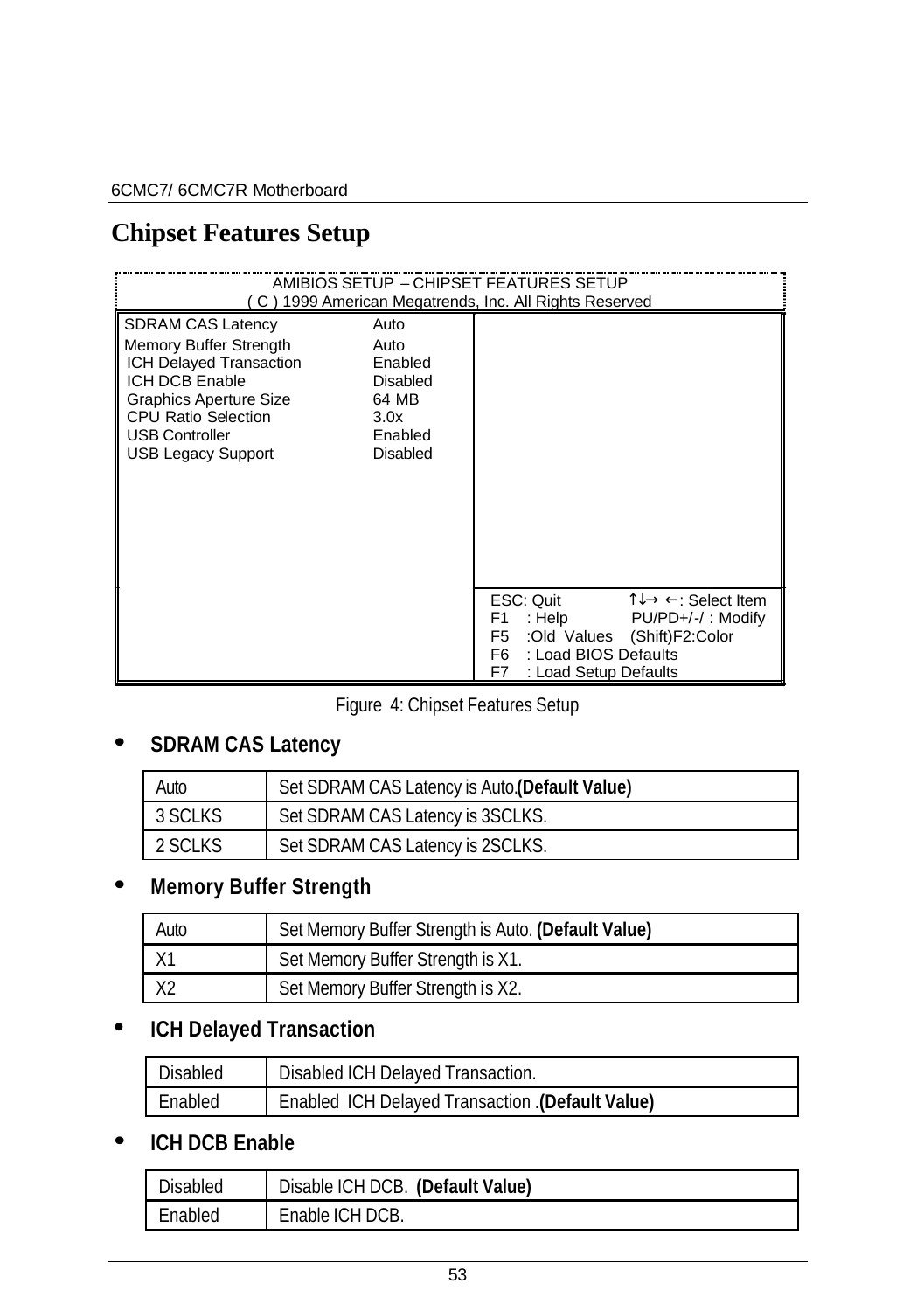## Chipset Features Setup

```
AMIBIOS SETUP – CHIPSET FEATURES SETUP
( C ) 1999 American Megatrends, Inc. All Rights Reserved

SDRAM CAS Latency              Auto
Memory Buffer Strength         Auto
ICH Delayed Transaction        Enabled
ICH DCB Enable                 Disabled
Graphics Aperture Size         64 MB
CPU Ratio Selection            3.0x
USB Controller                 Enabled
USB Legacy Support             Disabled

                               ESC: Quit          ↑↓→ ←: Select Item
                               F1  : Help          PU/PD+/-/ : Modify
                               F5  :Old Values    (Shift)F2:Color
                               F6  : Load BIOS Defaults
                               F7  : Load Setup Defaults
```

Figure 4: Chipset Features Setup

- **SDRAM CAS Latency**

| Auto | Set SDRAM CAS Latency is Auto.**(Default Value)** |
|---|---|
| 3 SCLKS | Set SDRAM CAS Latency is 3SCLKS. |
| 2 SCLKS | Set SDRAM CAS Latency is 2SCLKS. |

- **Memory Buffer Strength**

| Auto | Set Memory Buffer Strength is Auto. **(Default Value)** |
|---|---|
| X1 | Set Memory Buffer Strength is X1. |
| X2 | Set Memory Buffer Strength is X2. |

- **ICH Delayed Transaction**

| Disabled | Disabled ICH Delayed Transaction. |
|---|---|
| Enabled | Enabled ICH Delayed Transaction .**(Default Value)** |

- **ICH DCB Enable**

| Disabled | Disable ICH DCB. **(Default Value)** |
|---|---|
| Enabled | Enable ICH DCB. |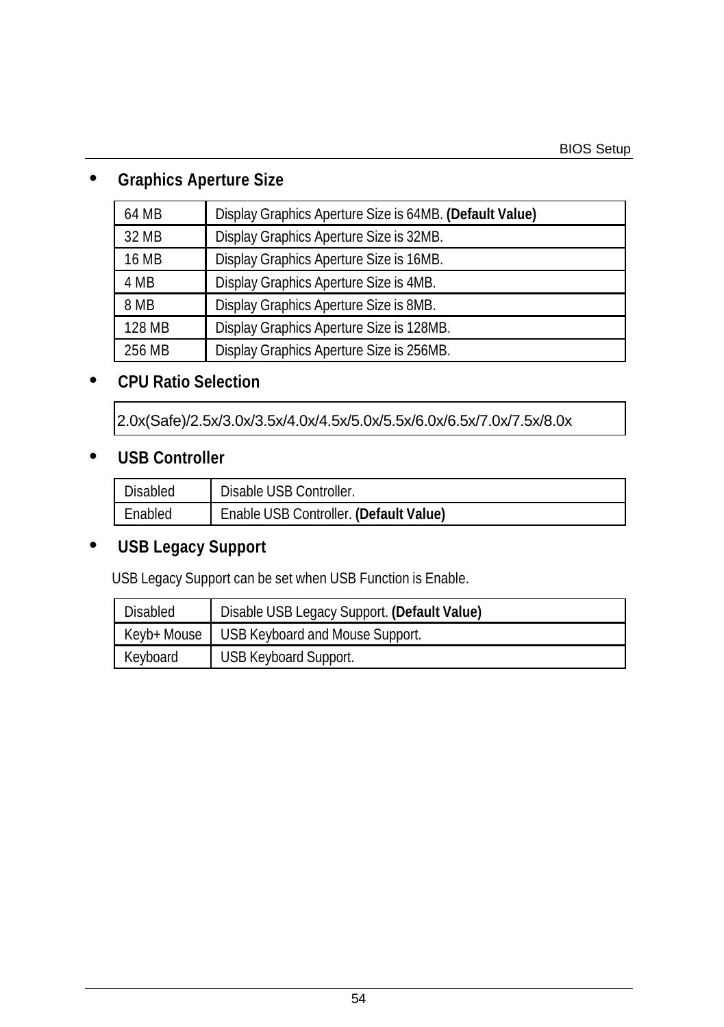- **Graphics Aperture Size**

| | |
|---|---|
| 64 MB | Display Graphics Aperture Size is 64MB. **(Default Value)** |
| 32 MB | Display Graphics Aperture Size is 32MB. |
| 16 MB | Display Graphics Aperture Size is 16MB. |
| 4 MB | Display Graphics Aperture Size is 4MB. |
| 8 MB | Display Graphics Aperture Size is 8MB. |
| 128 MB | Display Graphics Aperture Size is 128MB. |
| 256 MB | Display Graphics Aperture Size is 256MB. |

- **CPU Ratio Selection**

| |
|---|
| 2.0x(Safe)/2.5x/3.0x/3.5x/4.0x/4.5x/5.0x/5.5x/6.0x/6.5x/7.0x/7.5x/8.0x |

- **USB Controller**

| | |
|---|---|
| Disabled | Disable USB Controller. |
| Enabled | Enable USB Controller. **(Default Value)** |

- **USB Legacy Support**

USB Legacy Support can be set when USB Function is Enable.

| | |
|---|---|
| Disabled | Disable USB Legacy Support. **(Default Value)** |
| Keyb+ Mouse | USB Keyboard and Mouse Support. |
| Keyboard | USB Keyboard Support. |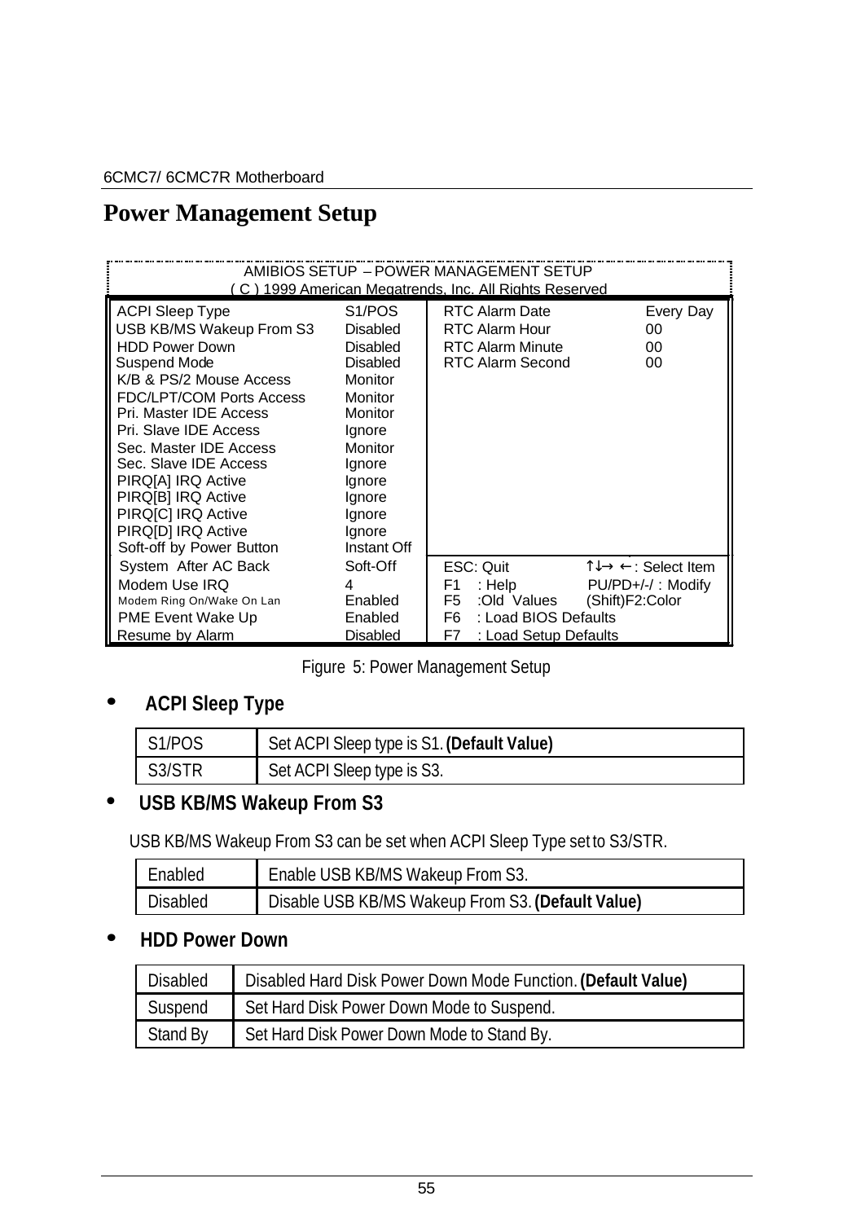## Power Management Setup

```
AMIBIOS SETUP – POWER MANAGEMENT SETUP
( C ) 1999 American Megatrends, Inc. All Rights Reserved

ACPI Sleep Type                 S1/POS        RTC Alarm Date          Every Day
USB KB/MS Wakeup From S3        Disabled      RTC Alarm Hour          00
HDD Power Down                  Disabled      RTC Alarm Minute        00
Suspend Mode                    Disabled      RTC Alarm Second        00
K/B & PS/2 Mouse Access         Monitor
FDC/LPT/COM Ports Access        Monitor
Pri. Master IDE Access          Monitor
Pri. Slave IDE Access           Ignore
Sec. Master IDE Access          Monitor
Sec. Slave IDE Access           Ignore
PIRQ[A] IRQ Active              Ignore
PIRQ[B] IRQ Active              Ignore
PIRQ[C] IRQ Active              Ignore
PIRQ[D] IRQ Active              Ignore
Soft-off by Power Button        Instant Off
System After AC Back            Soft-Off      ESC: Quit            ↑↓→ ←: Select Item
Modem Use IRQ                   4             F1  : Help           PU/PD+/-/ : Modify
Modem Ring On/Wake On Lan       Enabled       F5  :Old Values      (Shift)F2:Color
PME Event Wake Up               Enabled       F6  : Load BIOS Defaults
Resume by Alarm                 Disabled      F7  : Load Setup Defaults
```

Figure 5: Power Management Setup

- **ACPI Sleep Type**

| S1/POS | Set ACPI Sleep type is S1. **(Default Value)** |
|---|---|
| S3/STR | Set ACPI Sleep type is S3. |

- **USB KB/MS Wakeup From S3**

USB KB/MS Wakeup From S3 can be set when ACPI Sleep Type set to S3/STR.

| Enabled | Enable USB KB/MS Wakeup From S3. |
|---|---|
| Disabled | Disable USB KB/MS Wakeup From S3. **(Default Value)** |

- **HDD Power Down**

| Disabled | Disabled Hard Disk Power Down Mode Function. **(Default Value)** |
|---|---|
| Suspend | Set Hard Disk Power Down Mode to Suspend. |
| Stand By | Set Hard Disk Power Down Mode to Stand By. |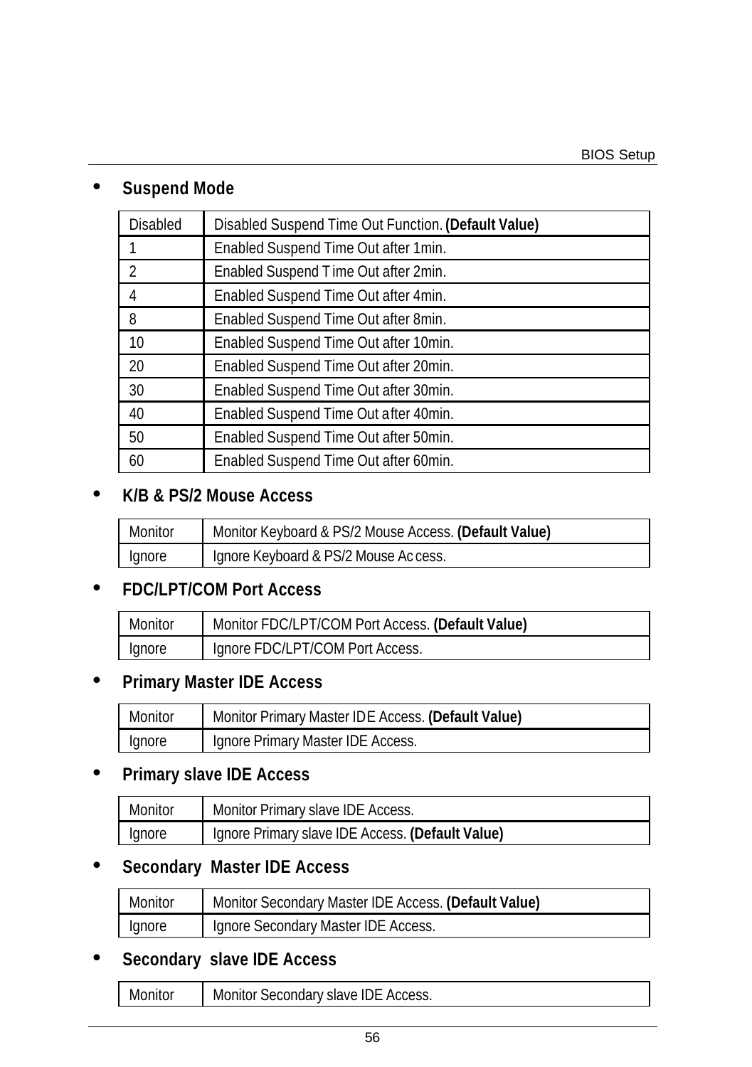- **Suspend Mode**

| Disabled | Disabled Suspend Time Out Function. **(Default Value)** |
|---|---|
| 1 | Enabled Suspend Time Out after 1min. |
| 2 | Enabled Suspend Time Out after 2min. |
| 4 | Enabled Suspend Time Out after 4min. |
| 8 | Enabled Suspend Time Out after 8min. |
| 10 | Enabled Suspend Time Out after 10min. |
| 20 | Enabled Suspend Time Out after 20min. |
| 30 | Enabled Suspend Time Out after 30min. |
| 40 | Enabled Suspend Time Out after 40min. |
| 50 | Enabled Suspend Time Out after 50min. |
| 60 | Enabled Suspend Time Out after 60min. |

- **K/B & PS/2 Mouse Access**

| Monitor | Monitor Keyboard & PS/2 Mouse Access. **(Default Value)** |
|---|---|
| Ignore | Ignore Keyboard & PS/2 Mouse Access. |

- **FDC/LPT/COM Port Access**

| Monitor | Monitor FDC/LPT/COM Port Access. **(Default Value)** |
|---|---|
| Ignore | Ignore FDC/LPT/COM Port Access. |

- **Primary Master IDE Access**

| Monitor | Monitor Primary Master IDE Access. **(Default Value)** |
|---|---|
| Ignore | Ignore Primary Master IDE Access. |

- **Primary slave IDE Access**

| Monitor | Monitor Primary slave IDE Access. |
|---|---|
| Ignore | Ignore Primary slave IDE Access. **(Default Value)** |

- **Secondary Master IDE Access**

| Monitor | Monitor Secondary Master IDE Access. **(Default Value)** |
|---|---|
| Ignore | Ignore Secondary Master IDE Access. |

- **Secondary slave IDE Access**

| Monitor | Monitor Secondary slave IDE Access. |
|---|---|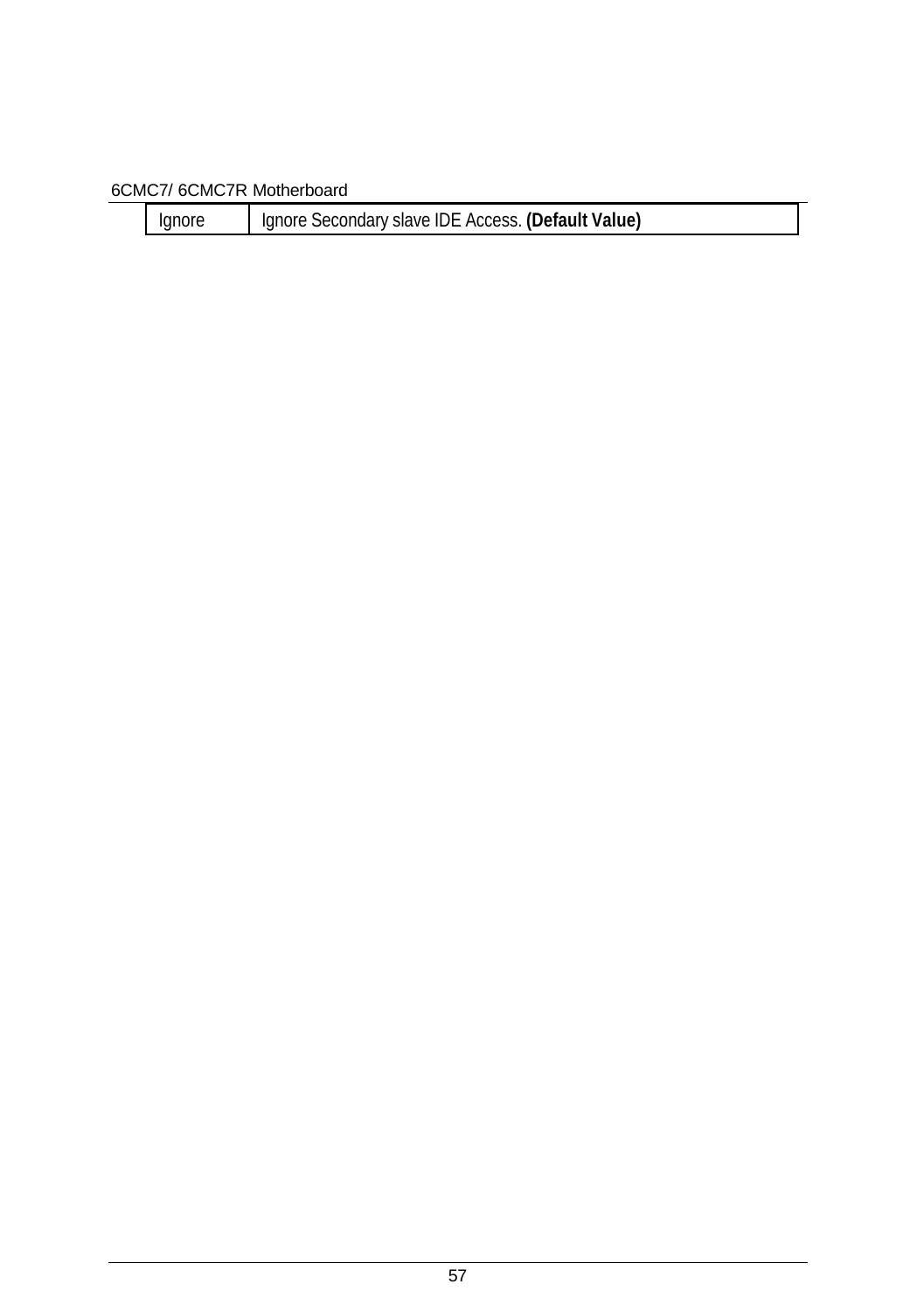| Ignore | Ignore Secondary slave IDE Access. **(Default Value)** |
|---|---|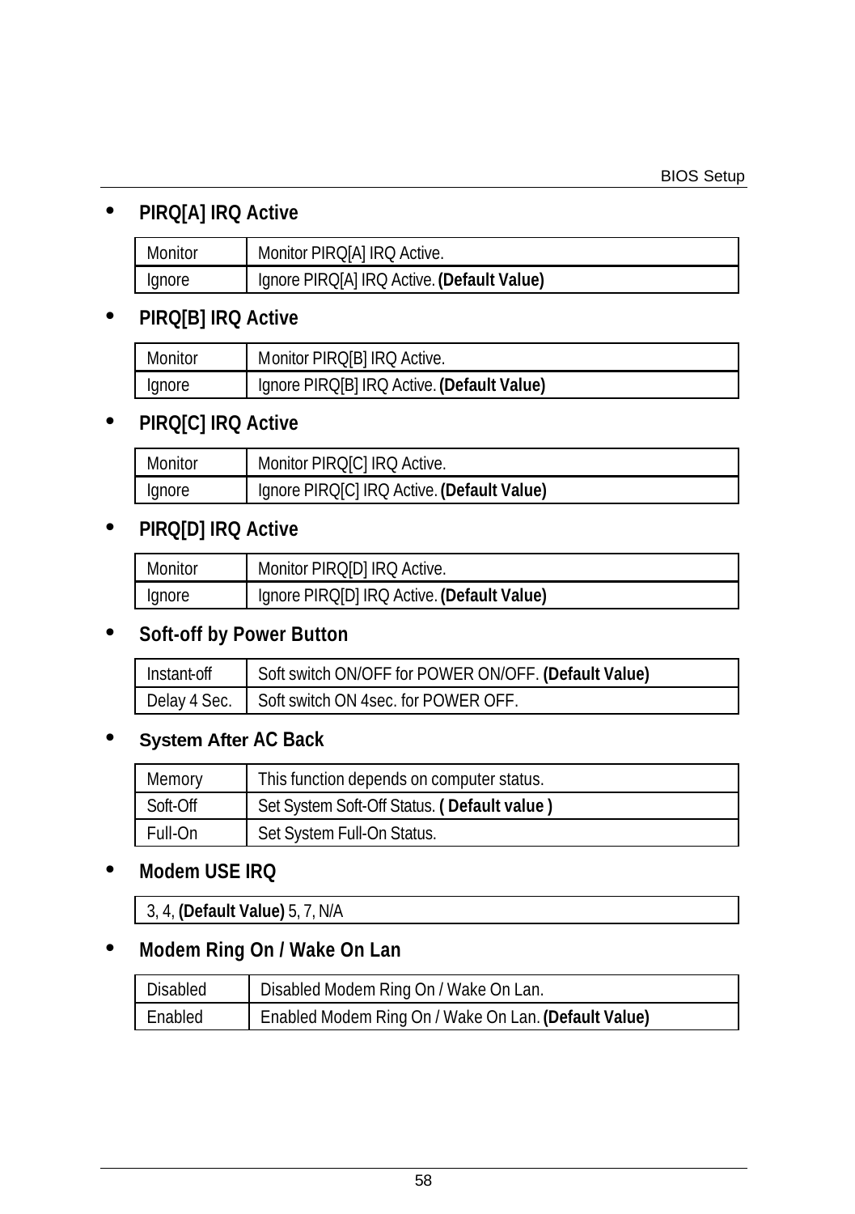- **PIRQ[A] IRQ Active**

| Monitor | Monitor PIRQ[A] IRQ Active. |
|---|---|
| Ignore | Ignore PIRQ[A] IRQ Active. **(Default Value)** |

- **PIRQ[B] IRQ Active**

| Monitor | Monitor PIRQ[B] IRQ Active. |
|---|---|
| Ignore | Ignore PIRQ[B] IRQ Active. **(Default Value)** |

- **PIRQ[C] IRQ Active**

| Monitor | Monitor PIRQ[C] IRQ Active. |
|---|---|
| Ignore | Ignore PIRQ[C] IRQ Active. **(Default Value)** |

- **PIRQ[D] IRQ Active**

| Monitor | Monitor PIRQ[D] IRQ Active. |
|---|---|
| Ignore | Ignore PIRQ[D] IRQ Active. **(Default Value)** |

- **Soft-off by Power Button**

| Instant-off | Soft switch ON/OFF for POWER ON/OFF. **(Default Value)** |
|---|---|
| Delay 4 Sec. | Soft switch ON 4sec. for POWER OFF. |

- **System After AC Back**

| Memory | This function depends on computer status. |
|---|---|
| Soft-Off | Set System Soft-Off Status. **( Default value )** |
| Full-On | Set System Full-On Status. |

- **Modem USE IRQ**

| 3, 4, **(Default Value)** 5, 7, N/A |
|---|

- **Modem Ring On / Wake On Lan**

| Disabled | Disabled Modem Ring On / Wake On Lan. |
|---|---|
| Enabled | Enabled Modem Ring On / Wake On Lan. **(Default Value)** |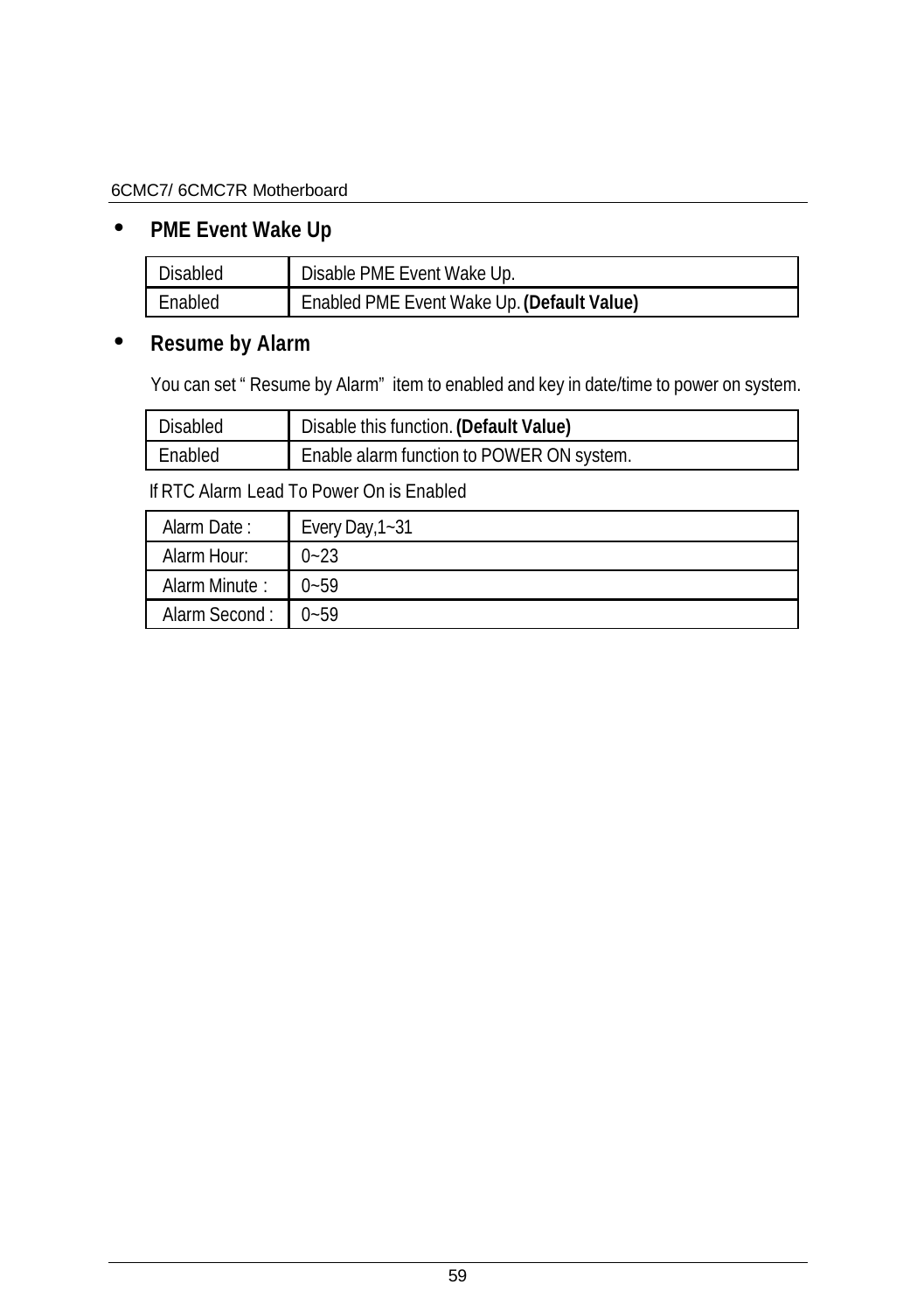- **PME Event Wake Up**

| | |
|---|---|
| Disabled | Disable PME Event Wake Up. |
| Enabled | Enabled PME Event Wake Up. **(Default Value)** |

- **Resume by Alarm**

You can set " Resume by Alarm" item to enabled and key in date/time to power on system.

| | |
|---|---|
| Disabled | Disable this function. **(Default Value)** |
| Enabled | Enable alarm function to POWER ON system. |

If RTC Alarm Lead To Power On is Enabled

| | |
|---|---|
| Alarm Date : | Every Day,1~31 |
| Alarm Hour: | 0~23 |
| Alarm Minute : | 0~59 |
| Alarm Second : | 0~59 |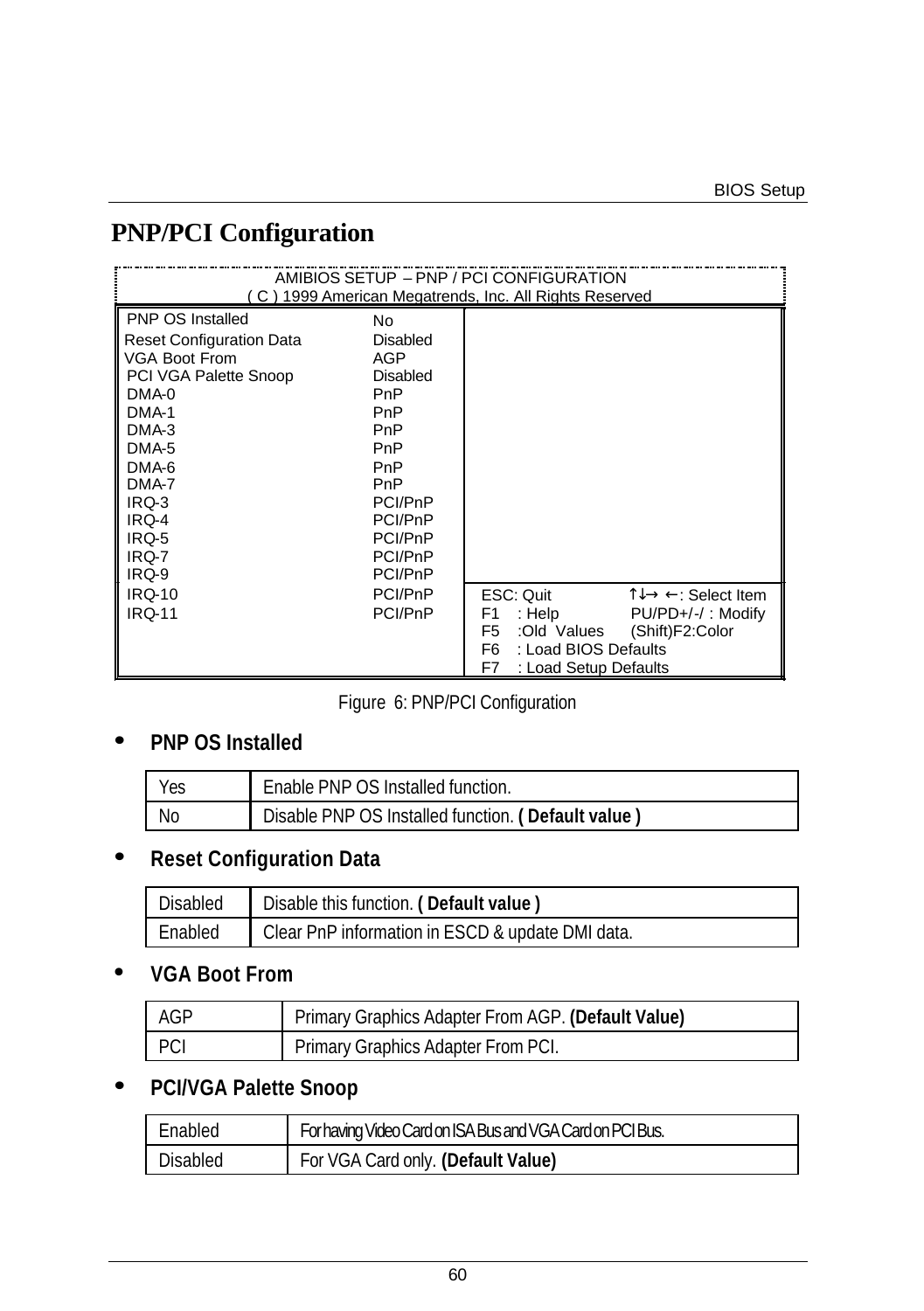## PNP/PCI Configuration

```
                    AMIBIOS SETUP – PNP / PCI CONFIGURATION
              ( C ) 1999 American Megatrends, Inc. All Rights Reserved
PNP OS Installed            No
Reset Configuration Data    Disabled
VGA Boot From               AGP
PCI VGA Palette Snoop       Disabled
DMA-0                       PnP
DMA-1                       PnP
DMA-3                       PnP
DMA-5                       PnP
DMA-6                       PnP
DMA-7                       PnP
IRQ-3                       PCI/PnP
IRQ-4                       PCI/PnP
IRQ-5                       PCI/PnP
IRQ-7                       PCI/PnP
IRQ-9                       PCI/PnP
IRQ-10                      PCI/PnP     ESC: Quit         ↑↓→ ←: Select Item
IRQ-11                      PCI/PnP     F1  : Help        PU/PD+/-/ : Modify
                                        F5  :Old Values   (Shift)F2:Color
                                        F6  : Load BIOS Defaults
                                        F7  : Load Setup Defaults
```

Figure 6: PNP/PCI Configuration

- **PNP OS Installed**

| Yes | Enable PNP OS Installed function. |
|---|---|
| No | Disable PNP OS Installed function. **( Default value )** |

- **Reset Configuration Data**

| Disabled | Disable this function. **( Default value )** |
|---|---|
| Enabled | Clear PnP information in ESCD & update DMI data. |

- **VGA Boot From**

| AGP | Primary Graphics Adapter From AGP. **(Default Value)** |
|---|---|
| PCI | Primary Graphics Adapter From PCI. |

- **PCI/VGA Palette Snoop**

| Enabled | For having Video Card on ISA Bus and VGA Card on PCI Bus. |
|---|---|
| Disabled | For VGA Card only. **(Default Value)** |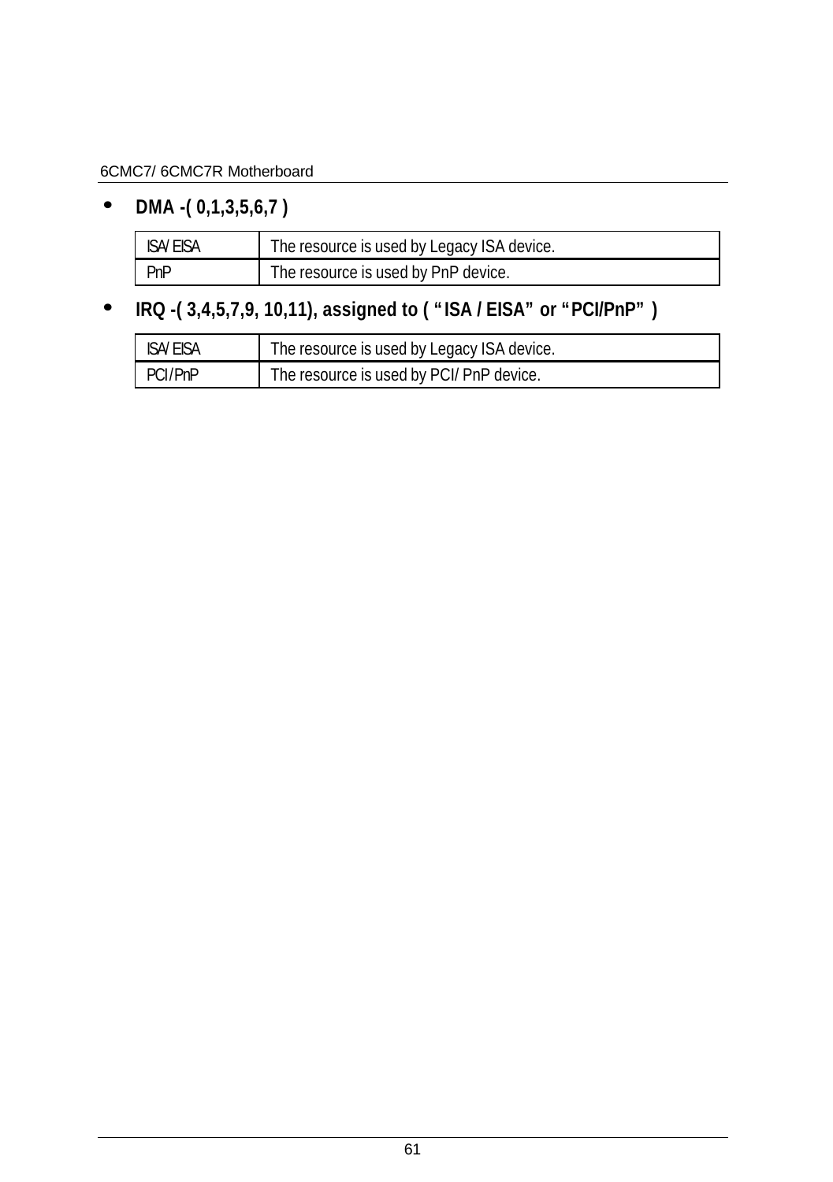- **DMA -( 0,1,3,5,6,7 )**

| ISA/ EISA | The resource is used by Legacy ISA device. |
| --- | --- |
| PnP | The resource is used by PnP device. |

- **IRQ -( 3,4,5,7,9, 10,11), assigned to ( "ISA / EISA" or "PCI/PnP" )**

| ISA/ EISA | The resource is used by Legacy ISA device. |
| --- | --- |
| PCI/PnP | The resource is used by PCI/ PnP device. |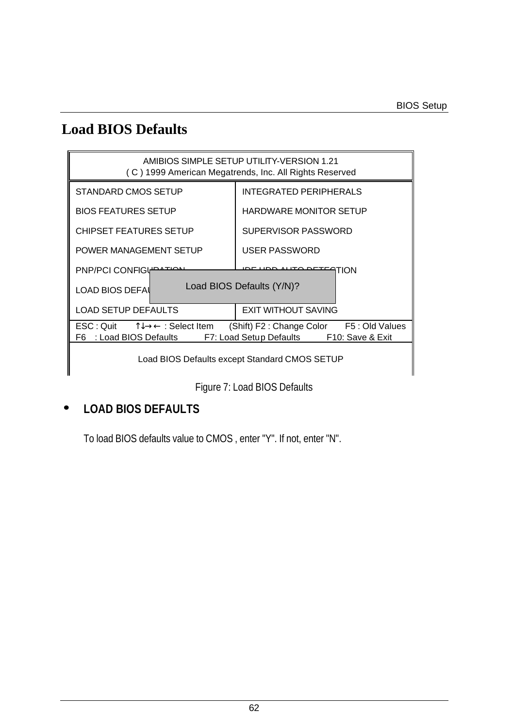# Load BIOS Defaults

| AMIBIOS SIMPLE SETUP UTILITY-VERSION 1.21<br>( C ) 1999 American Megatrends, Inc. All Rights Reserved | |
|---|---|
| STANDARD CMOS SETUP | INTEGRATED PERIPHERALS |
| BIOS FEATURES SETUP | HARDWARE MONITOR SETUP |
| CHIPSET FEATURES SETUP | SUPERVISOR PASSWORD |
| POWER MANAGEMENT SETUP | USER PASSWORD |
| PNP/PCI CONFIGURATION | IDE HDD AUTO DETECTION |
| LOAD BIOS DEFAULTS | |
| LOAD SETUP DEFAULTS | EXIT WITHOUT SAVING |
| ESC : Quit ↑↓→← : Select Item (Shift) F2 : Change Color F5 : Old Values<br>F6 : Load BIOS Defaults F7: Load Setup Defaults F10: Save & Exit | |
| Load BIOS Defaults except Standard CMOS SETUP | |

Load BIOS Defaults (Y/N)?

Figure 7: Load BIOS Defaults

- **LOAD BIOS DEFAULTS**

  To load BIOS defaults value to CMOS , enter "Y". If not, enter "N".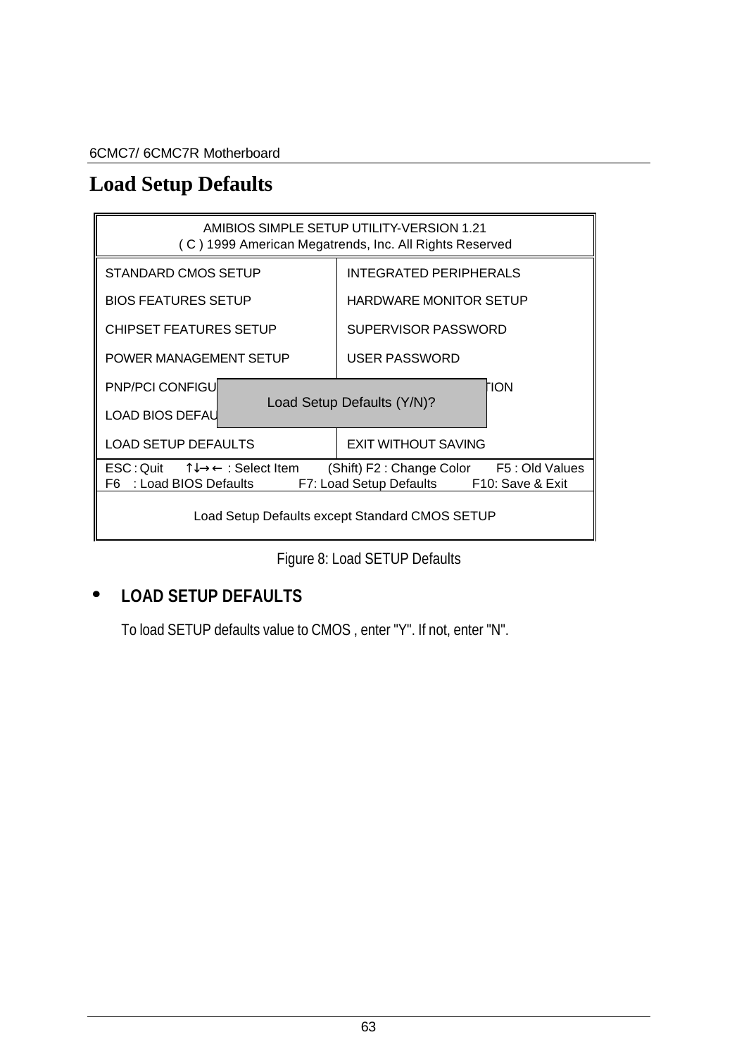# Load Setup Defaults

```
AMIBIOS SIMPLE SETUP UTILITY-VERSION 1.21
( C ) 1999 American Megatrends, Inc. All Rights Reserved

STANDARD CMOS SETUP              INTEGRATED PERIPHERALS
BIOS FEATURES SETUP              HARDWARE MONITOR SETUP
CHIPSET FEATURES SETUP           SUPERVISOR PASSWORD
POWER MANAGEMENT SETUP           USER PASSWORD
PNP/PCI CONFIGU                                    TION
                 Load Setup Defaults (Y/N)?
LOAD BIOS DEFAU
LOAD SETUP DEFAULTS              EXIT WITHOUT SAVING

ESC : Quit    ↑↓→← : Select Item    (Shift) F2 : Change Color    F5 : Old Values
F6  : Load BIOS Defaults    F7: Load Setup Defaults    F10: Save & Exit

Load Setup Defaults except Standard CMOS SETUP
```

Figure 8: Load SETUP Defaults

- **LOAD SETUP DEFAULTS**

  To load SETUP defaults value to CMOS , enter "Y". If not, enter "N".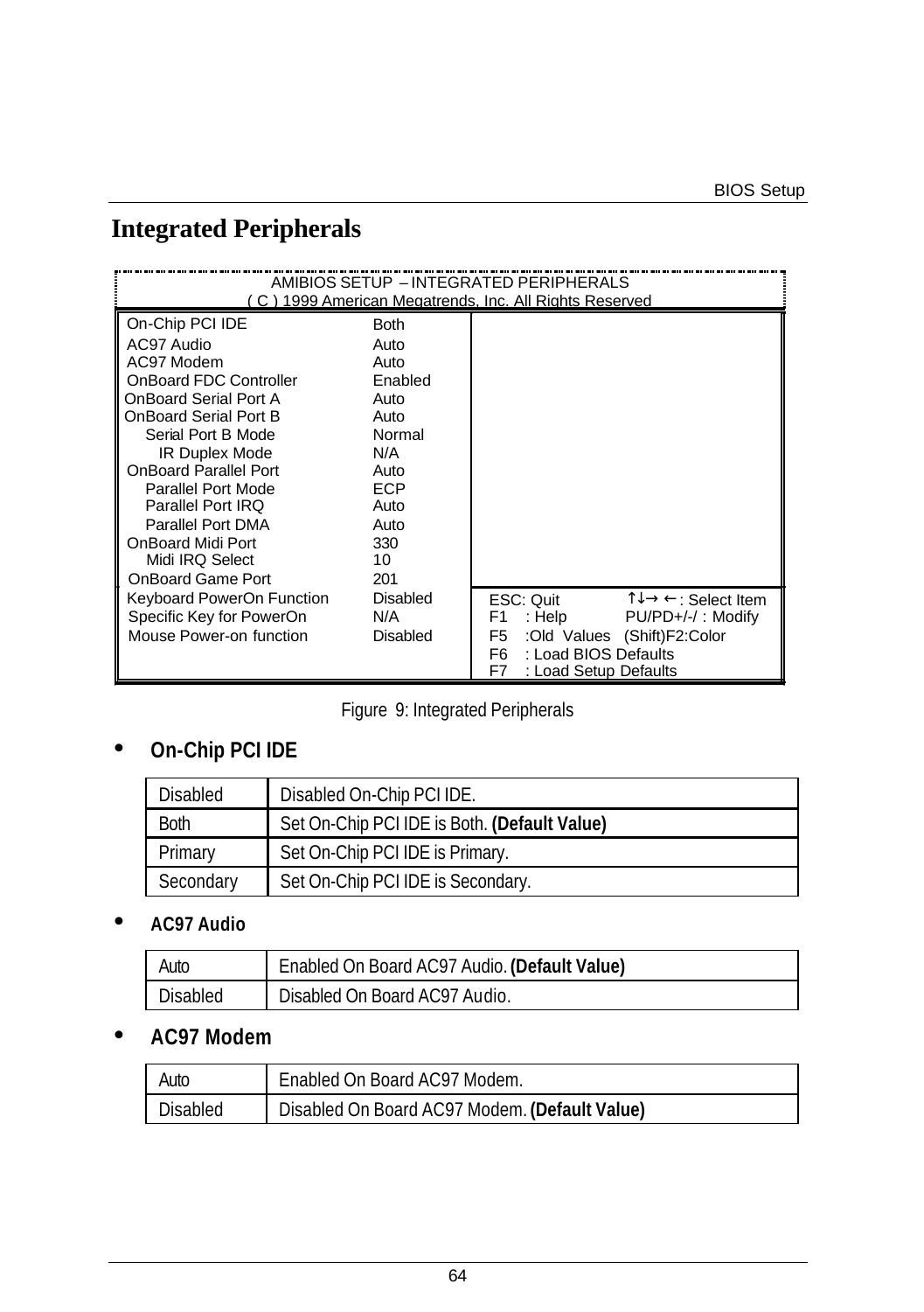## Integrated Peripherals

```
AMIBIOS SETUP – INTEGRATED PERIPHERALS
( C ) 1999 American Megatrends, Inc. All Rights Reserved

On-Chip PCI IDE                 Both
AC97 Audio                      Auto
AC97 Modem                      Auto
OnBoard FDC Controller          Enabled
OnBoard Serial Port A           Auto
OnBoard Serial Port B           Auto
   Serial Port B Mode           Normal
     IR Duplex Mode             N/A
OnBoard Parallel Port           Auto
   Parallel Port Mode           ECP
   Parallel Port IRQ            Auto
   Parallel Port DMA            Auto
OnBoard Midi Port               330
   Midi IRQ Select              10
OnBoard Game Port               201
Keyboard PowerOn Function       Disabled
Specific Key for PowerOn        N/A
Mouse Power-on function         Disabled

ESC: Quit              ↑↓→ ←: Select Item
F1  : Help             PU/PD+/-/ : Modify
F5  :Old Values        (Shift)F2:Color
F6  : Load BIOS Defaults
F7  : Load Setup Defaults
```

Figure 9: Integrated Peripherals

- **On-Chip PCI IDE**

| | |
|---|---|
| Disabled | Disabled On-Chip PCI IDE. |
| Both | Set On-Chip PCI IDE is Both. **(Default Value)** |
| Primary | Set On-Chip PCI IDE is Primary. |
| Secondary | Set On-Chip PCI IDE is Secondary. |

- **AC97 Audio**

| | |
|---|---|
| Auto | Enabled On Board AC97 Audio. **(Default Value)** |
| Disabled | Disabled On Board AC97 Audio. |

- **AC97 Modem**

| | |
|---|---|
| Auto | Enabled On Board AC97 Modem. |
| Disabled | Disabled On Board AC97 Modem. **(Default Value)** |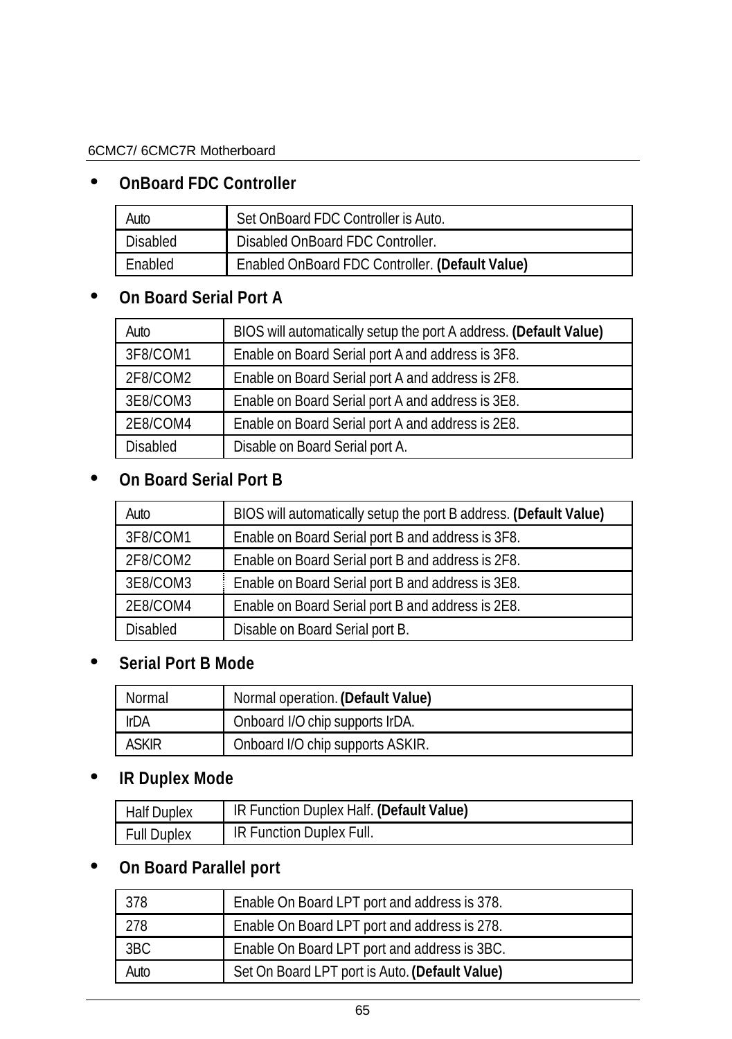- **OnBoard FDC Controller**

| | |
|---|---|
| Auto | Set OnBoard FDC Controller is Auto. |
| Disabled | Disabled OnBoard FDC Controller. |
| Enabled | Enabled OnBoard FDC Controller. **(Default Value)** |

- **On Board Serial Port A**

| | |
|---|---|
| Auto | BIOS will automatically setup the port A address. **(Default Value)** |
| 3F8/COM1 | Enable on Board Serial port A and address is 3F8. |
| 2F8/COM2 | Enable on Board Serial port A and address is 2F8. |
| 3E8/COM3 | Enable on Board Serial port A and address is 3E8. |
| 2E8/COM4 | Enable on Board Serial port A and address is 2E8. |
| Disabled | Disable on Board Serial port A. |

- **On Board Serial Port B**

| | |
|---|---|
| Auto | BIOS will automatically setup the port B address. **(Default Value)** |
| 3F8/COM1 | Enable on Board Serial port B and address is 3F8. |
| 2F8/COM2 | Enable on Board Serial port B and address is 2F8. |
| 3E8/COM3 | Enable on Board Serial port B and address is 3E8. |
| 2E8/COM4 | Enable on Board Serial port B and address is 2E8. |
| Disabled | Disable on Board Serial port B. |

- **Serial Port B Mode**

| | |
|---|---|
| Normal | Normal operation. **(Default Value)** |
| IrDA | Onboard I/O chip supports IrDA. |
| ASKIR | Onboard I/O chip supports ASKIR. |

- **IR Duplex Mode**

| | |
|---|---|
| Half Duplex | IR Function Duplex Half. **(Default Value)** |
| Full Duplex | IR Function Duplex Full. |

- **On Board Parallel port**

| | |
|---|---|
| 378 | Enable On Board LPT port and address is 378. |
| 278 | Enable On Board LPT port and address is 278. |
| 3BC | Enable On Board LPT port and address is 3BC. |
| Auto | Set On Board LPT port is Auto. **(Default Value)** |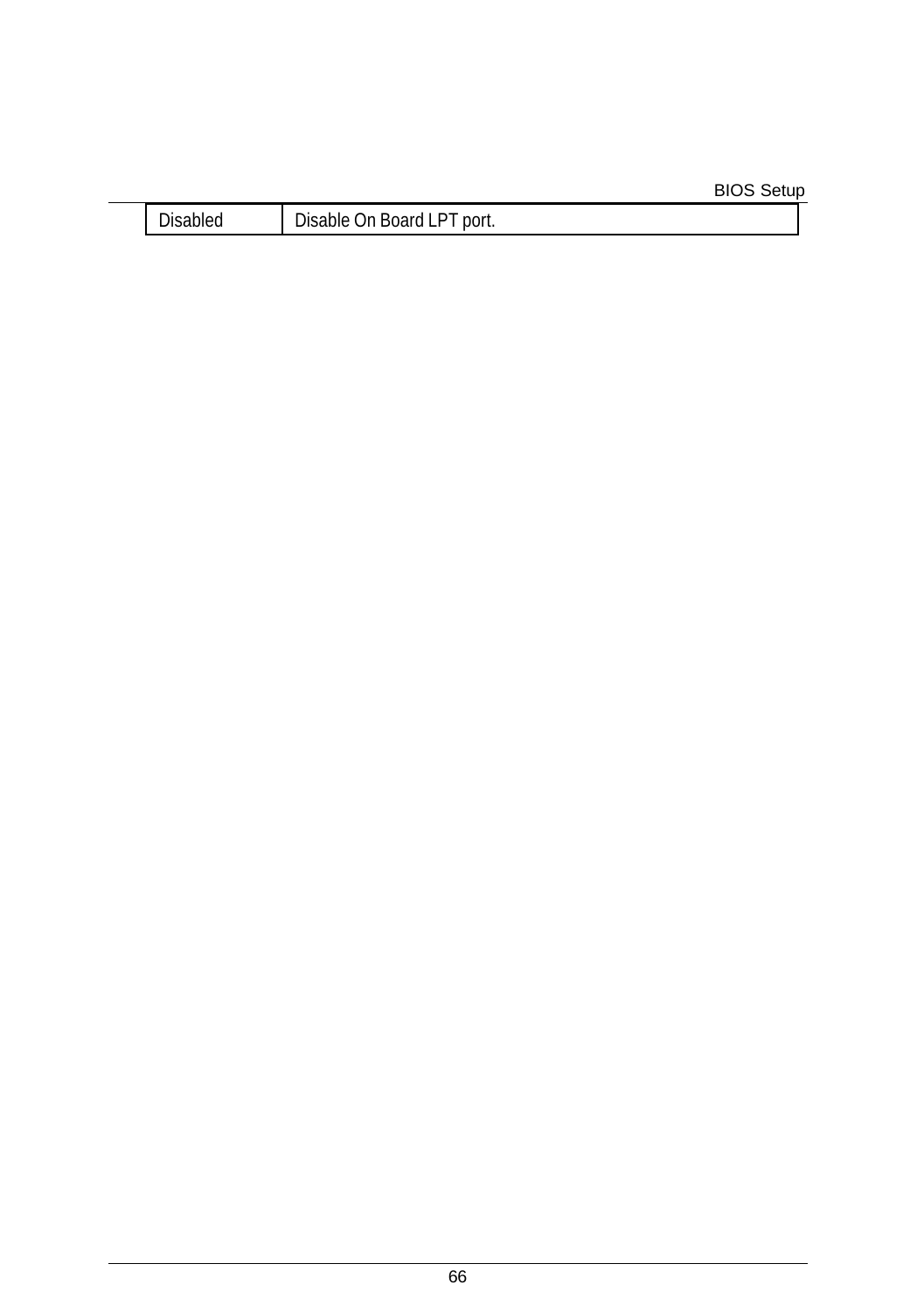| Disabled | Disable On Board LPT port. |
|---|---|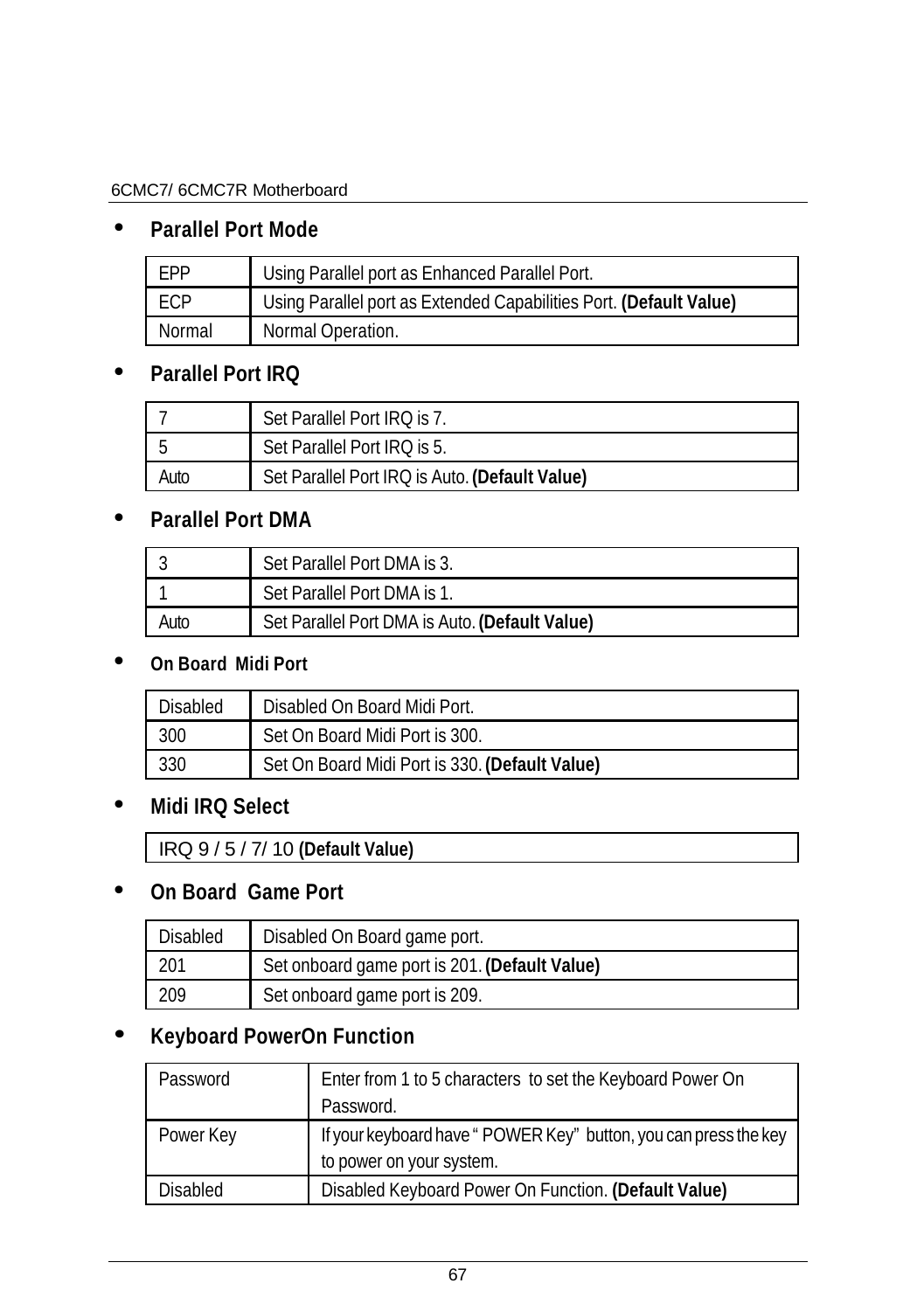- **Parallel Port Mode**

| | |
|---|---|
| EPP | Using Parallel port as Enhanced Parallel Port. |
| ECP | Using Parallel port as Extended Capabilities Port. **(Default Value)** |
| Normal | Normal Operation. |

- **Parallel Port IRQ**

| | |
|---|---|
| 7 | Set Parallel Port IRQ is 7. |
| 5 | Set Parallel Port IRQ is 5. |
| Auto | Set Parallel Port IRQ is Auto. **(Default Value)** |

- **Parallel Port DMA**

| | |
|---|---|
| 3 | Set Parallel Port DMA is 3. |
| 1 | Set Parallel Port DMA is 1. |
| Auto | Set Parallel Port DMA is Auto. **(Default Value)** |

- **On Board Midi Port**

| | |
|---|---|
| Disabled | Disabled On Board Midi Port. |
| 300 | Set On Board Midi Port is 300. |
| 330 | Set On Board Midi Port is 330. **(Default Value)** |

- **Midi IRQ Select**

| |
|---|
| IRQ 9 / 5 / 7/ 10 **(Default Value)** |

- **On Board Game Port**

| | |
|---|---|
| Disabled | Disabled On Board game port. |
| 201 | Set onboard game port is 201. **(Default Value)** |
| 209 | Set onboard game port is 209. |

- **Keyboard PowerOn Function**

| | |
|---|---|
| Password | Enter from 1 to 5 characters to set the Keyboard Power On Password. |
| Power Key | If your keyboard have " POWER Key" button, you can press the key to power on your system. |
| Disabled | Disabled Keyboard Power On Function. **(Default Value)** |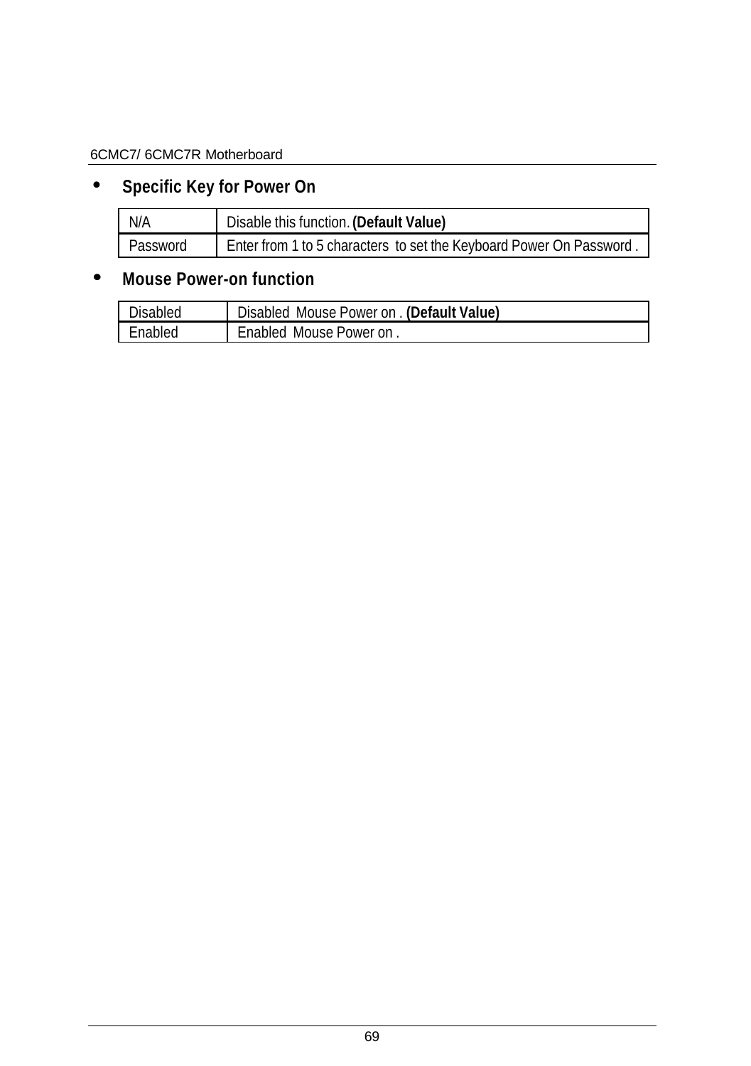- **Specific Key for Power On**

| N/A | Disable this function. **(Default Value)** |
|---|---|
| Password | Enter from 1 to 5 characters to set the Keyboard Power On Password . |

- **Mouse Power-on function**

| Disabled | Disabled Mouse Power on . **(Default Value)** |
|---|---|
| Enabled | Enabled Mouse Power on . |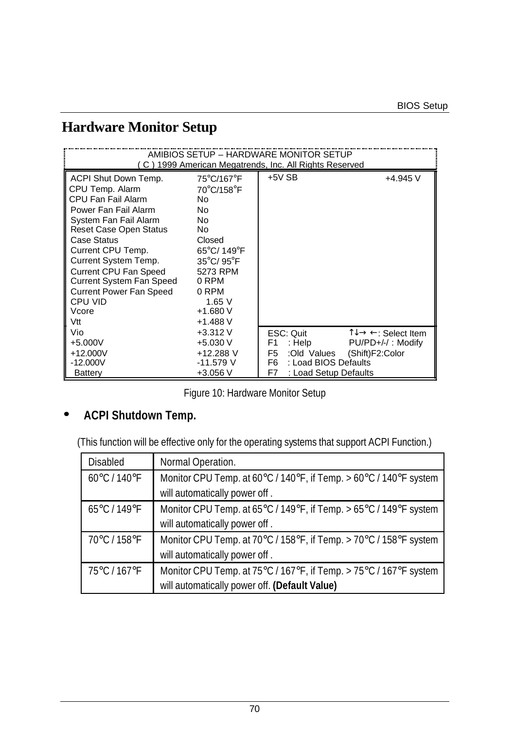## Hardware Monitor Setup

```
AMIBIOS SETUP – HARDWARE MONITOR SETUP
( C ) 1999 American Megatrends, Inc. All Rights Reserved

ACPI Shut Down Temp.        75°C/167°F     +5V SB                    +4.945 V
CPU Temp. Alarm             70°C/158°F
CPU Fan Fail Alarm          No
Power Fan Fail Alarm        No
System Fan Fail Alarm       No
Reset Case Open Status      No
Case Status                 Closed
Current CPU Temp.           65°C/ 149°F
Current System Temp.        35°C/ 95°F
Current CPU Fan Speed       5273 RPM
Current System Fan Speed    0 RPM
Current Power Fan Speed     0 RPM
CPU VID                     1.65 V
Vcore                       +1.680 V
Vtt                         +1.488 V
Vio                         +3.312 V       ESC: Quit        ↑↓→ ←: Select Item
+5.000V                     +5.030 V       F1  : Help        PU/PD+/-/ : Modify
+12.000V                    +12.288 V      F5  :Old Values   (Shift)F2:Color
-12.000V                    -11.579 V      F6  : Load BIOS Defaults
Battery                     +3.056 V       F7  : Load Setup Defaults
```

Figure 10: Hardware Monitor Setup

- **ACPI Shutdown Temp.**

(This function will be effective only for the operating systems that support ACPI Function.)

| Disabled | Normal Operation. |
|---|---|
| 60°C / 140°F | Monitor CPU Temp. at 60°C / 140°F, if Temp. > 60°C / 140°F system will automatically power off . |
| 65°C / 149°F | Monitor CPU Temp. at 65°C / 149°F, if Temp. > 65°C / 149°F system will automatically power off . |
| 70°C / 158°F | Monitor CPU Temp. at 70°C / 158°F, if Temp. > 70°C / 158°F system will automatically power off . |
| 75°C / 167°F | Monitor CPU Temp. at 75°C / 167°F, if Temp. > 75°C / 167°F system will automatically power off. **(Default Value)** |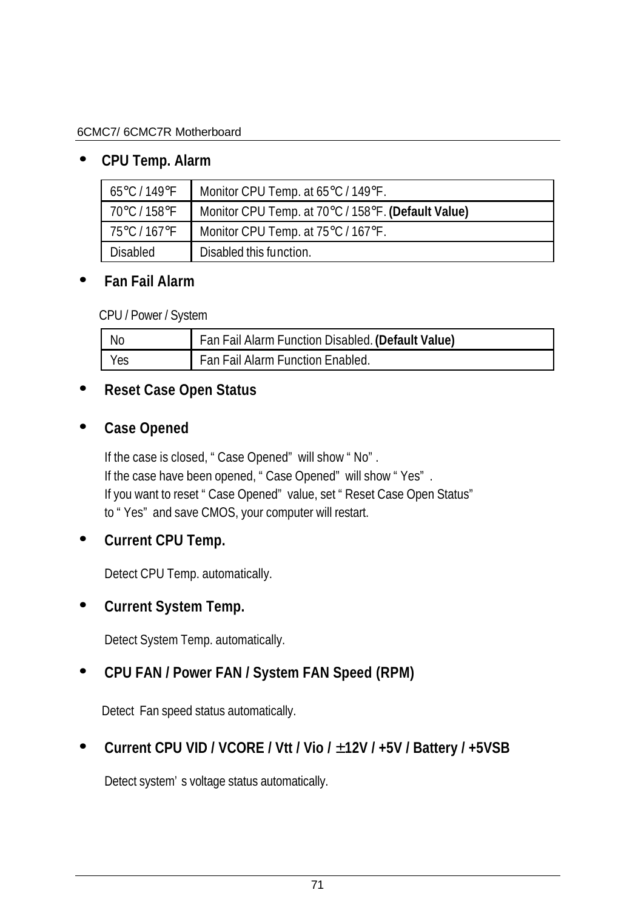- **CPU Temp. Alarm**

| | |
|---|---|
| 65°C / 149°F | Monitor CPU Temp. at 65°C / 149°F. |
| 70°C / 158°F | Monitor CPU Temp. at 70°C / 158°F. **(Default Value)** |
| 75°C / 167°F | Monitor CPU Temp. at 75°C / 167°F. |
| Disabled | Disabled this function. |

- **Fan Fail Alarm**

CPU / Power / System

| | |
|---|---|
| No | Fan Fail Alarm Function Disabled. **(Default Value)** |
| Yes | Fan Fail Alarm Function Enabled. |

- **Reset Case Open Status**

- **Case Opened**

If the case is closed, " Case Opened" will show " No" .
If the case have been opened, " Case Opened" will show " Yes" .
If you want to reset " Case Opened" value, set " Reset Case Open Status" to " Yes" and save CMOS, your computer will restart.

- **Current CPU Temp.**

Detect CPU Temp. automatically.

- **Current System Temp.**

Detect System Temp. automatically.

- **CPU FAN / Power FAN / System FAN Speed (RPM)**

Detect Fan speed status automatically.

- **Current CPU VID / VCORE / Vtt / Vio / ±12V / +5V / Battery / +5VSB**

Detect system' s voltage status automatically.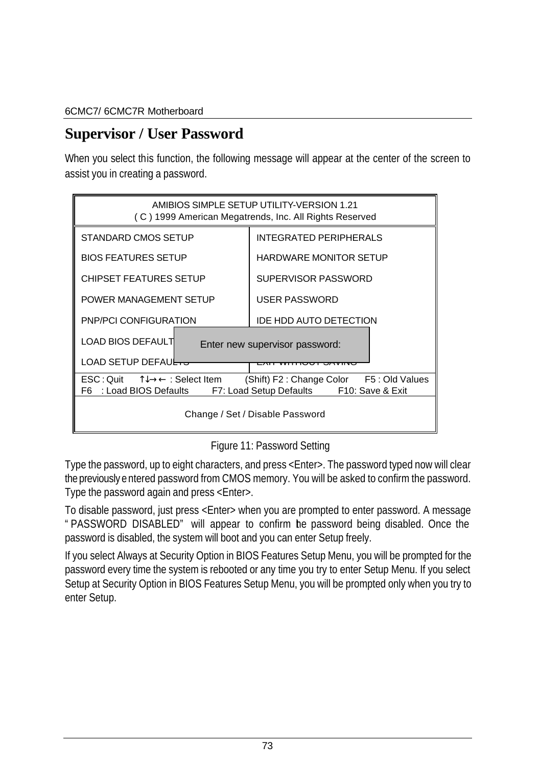## Supervisor / User Password

When you select this function, the following message will appear at the center of the screen to assist you in creating a password.

```
AMIBIOS SIMPLE SETUP UTILITY-VERSION 1.21
( C ) 1999 American Megatrends, Inc. All Rights Reserved

STANDARD CMOS SETUP              INTEGRATED PERIPHERALS
BIOS FEATURES SETUP              HARDWARE MONITOR SETUP
CHIPSET FEATURES SETUP           SUPERVISOR PASSWORD
POWER MANAGEMENT SETUP           USER PASSWORD
PNP/PCI CONFIGURATION            IDE HDD AUTO DETECTION
LOAD BIOS DEFAULT   Enter new supervisor password:
LOAD SETUP DEFAULTS

ESC : Quit    ↑↓→← : Select Item    (Shift) F2 : Change Color    F5 : Old Values
F6 : Load BIOS Defaults    F7: Load Setup Defaults    F10: Save & Exit

Change / Set / Disable Password
```

Figure 11: Password Setting

Type the password, up to eight characters, and press <Enter>. The password typed now will clear the previously entered password from CMOS memory. You will be asked to confirm the password. Type the password again and press <Enter>.

To disable password, just press <Enter> when you are prompted to enter password. A message "PASSWORD DISABLED" will appear to confirm the password being disabled. Once the password is disabled, the system will boot and you can enter Setup freely.

If you select Always at Security Option in BIOS Features Setup Menu, you will be prompted for the password every time the system is rebooted or any time you try to enter Setup Menu. If you select Setup at Security Option in BIOS Features Setup Menu, you will be prompted only when you try to enter Setup.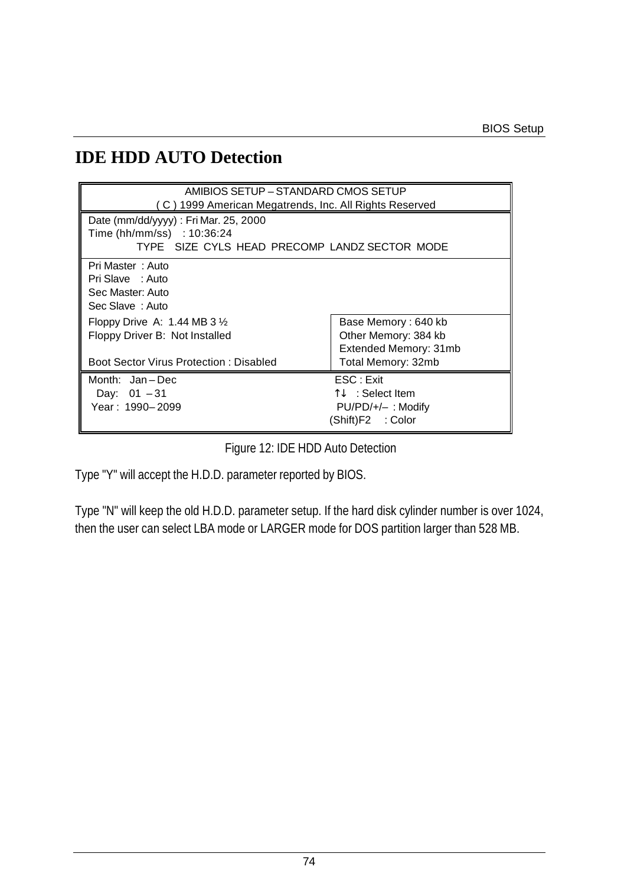# IDE HDD AUTO Detection

```
AMIBIOS SETUP – STANDARD CMOS SETUP
( C ) 1999 American Megatrends, Inc. All Rights Reserved

Date (mm/dd/yyyy) : Fri Mar. 25, 2000
Time (hh/mm/ss)   : 10:36:24
          TYPE   SIZE  CYLS  HEAD  PRECOMP  LANDZ SECTOR  MODE

Pri Master  : Auto
Pri Slave   : Auto
Sec Master: Auto
Sec Slave  : Auto

Floppy Drive  A:  1.44 MB 3 ½              Base Memory : 640 kb
Floppy Driver B:  Not Installed            Other Memory: 384 kb
                                           Extended Memory: 31mb
Boot Sector Virus Protection : Disabled    Total Memory: 32mb

Month:   Jan – Dec                         ESC : Exit
  Day:   01  – 31                          ↑↓   : Select Item
 Year :  1990– 2099                        PU/PD/+/–  : Modify
                                           (Shift)F2    : Color
```

Figure 12: IDE HDD Auto Detection

Type "Y" will accept the H.D.D. parameter reported by BIOS.

Type "N" will keep the old H.D.D. parameter setup. If the hard disk cylinder number is over 1024, then the user can select LBA mode or LARGER mode for DOS partition larger than 528 MB.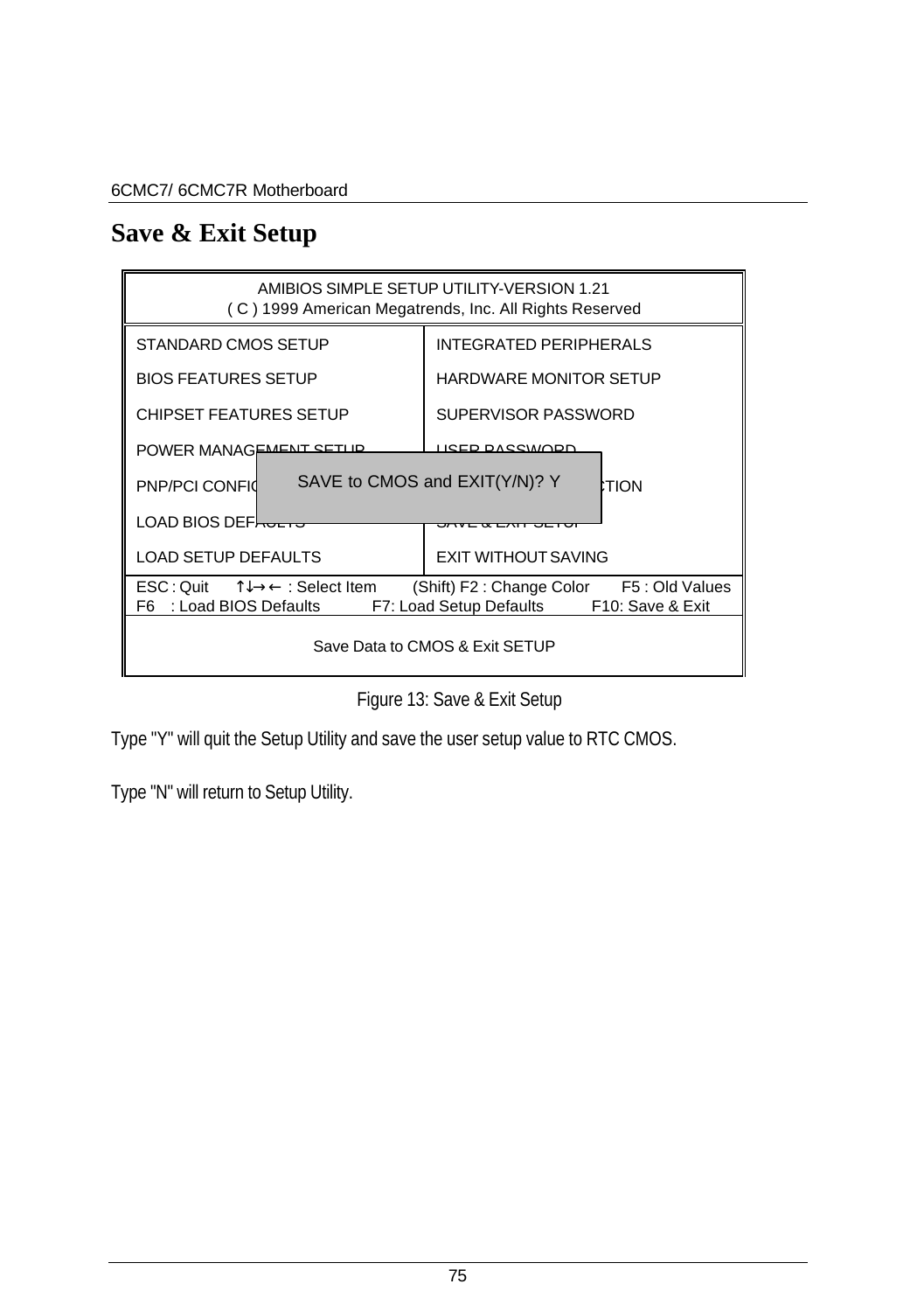## Save & Exit Setup

```
AMIBIOS SIMPLE SETUP UTILITY-VERSION 1.21
( C ) 1999 American Megatrends, Inc. All Rights Reserved

STANDARD CMOS SETUP                 INTEGRATED PERIPHERALS
BIOS FEATURES SETUP                 HARDWARE MONITOR SETUP
CHIPSET FEATURES SETUP              SUPERVISOR PASSWORD
POWER MANAGEMENT SETUP              USER PASSWORD
PNP/PCI CONFIG    SAVE to CMOS and EXIT(Y/N)? Y    TION
LOAD BIOS DEFAULTS                  SAVE & EXIT SETUP
LOAD SETUP DEFAULTS                 EXIT WITHOUT SAVING

ESC : Quit    ↑↓→← : Select Item    (Shift) F2 : Change Color    F5 : Old Values
F6  : Load BIOS Defaults    F7: Load Setup Defaults    F10: Save & Exit

Save Data to CMOS & Exit SETUP
```

Figure 13: Save & Exit Setup

Type "Y" will quit the Setup Utility and save the user setup value to RTC CMOS.

Type "N" will return to Setup Utility.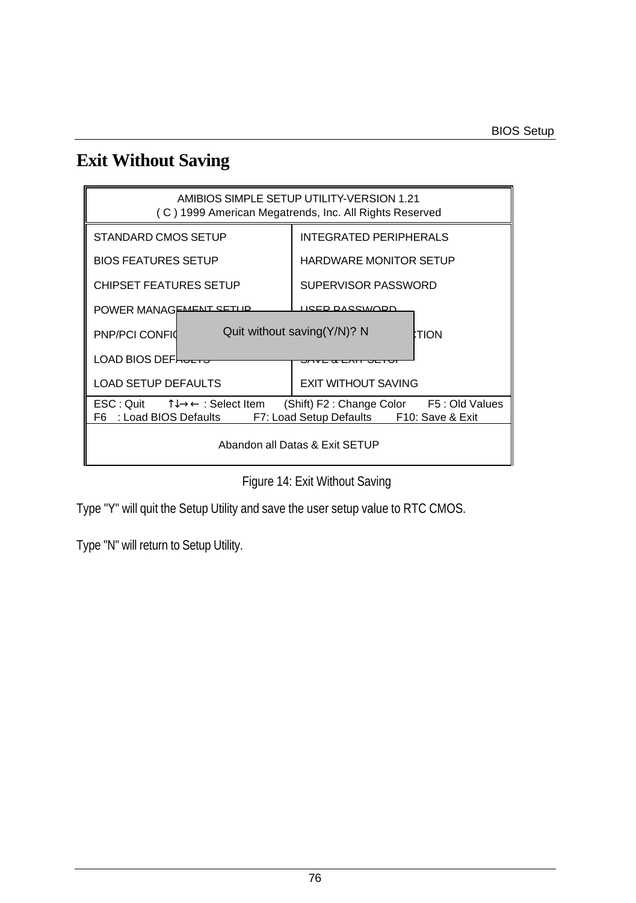# Exit Without Saving

| AMIBIOS SIMPLE SETUP UTILITY-VERSION 1.21<br>( C ) 1999 American Megatrends, Inc. All Rights Reserved | |
|---|---|
| STANDARD CMOS SETUP | INTEGRATED PERIPHERALS |
| BIOS FEATURES SETUP | HARDWARE MONITOR SETUP |
| CHIPSET FEATURES SETUP | SUPERVISOR PASSWORD |
| POWER MANAGEMENT SETUP | USER PASSWORD |
| PNP/PCI CONFIG | TION |
| LOAD BIOS DEFAULTS | SAVE & EXIT SETUP |
| LOAD SETUP DEFAULTS | EXIT WITHOUT SAVING |
| ESC : Quit ↑↓→← : Select Item (Shift) F2 : Change Color F5 : Old Values<br>F6 : Load BIOS Defaults F7: Load Setup Defaults F10: Save & Exit | |
| Abandon all Datas & Exit SETUP | |

Quit without saving(Y/N)? N

Figure 14: Exit Without Saving

Type "Y" will quit the Setup Utility and save the user setup value to RTC CMOS.

Type "N" will return to Setup Utility.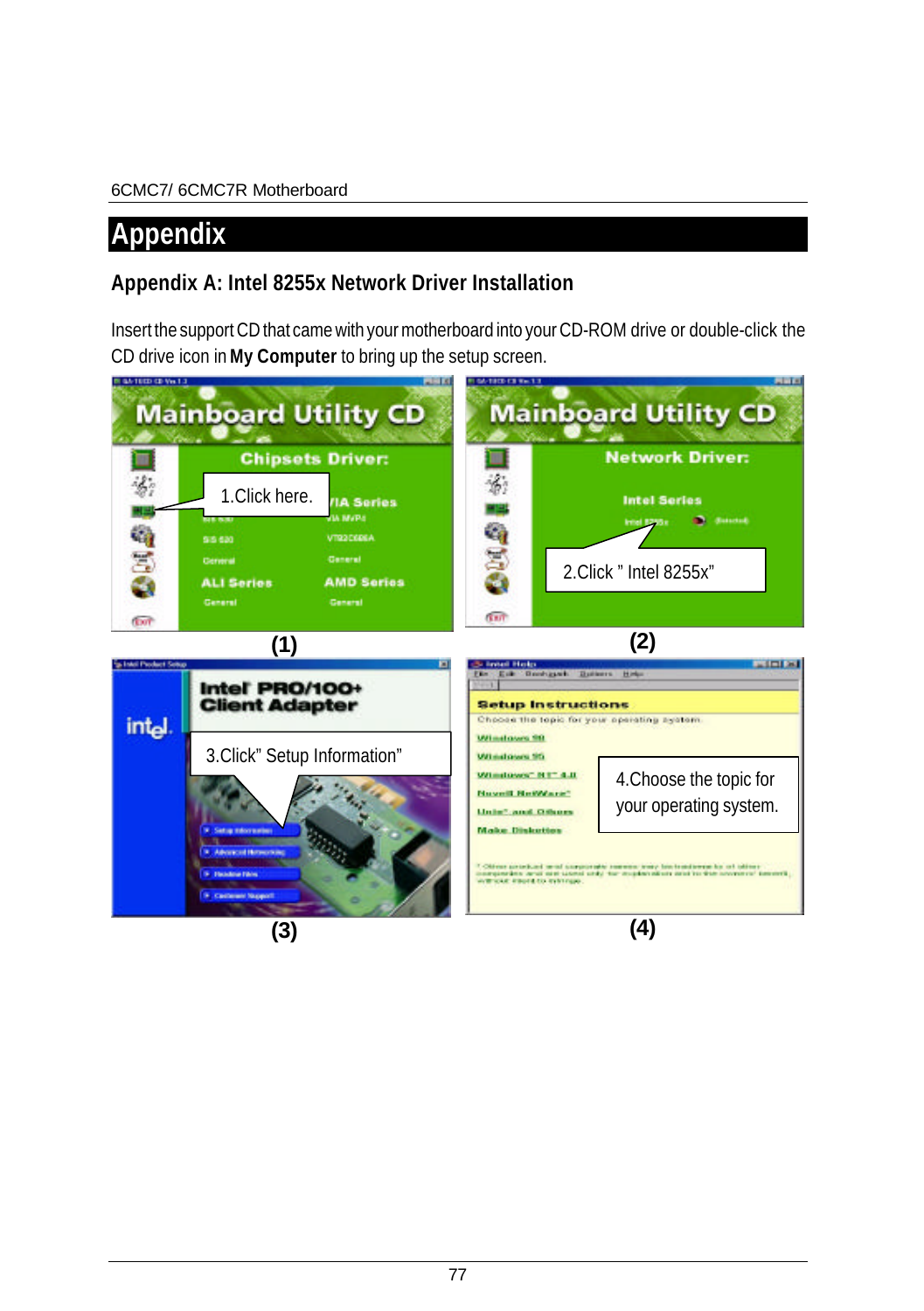# Appendix

## Appendix A: Intel 8255x Network Driver Installation

Insert the support CD that came with your motherboard into your CD-ROM drive or double-click the CD drive icon in **My Computer** to bring up the setup screen.

1.Click here.

(1)

2.Click " Intel 8255x"

(2)

3.Click" Setup Information"

(3)

4.Choose the topic for your operating system.

(4)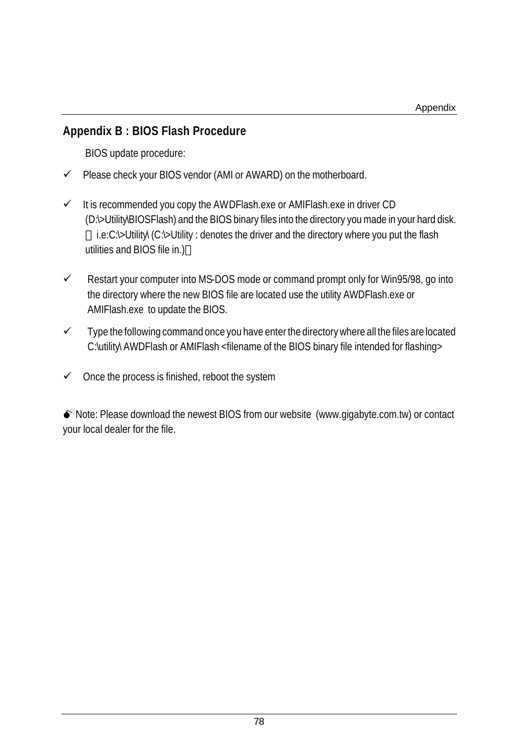## Appendix B : BIOS Flash Procedure

BIOS update procedure:

- ✓ Please check your BIOS vendor (AMI or AWARD) on the motherboard.

- ✓ It is recommended you copy the AWDFlash.exe or AMIFlash.exe in driver CD (D:\>Utility\BIOSFlash) and the BIOS binary files into the directory you made in your hard disk. （i.e:C:\>Utility\ (C:\>Utility : denotes the driver and the directory where you put the flash utilities and BIOS file in.)）

- ✓ Restart your computer into MS-DOS mode or command prompt only for Win95/98, go into the directory where the new BIOS file are located use the utility AWDFlash.exe or AMIFlash.exe to update the BIOS.

- ✓ Type the following command once you have enter the directory where all the files are located C:\utility\ AWDFlash or AMIFlash <filename of the BIOS binary file intended for flashing>

- ✓ Once the process is finished, reboot the system

Note: Please download the newest BIOS from our website (www.gigabyte.com.tw) or contact your local dealer for the file.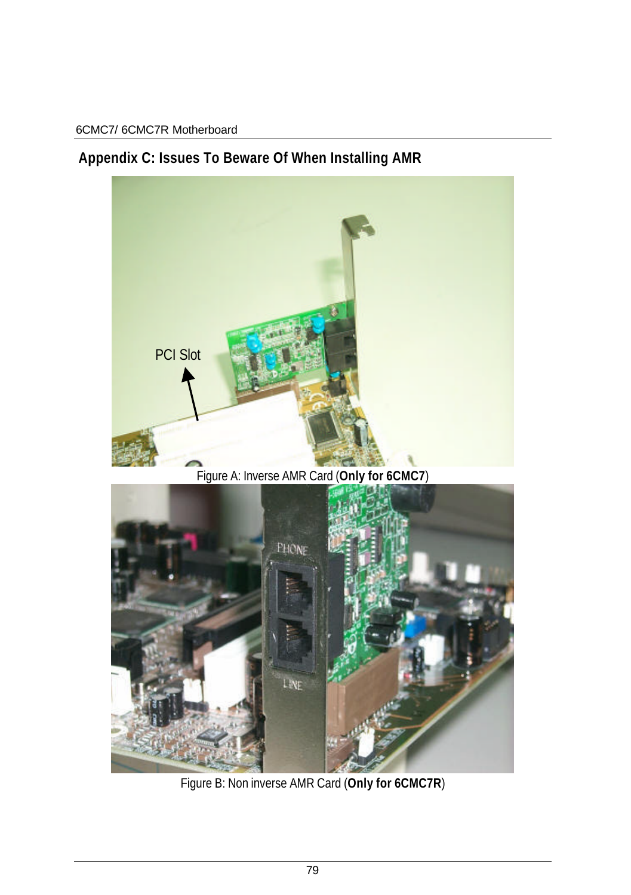## Appendix C: Issues To Beware Of When Installing AMR

PCI Slot

Figure A: Inverse AMR Card (**Only for 6CMC7**)

Figure B: Non inverse AMR Card (**Only for 6CMC7R**)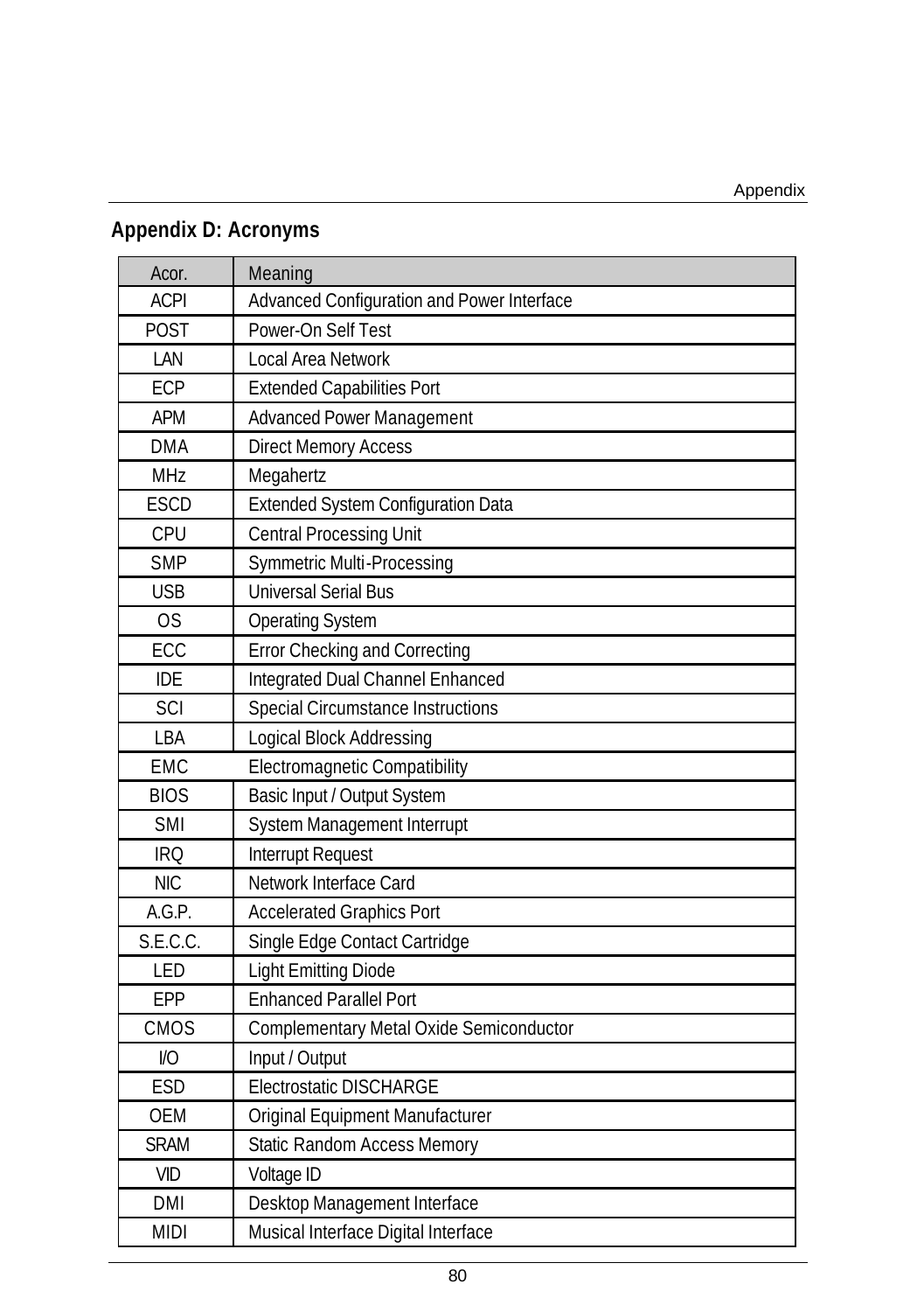## Appendix D: Acronyms

| Acor. | Meaning |
|---|---|
| ACPI | Advanced Configuration and Power Interface |
| POST | Power-On Self Test |
| LAN | Local Area Network |
| ECP | Extended Capabilities Port |
| APM | Advanced Power Management |
| DMA | Direct Memory Access |
| MHz | Megahertz |
| ESCD | Extended System Configuration Data |
| CPU | Central Processing Unit |
| SMP | Symmetric Multi-Processing |
| USB | Universal Serial Bus |
| OS | Operating System |
| ECC | Error Checking and Correcting |
| IDE | Integrated Dual Channel Enhanced |
| SCI | Special Circumstance Instructions |
| LBA | Logical Block Addressing |
| EMC | Electromagnetic Compatibility |
| BIOS | Basic Input / Output System |
| SMI | System Management Interrupt |
| IRQ | Interrupt Request |
| NIC | Network Interface Card |
| A.G.P. | Accelerated Graphics Port |
| S.E.C.C. | Single Edge Contact Cartridge |
| LED | Light Emitting Diode |
| EPP | Enhanced Parallel Port |
| CMOS | Complementary Metal Oxide Semiconductor |
| I/O | Input / Output |
| ESD | Electrostatic DISCHARGE |
| OEM | Original Equipment Manufacturer |
| SRAM | Static Random Access Memory |
| VID | Voltage ID |
| DMI | Desktop Management Interface |
| MIDI | Musical Interface Digital Interface |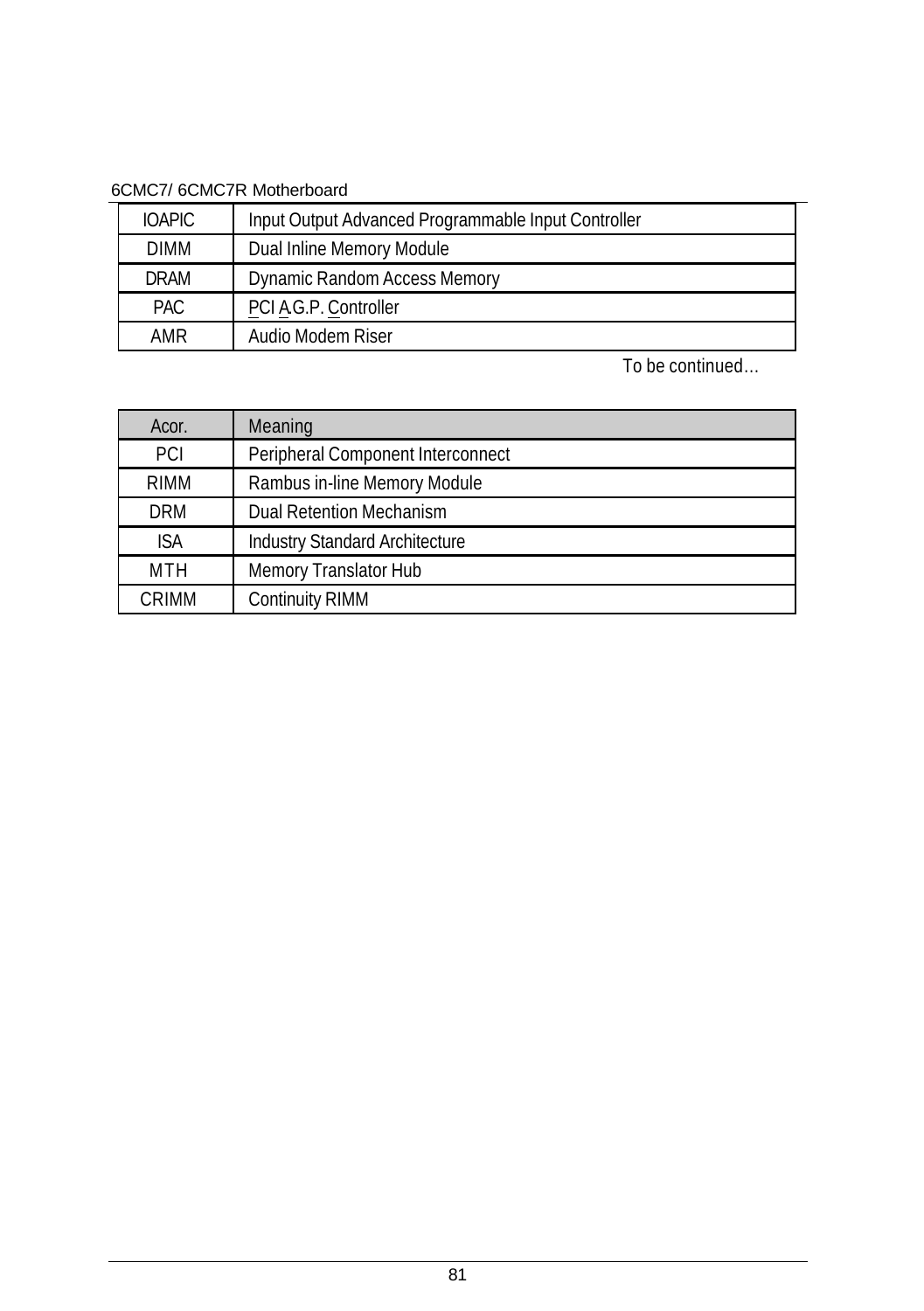| | |
|---|---|
| IOAPIC | Input Output Advanced Programmable Input Controller |
| DIMM | Dual Inline Memory Module |
| DRAM | Dynamic Random Access Memory |
| PAC | PCI A.G.P. Controller |
| AMR | Audio Modem Riser |

To be continued…

| Acor. | Meaning |
|---|---|
| PCI | Peripheral Component Interconnect |
| RIMM | Rambus in-line Memory Module |
| DRM | Dual Retention Mechanism |
| ISA | Industry Standard Architecture |
| MTH | Memory Translator Hub |
| CRIMM | Continuity RIMM |